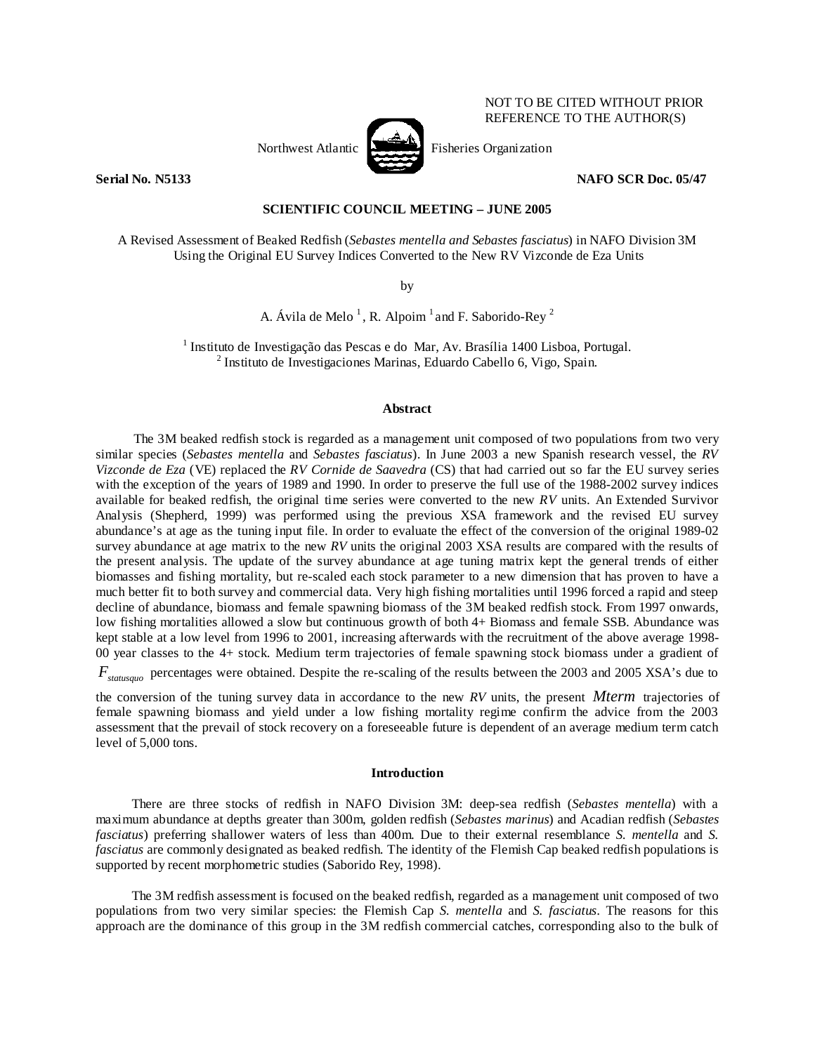NOT TO BE CITED WITHOUT PRIOR REFERENCE TO THE AUTHOR(S)

Northwest Atlantic Fisheries Organization

**Serial No. N5133** **NAFO SCR Doc. 05/47**

**SCIENTIFIC COUNCIL MEETING – JUNE 2005**

# A Revised Assessment of Beaked Redfish (*Sebastes mentella and Sebastes fasciatus*) in NAFO Division 3M Using the Original EU Survey Indices Converted to the New RV Vizconde de Eza Units

by

A. Ávila de Melo [1], R. Alpoim [1] and F. Saborido-Rey [2]

[1] Instituto de Investigação das Pescas e do Mar, Av. Brasília 1400 Lisboa, Portugal.
[2] Instituto de Investigaciones Marinas, Eduardo Cabello 6, Vigo, Spain.

## Abstract

The 3M beaked redfish stock is regarded as a management unit composed of two populations from two very similar species (*Sebastes mentella* and *Sebastes fasciatus*). In June 2003 a new Spanish research vessel, the *RV Vizconde de Eza* (VE) replaced the *RV Cornide de Saavedra* (CS) that had carried out so far the EU survey series with the exception of the years of 1989 and 1990. In order to preserve the full use of the 1988-2002 survey indices available for beaked redfish, the original time series were converted to the new *RV* units. An Extended Survivor Analysis (Shepherd, 1999) was performed using the previous XSA framework and the revised EU survey abundance's at age as the tuning input file. In order to evaluate the effect of the conversion of the original 1989-02 survey abundance at age matrix to the new *RV* units the original 2003 XSA results are compared with the results of the present analysis. The update of the survey abundance at age tuning matrix kept the general trends of either biomasses and fishing mortality, but re-scaled each stock parameter to a new dimension that has proven to have a much better fit to both survey and commercial data. Very high fishing mortalities until 1996 forced a rapid and steep decline of abundance, biomass and female spawning biomass of the 3M beaked redfish stock. From 1997 onwards, low fishing mortalities allowed a slow but continuous growth of both 4+ Biomass and female SSB. Abundance was kept stable at a low level from 1996 to 2001, increasing afterwards with the recruitment of the above average 1998-00 year classes to the 4+ stock. Medium term trajectories of female spawning stock biomass under a gradient of $F_{statusquo}$ percentages were obtained. Despite the re-scaling of the results between the 2003 and 2005 XSA's due to the conversion of the tuning survey data in accordance to the new *RV* units, the present $Mterm$ trajectories of female spawning biomass and yield under a low fishing mortality regime confirm the advice from the 2003 assessment that the prevail of stock recovery on a foreseeable future is dependent of an average medium term catch level of 5,000 tons.

## Introduction

There are three stocks of redfish in NAFO Division 3M: deep-sea redfish (*Sebastes mentella*) with a maximum abundance at depths greater than 300m, golden redfish (*Sebastes marinus*) and Acadian redfish (*Sebastes fasciatus*) preferring shallower waters of less than 400m. Due to their external resemblance *S. mentella* and *S. fasciatus* are commonly designated as beaked redfish. The identity of the Flemish Cap beaked redfish populations is supported by recent morphometric studies (Saborido Rey, 1998).

The 3M redfish assessment is focused on the beaked redfish, regarded as a management unit composed of two populations from two very similar species: the Flemish Cap *S. mentella* and *S. fasciatus*. The reasons for this approach are the dominance of this group in the 3M redfish commercial catches, corresponding also to the bulk of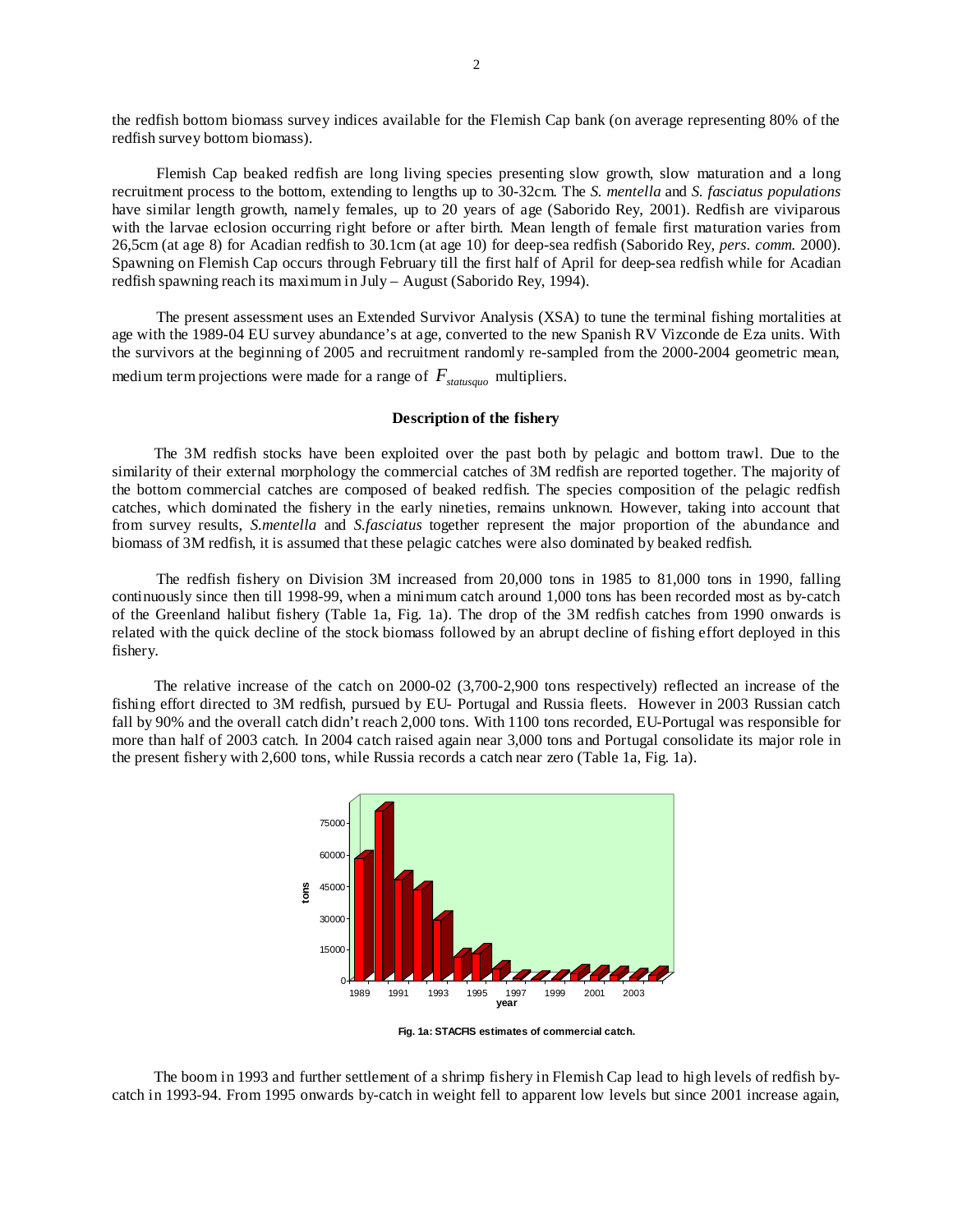the redfish bottom biomass survey indices available for the Flemish Cap bank (on average representing 80% of the redfish survey bottom biomass).

Flemish Cap beaked redfish are long living species presenting slow growth, slow maturation and a long recruitment process to the bottom, extending to lengths up to 30-32cm. The *S. mentella* and *S. fasciatus populations* have similar length growth, namely females, up to 20 years of age (Saborido Rey, 2001). Redfish are viviparous with the larvae eclosion occurring right before or after birth. Mean length of female first maturation varies from 26,5cm (at age 8) for Acadian redfish to 30.1cm (at age 10) for deep-sea redfish (Saborido Rey, *pers. comm.* 2000). Spawning on Flemish Cap occurs through February till the first half of April for deep-sea redfish while for Acadian redfish spawning reach its maximum in July – August (Saborido Rey, 1994).

The present assessment uses an Extended Survivor Analysis (XSA) to tune the terminal fishing mortalities at age with the 1989-04 EU survey abundance's at age, converted to the new Spanish RV Vizconde de Eza units. With the survivors at the beginning of 2005 and recruitment randomly re-sampled from the 2000-2004 geometric mean, medium term projections were made for a range of $F_{statusquo}$ multipliers.

## Description of the fishery

The 3M redfish stocks have been exploited over the past both by pelagic and bottom trawl. Due to the similarity of their external morphology the commercial catches of 3M redfish are reported together. The majority of the bottom commercial catches are composed of beaked redfish. The species composition of the pelagic redfish catches, which dominated the fishery in the early nineties, remains unknown. However, taking into account that from survey results, *S.mentella* and *S.fasciatus* together represent the major proportion of the abundance and biomass of 3M redfish, it is assumed that these pelagic catches were also dominated by beaked redfish.

The redfish fishery on Division 3M increased from 20,000 tons in 1985 to 81,000 tons in 1990, falling continuously since then till 1998-99, when a minimum catch around 1,000 tons has been recorded most as by-catch of the Greenland halibut fishery (Table 1a, Fig. 1a). The drop of the 3M redfish catches from 1990 onwards is related with the quick decline of the stock biomass followed by an abrupt decline of fishing effort deployed in this fishery.

The relative increase of the catch on 2000-02 (3,700-2,900 tons respectively) reflected an increase of the fishing effort directed to 3M redfish, pursued by EU- Portugal and Russia fleets. However in 2003 Russian catch fall by 90% and the overall catch didn't reach 2,000 tons. With 1100 tons recorded, EU-Portugal was responsible for more than half of 2003 catch. In 2004 catch raised again near 3,000 tons and Portugal consolidate its major role in the present fishery with 2,600 tons, while Russia records a catch near zero (Table 1a, Fig. 1a).

Fig. 1a: STACFIS estimates of commercial catch.

The boom in 1993 and further settlement of a shrimp fishery in Flemish Cap lead to high levels of redfish by-catch in 1993-94. From 1995 onwards by-catch in weight fell to apparent low levels but since 2001 increase again,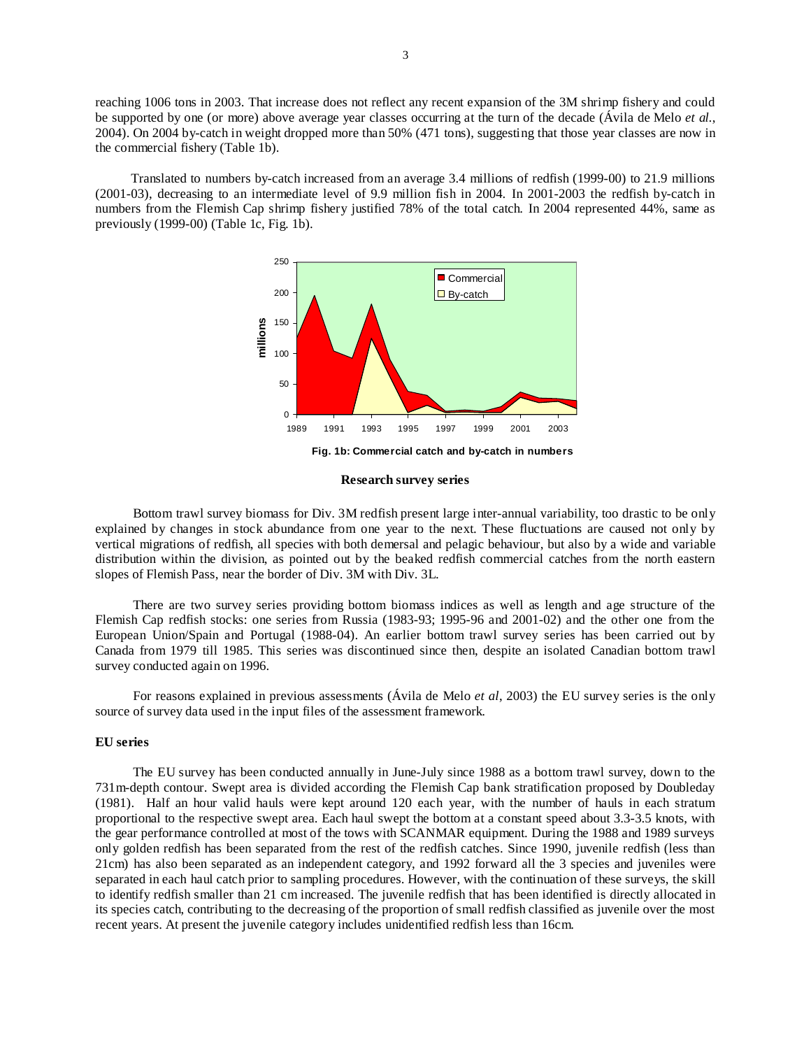reaching 1006 tons in 2003. That increase does not reflect any recent expansion of the 3M shrimp fishery and could be supported by one (or more) above average year classes occurring at the turn of the decade (Ávila de Melo *et al.*, 2004). On 2004 by-catch in weight dropped more than 50% (471 tons), suggesting that those year classes are now in the commercial fishery (Table 1b).

Translated to numbers by-catch increased from an average 3.4 millions of redfish (1999-00) to 21.9 millions (2001-03), decreasing to an intermediate level of 9.9 million fish in 2004. In 2001-2003 the redfish by-catch in numbers from the Flemish Cap shrimp fishery justified 78% of the total catch. In 2004 represented 44%, same as previously (1999-00) (Table 1c, Fig. 1b).

**Fig. 1b: Commercial catch and by-catch in numbers**

**Research survey series**

Bottom trawl survey biomass for Div. 3M redfish present large inter-annual variability, too drastic to be only explained by changes in stock abundance from one year to the next. These fluctuations are caused not only by vertical migrations of redfish, all species with both demersal and pelagic behaviour, but also by a wide and variable distribution within the division, as pointed out by the beaked redfish commercial catches from the north eastern slopes of Flemish Pass, near the border of Div. 3M with Div. 3L.

There are two survey series providing bottom biomass indices as well as length and age structure of the Flemish Cap redfish stocks: one series from Russia (1983-93; 1995-96 and 2001-02) and the other one from the European Union/Spain and Portugal (1988-04). An earlier bottom trawl survey series has been carried out by Canada from 1979 till 1985. This series was discontinued since then, despite an isolated Canadian bottom trawl survey conducted again on 1996.

For reasons explained in previous assessments (Ávila de Melo *et al*, 2003) the EU survey series is the only source of survey data used in the input files of the assessment framework.

**EU series**

The EU survey has been conducted annually in June-July since 1988 as a bottom trawl survey, down to the 731m-depth contour. Swept area is divided according the Flemish Cap bank stratification proposed by Doubleday (1981). Half an hour valid hauls were kept around 120 each year, with the number of hauls in each stratum proportional to the respective swept area. Each haul swept the bottom at a constant speed about 3.3-3.5 knots, with the gear performance controlled at most of the tows with SCANMAR equipment. During the 1988 and 1989 surveys only golden redfish has been separated from the rest of the redfish catches. Since 1990, juvenile redfish (less than 21cm) has also been separated as an independent category, and 1992 forward all the 3 species and juveniles were separated in each haul catch prior to sampling procedures. However, with the continuation of these surveys, the skill to identify redfish smaller than 21 cm increased. The juvenile redfish that has been identified is directly allocated in its species catch, contributing to the decreasing of the proportion of small redfish classified as juvenile over the most recent years. At present the juvenile category includes unidentified redfish less than 16cm.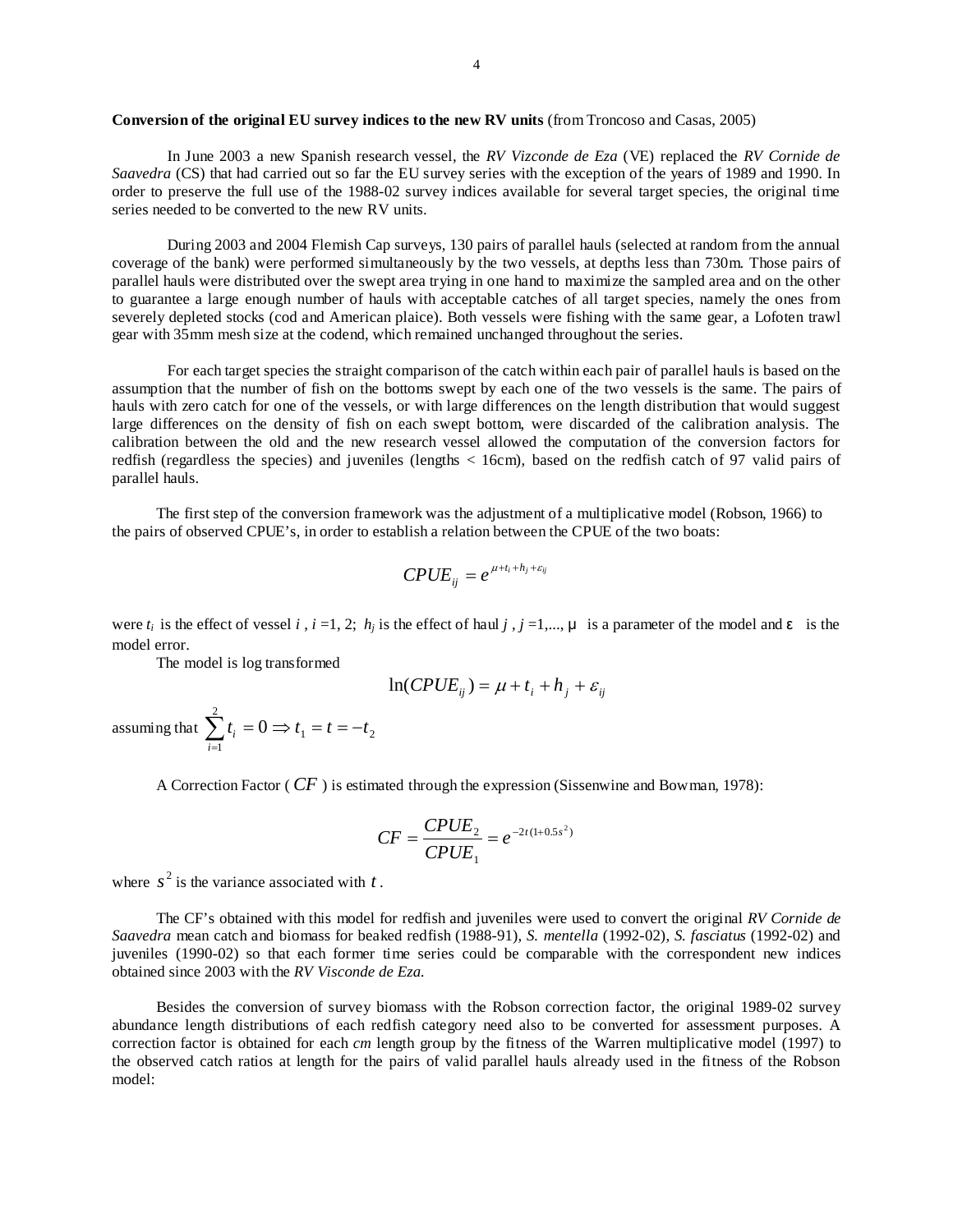**Conversion of the original EU survey indices to the new RV units** (from Troncoso and Casas, 2005)

In June 2003 a new Spanish research vessel, the *RV Vizconde de Eza* (VE) replaced the *RV Cornide de Saavedra* (CS) that had carried out so far the EU survey series with the exception of the years of 1989 and 1990. In order to preserve the full use of the 1988-02 survey indices available for several target species, the original time series needed to be converted to the new RV units.

During 2003 and 2004 Flemish Cap surveys, 130 pairs of parallel hauls (selected at random from the annual coverage of the bank) were performed simultaneously by the two vessels, at depths less than 730m. Those pairs of parallel hauls were distributed over the swept area trying in one hand to maximize the sampled area and on the other to guarantee a large enough number of hauls with acceptable catches of all target species, namely the ones from severely depleted stocks (cod and American plaice). Both vessels were fishing with the same gear, a Lofoten trawl gear with 35mm mesh size at the codend, which remained unchanged throughout the series.

For each target species the straight comparison of the catch within each pair of parallel hauls is based on the assumption that the number of fish on the bottoms swept by each one of the two vessels is the same. The pairs of hauls with zero catch for one of the vessels, or with large differences on the length distribution that would suggest large differences on the density of fish on each swept bottom, were discarded of the calibration analysis. The calibration between the old and the new research vessel allowed the computation of the conversion factors for redfish (regardless the species) and juveniles (lengths < 16cm), based on the redfish catch of 97 valid pairs of parallel hauls.

The first step of the conversion framework was the adjustment of a multiplicative model (Robson, 1966) to the pairs of observed CPUE's, in order to establish a relation between the CPUE of the two boats:

$$CPUE_{ij} = e^{\mu + t_i + h_j + \varepsilon_{ij}}$$

were $t_i$ is the effect of vessel $i$ , $i$ =1, 2; $h_j$ is the effect of haul $j$ , $j$ =1,..., $\mu$ is a parameter of the model and $\varepsilon$ is the model error.

The model is log transformed

$$\ln(CPUE_{ij}) = \mu + t_i + h_j + \varepsilon_{ij}$$

assuming that $\sum_{i=1}^{2} t_i = 0 \Rightarrow t_1 = t = -t_2$

A Correction Factor ( $CF$ ) is estimated through the expression (Sissenwine and Bowman, 1978):

$$CF = \frac{CPUE_2}{CPUE_1} = e^{-2t(1+0.5s^2)}$$

where $s^2$ is the variance associated with $t$ .

The CF's obtained with this model for redfish and juveniles were used to convert the original *RV Cornide de Saavedra* mean catch and biomass for beaked redfish (1988-91), *S. mentella* (1992-02), *S. fasciatus* (1992-02) and juveniles (1990-02) so that each former time series could be comparable with the correspondent new indices obtained since 2003 with the *RV Visconde de Eza.*

Besides the conversion of survey biomass with the Robson correction factor, the original 1989-02 survey abundance length distributions of each redfish category need also to be converted for assessment purposes. A correction factor is obtained for each *cm* length group by the fitness of the Warren multiplicative model (1997) to the observed catch ratios at length for the pairs of valid parallel hauls already used in the fitness of the Robson model: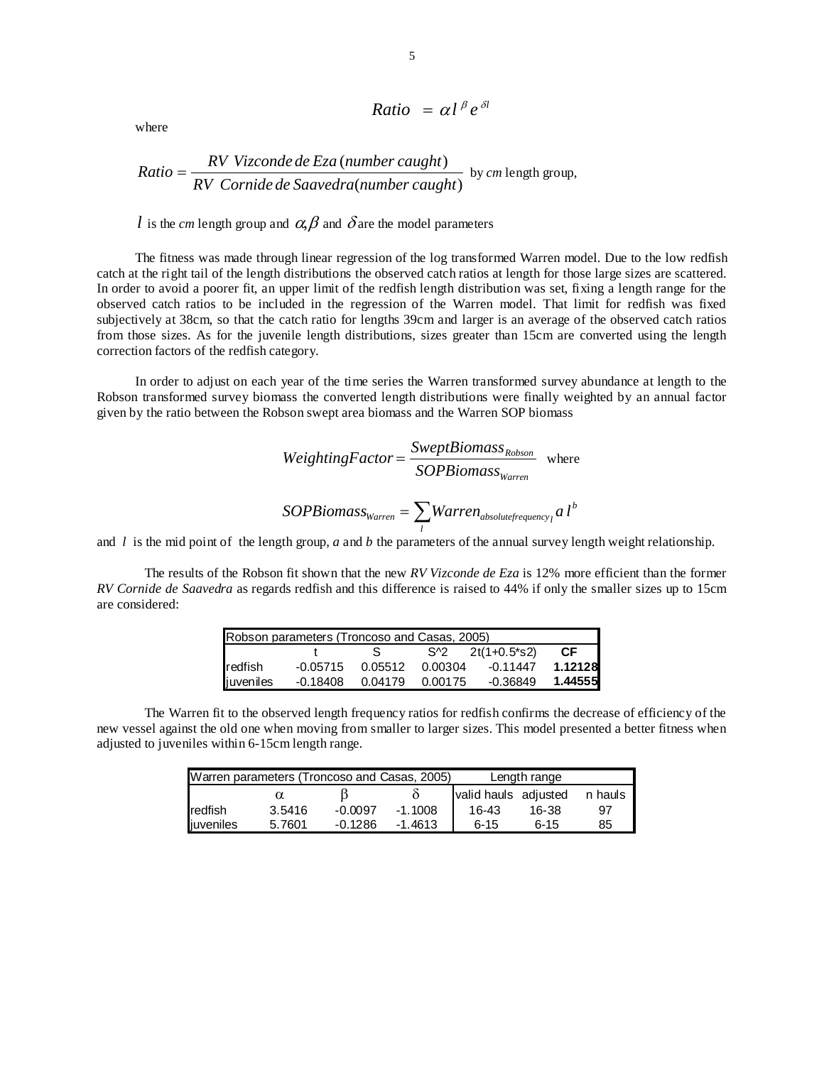$$Ratio = \alpha l^{\beta} e^{\delta l}$$

where

$$Ratio = \frac{RV\ Vizconde\ de\ Eza\ (number\ caught)}{RV\ Cornide\ de\ Saavedra(number\ caught)}$$ by *cm* length group,

$l$ is the *cm* length group and $\alpha, \beta$ and $\delta$ are the model parameters

The fitness was made through linear regression of the log transformed Warren model. Due to the low redfish catch at the right tail of the length distributions the observed catch ratios at length for those large sizes are scattered. In order to avoid a poorer fit, an upper limit of the redfish length distribution was set, fixing a length range for the observed catch ratios to be included in the regression of the Warren model. That limit for redfish was fixed subjectively at 38cm, so that the catch ratio for lengths 39cm and larger is an average of the observed catch ratios from those sizes. As for the juvenile length distributions, sizes greater than 15cm are converted using the length correction factors of the redfish category.

In order to adjust on each year of the time series the Warren transformed survey abundance at length to the Robson transformed survey biomass the converted length distributions were finally weighted by an annual factor given by the ratio between the Robson swept area biomass and the Warren SOP biomass

$$WeightingFactor = \frac{SweptBiomass_{Robson}}{SOPBiomass_{Warren}}$$ where

$$SOPBiomass_{Warren} = \sum_{l} Warren_{absolutefrequency_l}\, a\, l^{b}$$

and $l$ is the mid point of the length group, *a* and *b* the parameters of the annual survey length weight relationship.

The results of the Robson fit shown that the new *RV Vizconde de Eza* is 12% more efficient than the former *RV Cornide de Saavedra* as regards redfish and this difference is raised to 44% if only the smaller sizes up to 15cm are considered:

| Robson parameters (Troncoso and Casas, 2005) | | | | | |
|---|---|---|---|---|---|
| | t | S | S^2 | 2t(1+0.5*s2) | **CF** |
| redfish | -0.05715 | 0.05512 | 0.00304 | -0.11447 | **1.12128** |
| juveniles | -0.18408 | 0.04179 | 0.00175 | -0.36849 | **1.44555** |

The Warren fit to the observed length frequency ratios for redfish confirms the decrease of efficiency of the new vessel against the old one when moving from smaller to larger sizes. This model presented a better fitness when adjusted to juveniles within 6-15cm length range.

| Warren parameters (Troncoso and Casas, 2005) | | | | Length range | | |
|---|---|---|---|---|---|---|
| | $\alpha$ | $\beta$ | $\delta$ | valid hauls | adjusted | n hauls |
| redfish | 3.5416 | -0.0097 | -1.1008 | 16-43 | 16-38 | 97 |
| juveniles | 5.7601 | -0.1286 | -1.4613 | 6-15 | 6-15 | 85 |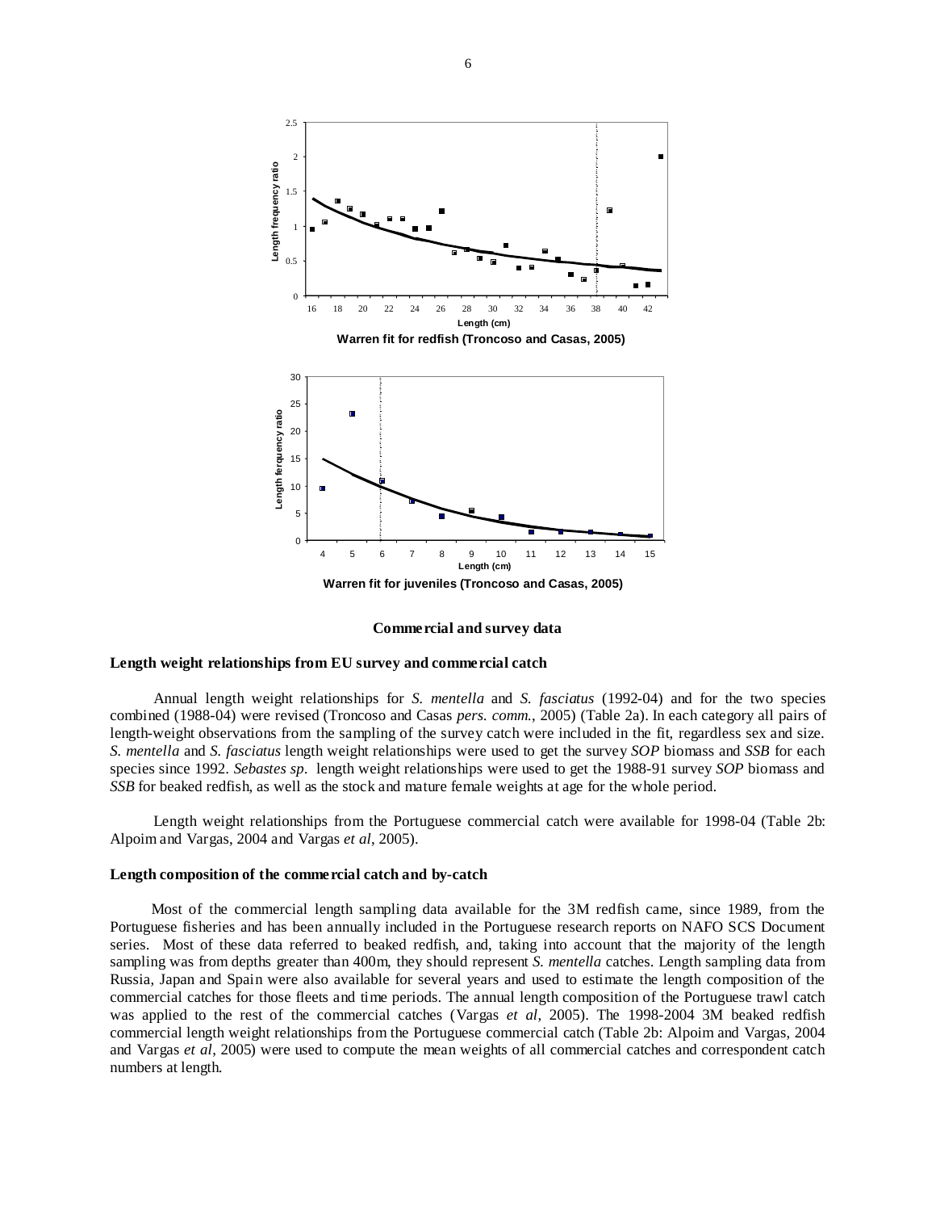Warren fit for redfish (Troncoso and Casas, 2005)

Warren fit for juveniles (Troncoso and Casas, 2005)

## Commercial and survey data

### Length weight relationships from EU survey and commercial catch

Annual length weight relationships for *S. mentella* and *S. fasciatus* (1992-04) and for the two species combined (1988-04) were revised (Troncoso and Casas *pers. comm.*, 2005) (Table 2a). In each category all pairs of length-weight observations from the sampling of the survey catch were included in the fit, regardless sex and size. *S. mentella* and *S. fasciatus* length weight relationships were used to get the survey *SOP* biomass and *SSB* for each species since 1992. *Sebastes sp*. length weight relationships were used to get the 1988-91 survey *SOP* biomass and *SSB* for beaked redfish, as well as the stock and mature female weights at age for the whole period.

Length weight relationships from the Portuguese commercial catch were available for 1998-04 (Table 2b: Alpoim and Vargas, 2004 and Vargas *et al*, 2005).

### Length composition of the commercial catch and by-catch

Most of the commercial length sampling data available for the 3M redfish came, since 1989, from the Portuguese fisheries and has been annually included in the Portuguese research reports on NAFO SCS Document series. Most of these data referred to beaked redfish, and, taking into account that the majority of the length sampling was from depths greater than 400m, they should represent *S. mentella* catches. Length sampling data from Russia, Japan and Spain were also available for several years and used to estimate the length composition of the commercial catches for those fleets and time periods. The annual length composition of the Portuguese trawl catch was applied to the rest of the commercial catches (Vargas *et al*, 2005). The 1998-2004 3M beaked redfish commercial length weight relationships from the Portuguese commercial catch (Table 2b: Alpoim and Vargas, 2004 and Vargas *et al*, 2005) were used to compute the mean weights of all commercial catches and correspondent catch numbers at length.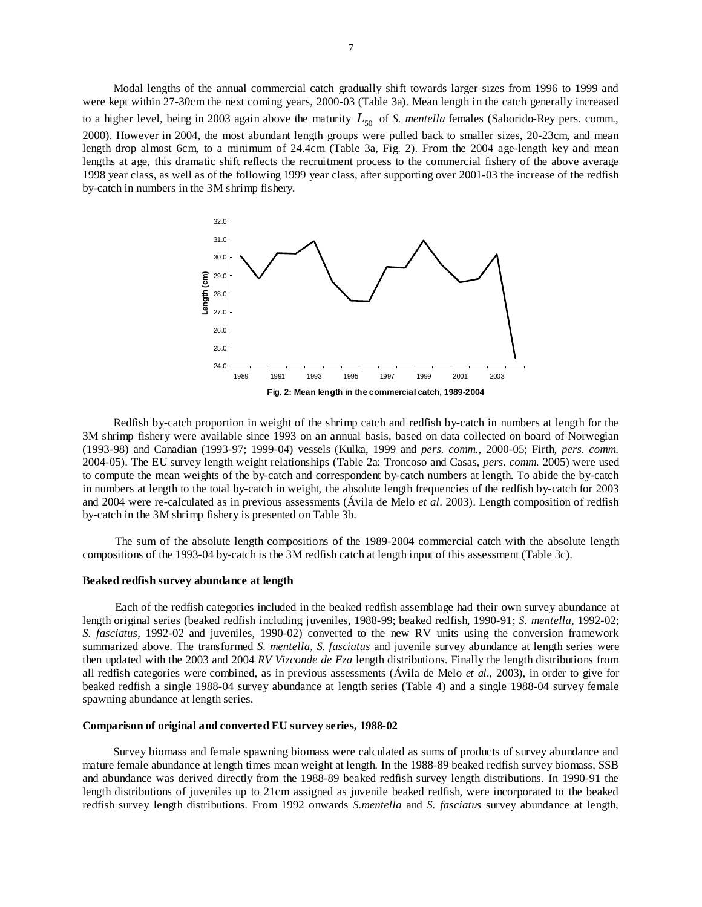Modal lengths of the annual commercial catch gradually shift towards larger sizes from 1996 to 1999 and were kept within 27-30cm the next coming years, 2000-03 (Table 3a). Mean length in the catch generally increased to a higher level, being in 2003 again above the maturity $L_{50}$ of *S. mentella* females (Saborido-Rey pers. comm., 2000). However in 2004, the most abundant length groups were pulled back to smaller sizes, 20-23cm, and mean length drop almost 6cm, to a minimum of 24.4cm (Table 3a, Fig. 2). From the 2004 age-length key and mean lengths at age, this dramatic shift reflects the recruitment process to the commercial fishery of the above average 1998 year class, as well as of the following 1999 year class, after supporting over 2001-03 the increase of the redfish by-catch in numbers in the 3M shrimp fishery.

**Fig. 2: Mean length in the commercial catch, 1989-2004**

Redfish by-catch proportion in weight of the shrimp catch and redfish by-catch in numbers at length for the 3M shrimp fishery were available since 1993 on an annual basis, based on data collected on board of Norwegian (1993-98) and Canadian (1993-97; 1999-04) vessels (Kulka, 1999 and *pers. comm.*, 2000-05; Firth, *pers. comm.* 2004-05). The EU survey length weight relationships (Table 2a: Troncoso and Casas, *pers. comm.* 2005) were used to compute the mean weights of the by-catch and correspondent by-catch numbers at length. To abide the by-catch in numbers at length to the total by-catch in weight, the absolute length frequencies of the redfish by-catch for 2003 and 2004 were re-calculated as in previous assessments (Ávila de Melo *et al*. 2003). Length composition of redfish by-catch in the 3M shrimp fishery is presented on Table 3b.

The sum of the absolute length compositions of the 1989-2004 commercial catch with the absolute length compositions of the 1993-04 by-catch is the 3M redfish catch at length input of this assessment (Table 3c).

#### Beaked redfish survey abundance at length

Each of the redfish categories included in the beaked redfish assemblage had their own survey abundance at length original series (beaked redfish including juveniles, 1988-99; beaked redfish, 1990-91; *S. mentella*, 1992-02; *S. fasciatus*, 1992-02 and juveniles, 1990-02) converted to the new RV units using the conversion framework summarized above. The transformed *S. mentella, S. fasciatus* and juvenile survey abundance at length series were then updated with the 2003 and 2004 *RV Vizconde de Eza* length distributions. Finally the length distributions from all redfish categories were combined, as in previous assessments (Ávila de Melo *et al*., 2003), in order to give for beaked redfish a single 1988-04 survey abundance at length series (Table 4) and a single 1988-04 survey female spawning abundance at length series.

#### Comparison of original and converted EU survey series, 1988-02

Survey biomass and female spawning biomass were calculated as sums of products of survey abundance and mature female abundance at length times mean weight at length. In the 1988-89 beaked redfish survey biomass, SSB and abundance was derived directly from the 1988-89 beaked redfish survey length distributions. In 1990-91 the length distributions of juveniles up to 21cm assigned as juvenile beaked redfish, were incorporated to the beaked redfish survey length distributions. From 1992 onwards *S.mentella* and *S. fasciatus* survey abundance at length,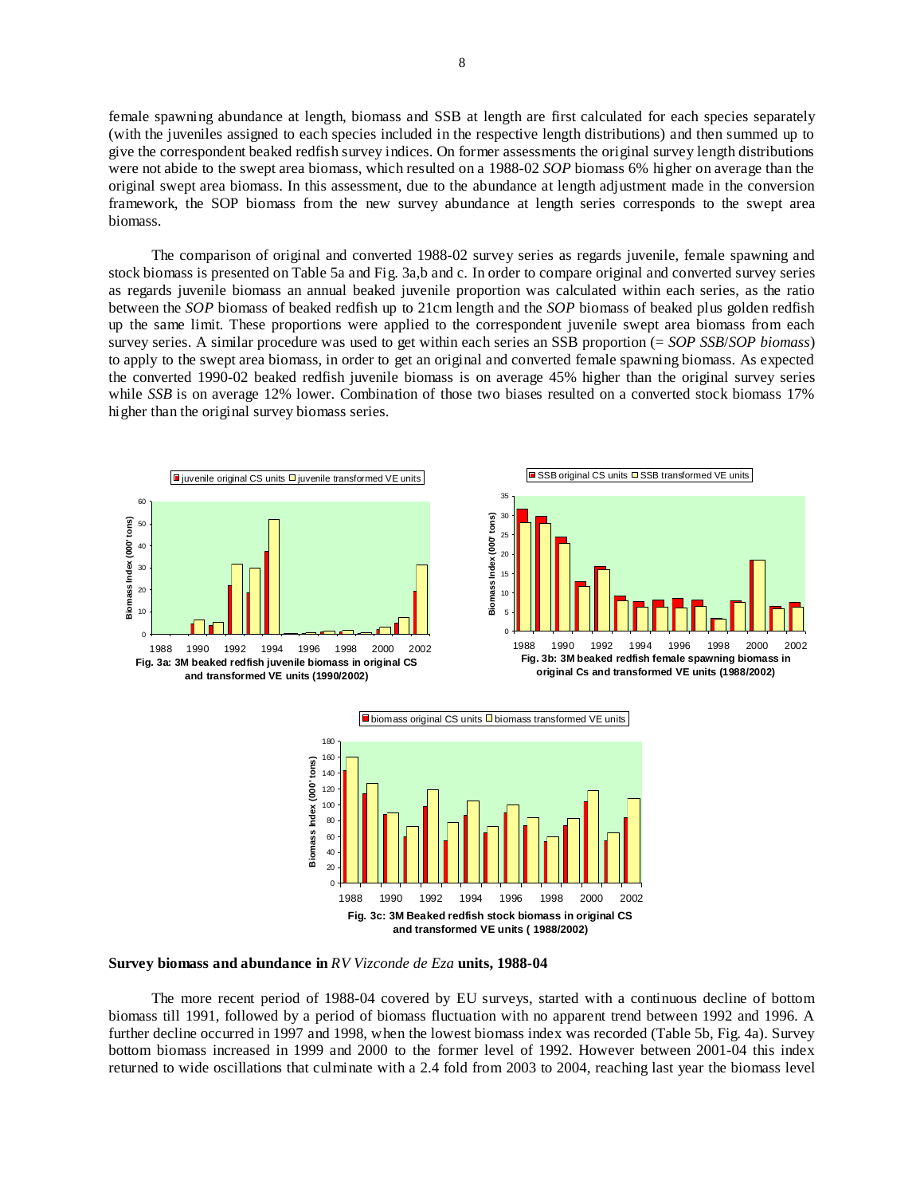female spawning abundance at length, biomass and SSB at length are first calculated for each species separately (with the juveniles assigned to each species included in the respective length distributions) and then summed up to give the correspondent beaked redfish survey indices. On former assessments the original survey length distributions were not abide to the swept area biomass, which resulted on a 1988-02 *SOP* biomass 6% higher on average than the original swept area biomass. In this assessment, due to the abundance at length adjustment made in the conversion framework, the SOP biomass from the new survey abundance at length series corresponds to the swept area biomass.

The comparison of original and converted 1988-02 survey series as regards juvenile, female spawning and stock biomass is presented on Table 5a and Fig. 3a,b and c. In order to compare original and converted survey series as regards juvenile biomass an annual beaked juvenile proportion was calculated within each series, as the ratio between the *SOP* biomass of beaked redfish up to 21cm length and the *SOP* biomass of beaked plus golden redfish up the same limit. These proportions were applied to the correspondent juvenile swept area biomass from each survey series. A similar procedure was used to get within each series an SSB proportion (= *SOP SSB*/*SOP biomass*) to apply to the swept area biomass, in order to get an original and converted female spawning biomass. As expected the converted 1990-02 beaked redfish juvenile biomass is on average 45% higher than the original survey series while *SSB* is on average 12% lower. Combination of those two biases resulted on a converted stock biomass 17% higher than the original survey biomass series.

**Fig. 3a: 3M beaked redfish juvenile biomass in original CS and transformed VE units (1990/2002)**

**Fig. 3b: 3M beaked redfish female spawning biomass in original Cs and transformed VE units (1988/2002)**

**Fig. 3c: 3M Beaked redfish stock biomass in original CS and transformed VE units ( 1988/2002)**

**Survey biomass and abundance in *RV Vizconde de Eza* units, 1988-04**

The more recent period of 1988-04 covered by EU surveys, started with a continuous decline of bottom biomass till 1991, followed by a period of biomass fluctuation with no apparent trend between 1992 and 1996. A further decline occurred in 1997 and 1998, when the lowest biomass index was recorded (Table 5b, Fig. 4a). Survey bottom biomass increased in 1999 and 2000 to the former level of 1992. However between 2001-04 this index returned to wide oscillations that culminate with a 2.4 fold from 2003 to 2004, reaching last year the biomass level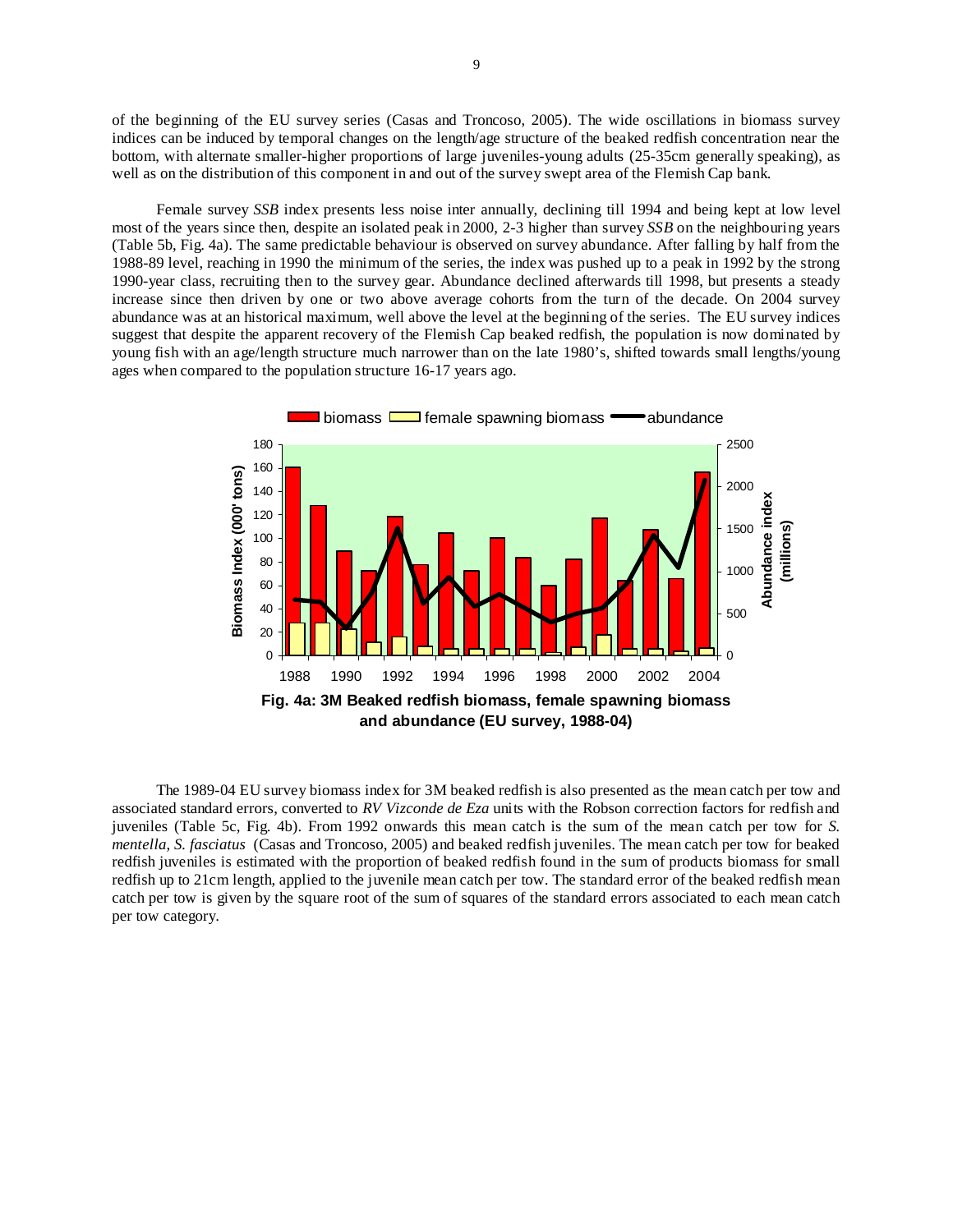of the beginning of the EU survey series (Casas and Troncoso, 2005). The wide oscillations in biomass survey indices can be induced by temporal changes on the length/age structure of the beaked redfish concentration near the bottom, with alternate smaller-higher proportions of large juveniles-young adults (25-35cm generally speaking), as well as on the distribution of this component in and out of the survey swept area of the Flemish Cap bank.

Female survey *SSB* index presents less noise inter annually, declining till 1994 and being kept at low level most of the years since then, despite an isolated peak in 2000, 2-3 higher than survey *SSB* on the neighbouring years (Table 5b, Fig. 4a). The same predictable behaviour is observed on survey abundance. After falling by half from the 1988-89 level, reaching in 1990 the minimum of the series, the index was pushed up to a peak in 1992 by the strong 1990-year class, recruiting then to the survey gear. Abundance declined afterwards till 1998, but presents a steady increase since then driven by one or two above average cohorts from the turn of the decade. On 2004 survey abundance was at an historical maximum, well above the level at the beginning of the series. The EU survey indices suggest that despite the apparent recovery of the Flemish Cap beaked redfish, the population is now dominated by young fish with an age/length structure much narrower than on the late 1980's, shifted towards small lengths/young ages when compared to the population structure 16-17 years ago.

**Fig. 4a: 3M Beaked redfish biomass, female spawning biomass and abundance (EU survey, 1988-04)**

The 1989-04 EU survey biomass index for 3M beaked redfish is also presented as the mean catch per tow and associated standard errors, converted to *RV Vizconde de Eza* units with the Robson correction factors for redfish and juveniles (Table 5c, Fig. 4b). From 1992 onwards this mean catch is the sum of the mean catch per tow for *S. mentella*, *S. fasciatus* (Casas and Troncoso, 2005) and beaked redfish juveniles. The mean catch per tow for beaked redfish juveniles is estimated with the proportion of beaked redfish found in the sum of products biomass for small redfish up to 21cm length, applied to the juvenile mean catch per tow. The standard error of the beaked redfish mean catch per tow is given by the square root of the sum of squares of the standard errors associated to each mean catch per tow category.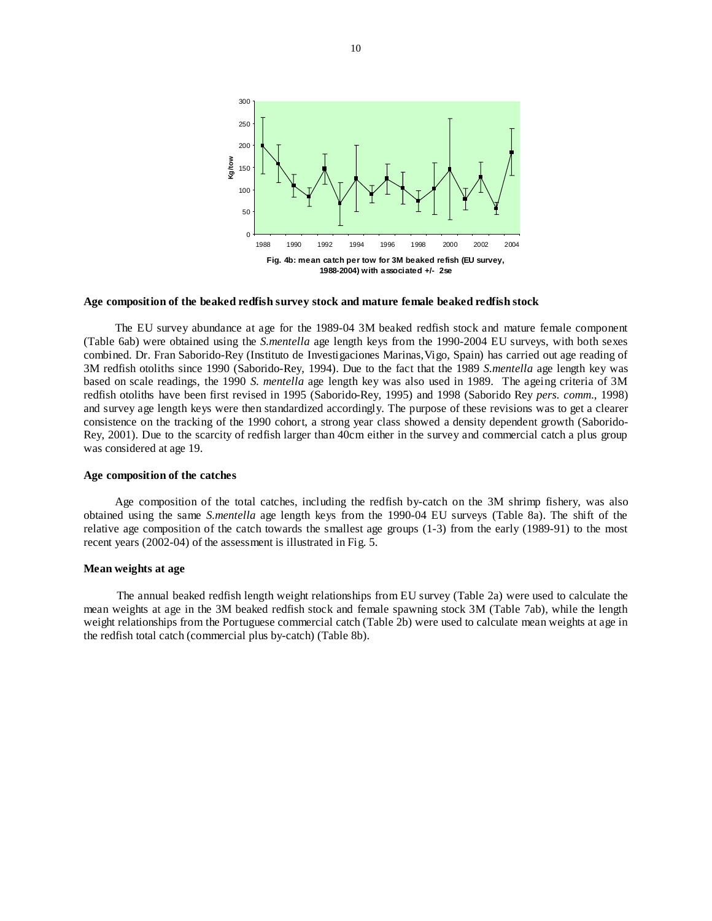Fig. 4b: mean catch per tow for 3M beaked refish (EU survey, 1988-2004) with associated +/- 2se

**Age composition of the beaked redfish survey stock and mature female beaked redfish stock**

The EU survey abundance at age for the 1989-04 3M beaked redfish stock and mature female component (Table 6ab) were obtained using the *S.mentella* age length keys from the 1990-2004 EU surveys, with both sexes combined. Dr. Fran Saborido-Rey (Instituto de Investigaciones Marinas,Vigo, Spain) has carried out age reading of 3M redfish otoliths since 1990 (Saborido-Rey, 1994). Due to the fact that the 1989 *S.mentella* age length key was based on scale readings, the 1990 *S. mentella* age length key was also used in 1989. The ageing criteria of 3M redfish otoliths have been first revised in 1995 (Saborido-Rey, 1995) and 1998 (Saborido Rey *pers. comm.*, 1998) and survey age length keys were then standardized accordingly. The purpose of these revisions was to get a clearer consistence on the tracking of the 1990 cohort, a strong year class showed a density dependent growth (Saborido-Rey, 2001). Due to the scarcity of redfish larger than 40cm either in the survey and commercial catch a plus group was considered at age 19.

**Age composition of the catches**

Age composition of the total catches, including the redfish by-catch on the 3M shrimp fishery, was also obtained using the same *S.mentella* age length keys from the 1990-04 EU surveys (Table 8a). The shift of the relative age composition of the catch towards the smallest age groups (1-3) from the early (1989-91) to the most recent years (2002-04) of the assessment is illustrated in Fig. 5.

**Mean weights at age**

The annual beaked redfish length weight relationships from EU survey (Table 2a) were used to calculate the mean weights at age in the 3M beaked redfish stock and female spawning stock 3M (Table 7ab), while the length weight relationships from the Portuguese commercial catch (Table 2b) were used to calculate mean weights at age in the redfish total catch (commercial plus by-catch) (Table 8b).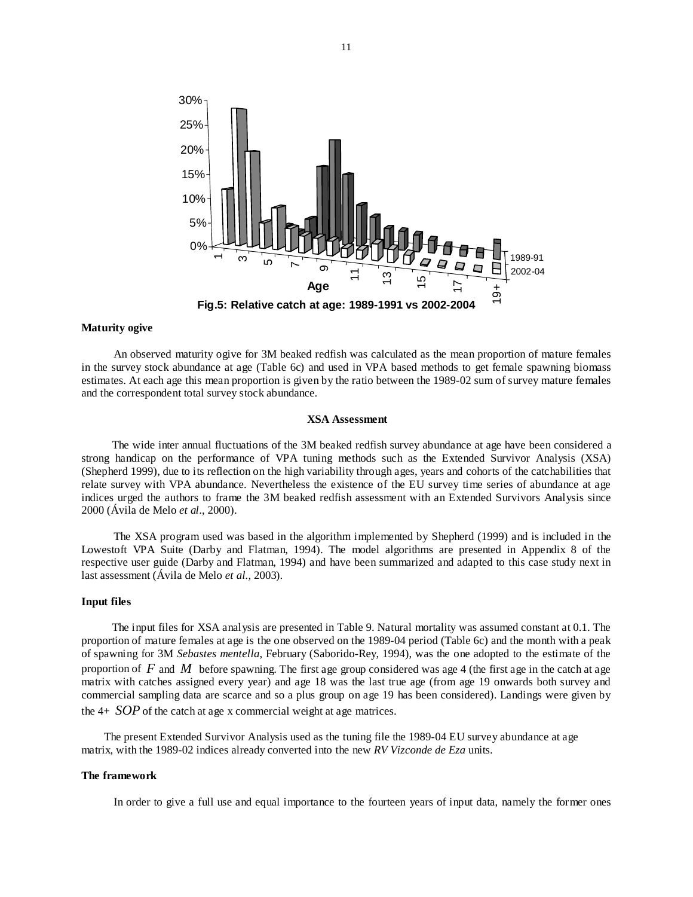**Fig.5: Relative catch at age: 1989-1991 vs 2002-2004**

### Maturity ogive

An observed maturity ogive for 3M beaked redfish was calculated as the mean proportion of mature females in the survey stock abundance at age (Table 6c) and used in VPA based methods to get female spawning biomass estimates. At each age this mean proportion is given by the ratio between the 1989-02 sum of survey mature females and the correspondent total survey stock abundance.

### XSA Assessment

The wide inter annual fluctuations of the 3M beaked redfish survey abundance at age have been considered a strong handicap on the performance of VPA tuning methods such as the Extended Survivor Analysis (XSA) (Shepherd 1999), due to its reflection on the high variability through ages, years and cohorts of the catchabilities that relate survey with VPA abundance. Nevertheless the existence of the EU survey time series of abundance at age indices urged the authors to frame the 3M beaked redfish assessment with an Extended Survivors Analysis since 2000 (Ávila de Melo *et al*., 2000).

The XSA program used was based in the algorithm implemented by Shepherd (1999) and is included in the Lowestoft VPA Suite (Darby and Flatman, 1994). The model algorithms are presented in Appendix 8 of the respective user guide (Darby and Flatman, 1994) and have been summarized and adapted to this case study next in last assessment (Ávila de Melo *et al*., 2003).

### Input files

The input files for XSA analysis are presented in Table 9. Natural mortality was assumed constant at 0.1. The proportion of mature females at age is the one observed on the 1989-04 period (Table 6c) and the month with a peak of spawning for 3M *Sebastes mentella*, February (Saborido-Rey, 1994), was the one adopted to the estimate of the proportion of $F$ and $M$ before spawning. The first age group considered was age 4 (the first age in the catch at age matrix with catches assigned every year) and age 18 was the last true age (from age 19 onwards both survey and commercial sampling data are scarce and so a plus group on age 19 has been considered). Landings were given by the 4+ $SOP$ of the catch at age x commercial weight at age matrices.

The present Extended Survivor Analysis used as the tuning file the 1989-04 EU survey abundance at age matrix, with the 1989-02 indices already converted into the new *RV Vizconde de Eza* units.

### The framework

In order to give a full use and equal importance to the fourteen years of input data, namely the former ones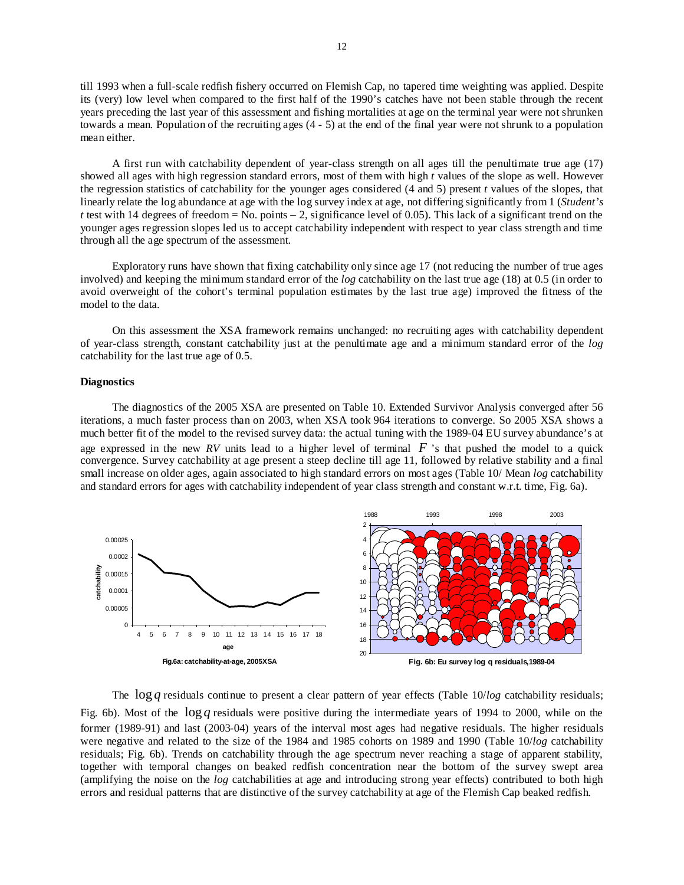till 1993 when a full-scale redfish fishery occurred on Flemish Cap, no tapered time weighting was applied. Despite its (very) low level when compared to the first half of the 1990's catches have not been stable through the recent years preceding the last year of this assessment and fishing mortalities at age on the terminal year were not shrunken towards a mean. Population of the recruiting ages (4 - 5) at the end of the final year were not shrunk to a population mean either.

A first run with catchability dependent of year-class strength on all ages till the penultimate true age (17) showed all ages with high regression standard errors, most of them with high *t* values of the slope as well. However the regression statistics of catchability for the younger ages considered (4 and 5) present *t* values of the slopes, that linearly relate the log abundance at age with the log survey index at age, not differing significantly from 1 (*Student's t* test with 14 degrees of freedom = No. points – 2, significance level of 0.05). This lack of a significant trend on the younger ages regression slopes led us to accept catchability independent with respect to year class strength and time through all the age spectrum of the assessment.

Exploratory runs have shown that fixing catchability only since age 17 (not reducing the number of true ages involved) and keeping the minimum standard error of the *log* catchability on the last true age (18) at 0.5 (in order to avoid overweight of the cohort's terminal population estimates by the last true age) improved the fitness of the model to the data.

On this assessment the XSA framework remains unchanged: no recruiting ages with catchability dependent of year-class strength, constant catchability just at the penultimate age and a minimum standard error of the *log* catchability for the last true age of 0.5.

**Diagnostics**

The diagnostics of the 2005 XSA are presented on Table 10. Extended Survivor Analysis converged after 56 iterations, a much faster process than on 2003, when XSA took 964 iterations to converge. So 2005 XSA shows a much better fit of the model to the revised survey data: the actual tuning with the 1989-04 EU survey abundance's at age expressed in the new *RV* units lead to a higher level of terminal $F$'s that pushed the model to a quick convergence. Survey catchability at age present a steep decline till age 11, followed by relative stability and a final small increase on older ages, again associated to high standard errors on most ages (Table 10/ Mean *log* catchability and standard errors for ages with catchability independent of year class strength and constant w.r.t. time, Fig. 6a).

**Fig.6a: catchability-at-age, 2005XSA**

**Fig. 6b: Eu survey log q residuals,1989-04**

The $\log q$ residuals continue to present a clear pattern of year effects (Table 10/*log* catchability residuals; Fig. 6b). Most of the $\log q$ residuals were positive during the intermediate years of 1994 to 2000, while on the former (1989-91) and last (2003-04) years of the interval most ages had negative residuals. The higher residuals were negative and related to the size of the 1984 and 1985 cohorts on 1989 and 1990 (Table 10/*log* catchability residuals; Fig. 6b). Trends on catchability through the age spectrum never reaching a stage of apparent stability, together with temporal changes on beaked redfish concentration near the bottom of the survey swept area (amplifying the noise on the *log* catchabilities at age and introducing strong year effects) contributed to both high errors and residual patterns that are distinctive of the survey catchability at age of the Flemish Cap beaked redfish.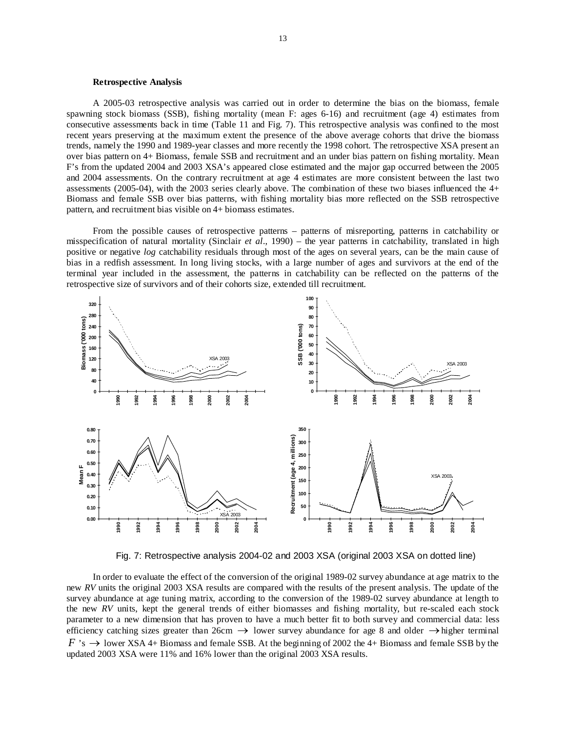**Retrospective Analysis**

A 2005-03 retrospective analysis was carried out in order to determine the bias on the biomass, female spawning stock biomass (SSB), fishing mortality (mean F: ages 6-16) and recruitment (age 4) estimates from consecutive assessments back in time (Table 11 and Fig. 7). This retrospective analysis was confined to the most recent years preserving at the maximum extent the presence of the above average cohorts that drive the biomass trends, namely the 1990 and 1989-year classes and more recently the 1998 cohort. The retrospective XSA present an over bias pattern on 4+ Biomass, female SSB and recruitment and an under bias pattern on fishing mortality. Mean F's from the updated 2004 and 2003 XSA's appeared close estimated and the major gap occurred between the 2005 and 2004 assessments. On the contrary recruitment at age 4 estimates are more consistent between the last two assessments (2005-04), with the 2003 series clearly above. The combination of these two biases influenced the 4+ Biomass and female SSB over bias patterns, with fishing mortality bias more reflected on the SSB retrospective pattern, and recruitment bias visible on 4+ biomass estimates.

From the possible causes of retrospective patterns – patterns of misreporting, patterns in catchability or misspecification of natural mortality (Sinclair *et al*., 1990) – the year patterns in catchability, translated in high positive or negative *log* catchability residuals through most of the ages on several years, can be the main cause of bias in a redfish assessment. In long living stocks, with a large number of ages and survivors at the end of the terminal year included in the assessment, the patterns in catchability can be reflected on the patterns of the retrospective size of survivors and of their cohorts size, extended till recruitment.

Fig. 7: Retrospective analysis 2004-02 and 2003 XSA (original 2003 XSA on dotted line)

In order to evaluate the effect of the conversion of the original 1989-02 survey abundance at age matrix to the new *RV* units the original 2003 XSA results are compared with the results of the present analysis. The update of the survey abundance at age tuning matrix, according to the conversion of the 1989-02 survey abundance at length to the new *RV* units, kept the general trends of either biomasses and fishing mortality, but re-scaled each stock parameter to a new dimension that has proven to have a much better fit to both survey and commercial data: less efficiency catching sizes greater than 26cm $\rightarrow$ lower survey abundance for age 8 and older $\rightarrow$ higher terminal $F$'s $\rightarrow$ lower XSA 4+ Biomass and female SSB. At the beginning of 2002 the 4+ Biomass and female SSB by the updated 2003 XSA were 11% and 16% lower than the original 2003 XSA results.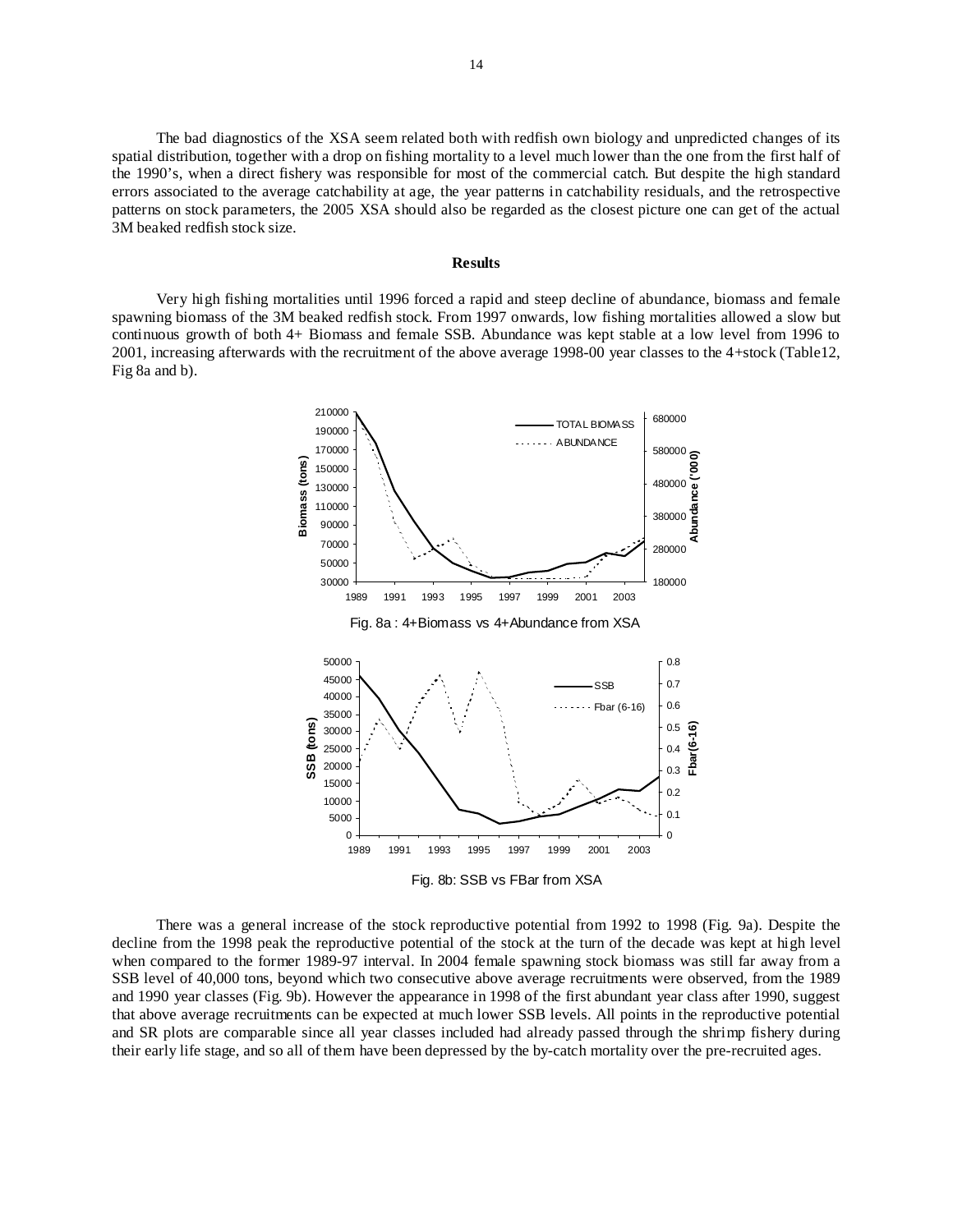The bad diagnostics of the XSA seem related both with redfish own biology and unpredicted changes of its spatial distribution, together with a drop on fishing mortality to a level much lower than the one from the first half of the 1990's, when a direct fishery was responsible for most of the commercial catch. But despite the high standard errors associated to the average catchability at age, the year patterns in catchability residuals, and the retrospective patterns on stock parameters, the 2005 XSA should also be regarded as the closest picture one can get of the actual 3M beaked redfish stock size.

## Results

Very high fishing mortalities until 1996 forced a rapid and steep decline of abundance, biomass and female spawning biomass of the 3M beaked redfish stock. From 1997 onwards, low fishing mortalities allowed a slow but continuous growth of both 4+ Biomass and female SSB. Abundance was kept stable at a low level from 1996 to 2001, increasing afterwards with the recruitment of the above average 1998-00 year classes to the 4+stock (Table12, Fig 8a and b).

Fig. 8a : 4+Biomass vs 4+Abundance from XSA

Fig. 8b: SSB vs FBar from XSA

There was a general increase of the stock reproductive potential from 1992 to 1998 (Fig. 9a). Despite the decline from the 1998 peak the reproductive potential of the stock at the turn of the decade was kept at high level when compared to the former 1989-97 interval. In 2004 female spawning stock biomass was still far away from a SSB level of 40,000 tons, beyond which two consecutive above average recruitments were observed, from the 1989 and 1990 year classes (Fig. 9b). However the appearance in 1998 of the first abundant year class after 1990, suggest that above average recruitments can be expected at much lower SSB levels. All points in the reproductive potential and SR plots are comparable since all year classes included had already passed through the shrimp fishery during their early life stage, and so all of them have been depressed by the by-catch mortality over the pre-recruited ages.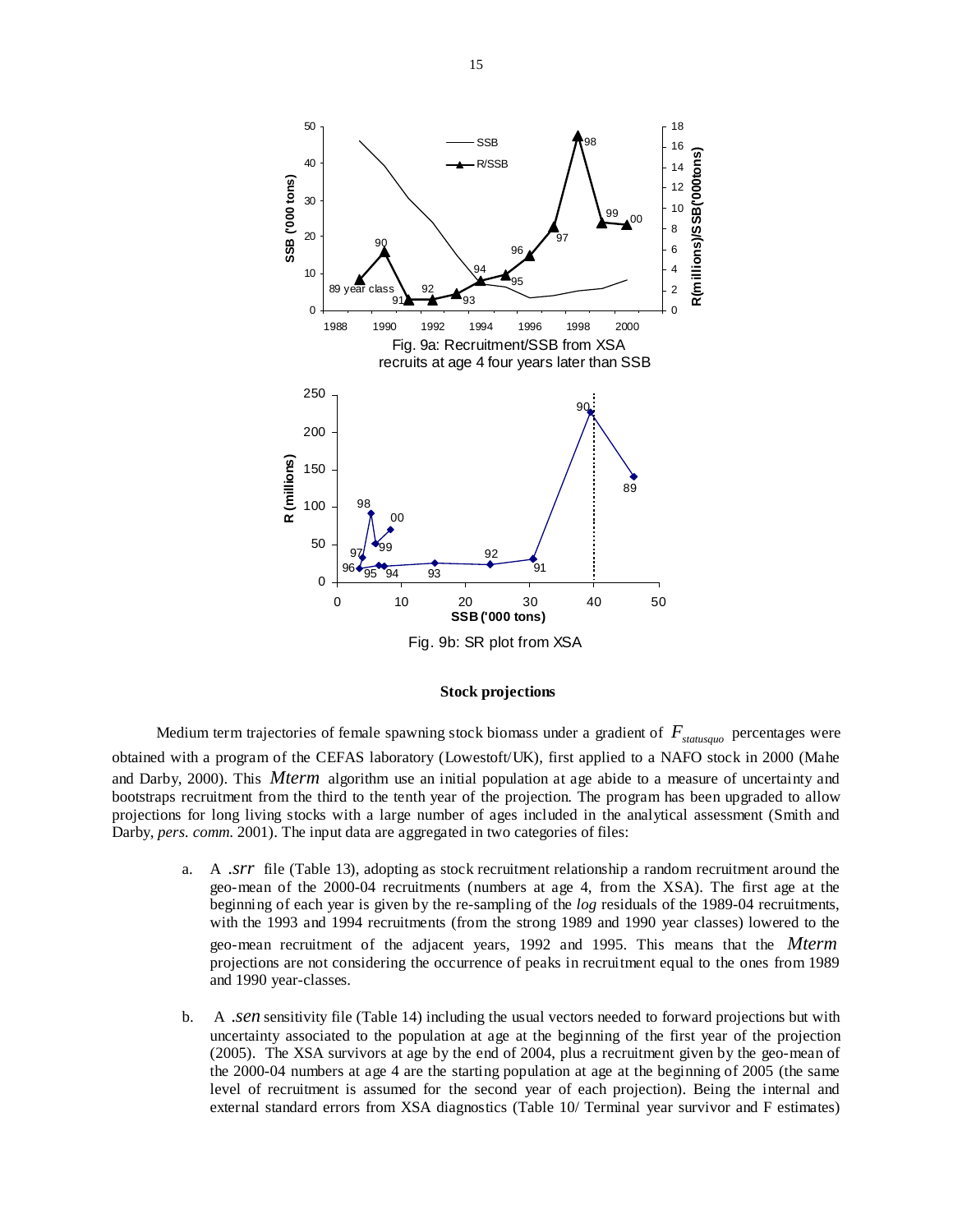Fig. 9a: Recruitment/SSB from XSA
recruits at age 4 four years later than SSB

Fig. 9b: SR plot from XSA

**Stock projections**

Medium term trajectories of female spawning stock biomass under a gradient of $F_{statusquo}$ percentages were obtained with a program of the CEFAS laboratory (Lowestoft/UK), first applied to a NAFO stock in 2000 (Mahe and Darby, 2000). This *Mterm* algorithm use an initial population at age abide to a measure of uncertainty and bootstraps recruitment from the third to the tenth year of the projection. The program has been upgraded to allow projections for long living stocks with a large number of ages included in the analytical assessment (Smith and Darby, *pers. comm.* 2001). The input data are aggregated in two categories of files:

a. A *.srr* file (Table 13), adopting as stock recruitment relationship a random recruitment around the geo-mean of the 2000-04 recruitments (numbers at age 4, from the XSA). The first age at the beginning of each year is given by the re-sampling of the *log* residuals of the 1989-04 recruitments, with the 1993 and 1994 recruitments (from the strong 1989 and 1990 year classes) lowered to the geo-mean recruitment of the adjacent years, 1992 and 1995. This means that the *Mterm* projections are not considering the occurrence of peaks in recruitment equal to the ones from 1989 and 1990 year-classes.

b. A *.sen* sensitivity file (Table 14) including the usual vectors needed to forward projections but with uncertainty associated to the population at age at the beginning of the first year of the projection (2005). The XSA survivors at age by the end of 2004, plus a recruitment given by the geo-mean of the 2000-04 numbers at age 4 are the starting population at age at the beginning of 2005 (the same level of recruitment is assumed for the second year of each projection). Being the internal and external standard errors from XSA diagnostics (Table 10/ Terminal year survivor and F estimates)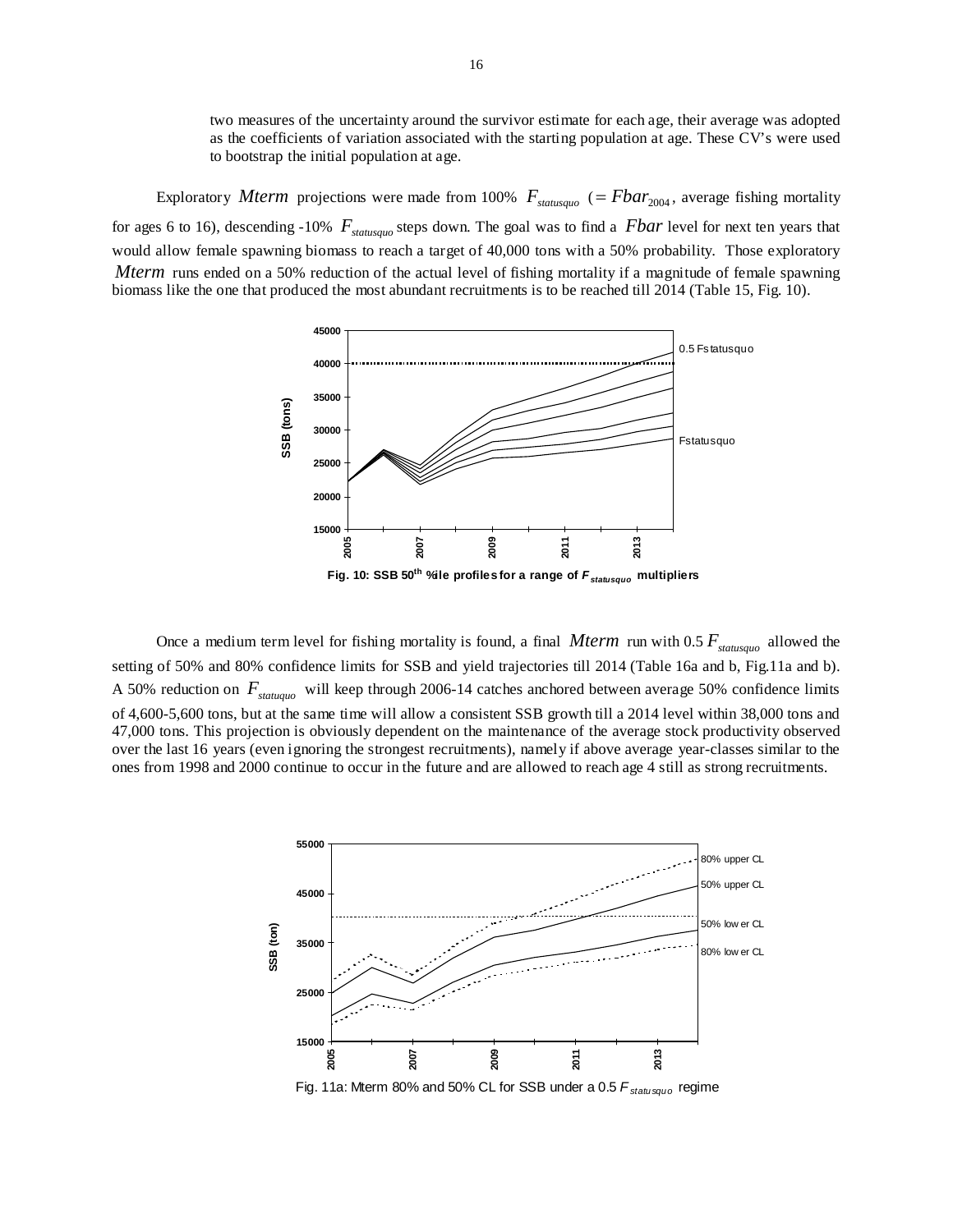two measures of the uncertainty around the survivor estimate for each age, their average was adopted as the coefficients of variation associated with the starting population at age. These CV's were used to bootstrap the initial population at age.

Exploratory *Mterm* projections were made from 100% $F_{statusquo}$ ($= Fbar_{2004}$, average fishing mortality for ages 6 to 16), descending -10% $F_{statusquo}$ steps down. The goal was to find a *Fbar* level for next ten years that would allow female spawning biomass to reach a target of 40,000 tons with a 50% probability. Those exploratory *Mterm* runs ended on a 50% reduction of the actual level of fishing mortality if a magnitude of female spawning biomass like the one that produced the most abundant recruitments is to be reached till 2014 (Table 15, Fig. 10).

**Fig. 10: SSB 50th %ile profiles for a range of $F_{statusquo}$ multipliers**

Once a medium term level for fishing mortality is found, a final *Mterm* run with $0.5\,F_{statusquo}$ allowed the setting of 50% and 80% confidence limits for SSB and yield trajectories till 2014 (Table 16a and b, Fig.11a and b). A 50% reduction on $F_{statuquo}$ will keep through 2006-14 catches anchored between average 50% confidence limits of 4,600-5,600 tons, but at the same time will allow a consistent SSB growth till a 2014 level within 38,000 tons and 47,000 tons. This projection is obviously dependent on the maintenance of the average stock productivity observed over the last 16 years (even ignoring the strongest recruitments), namely if above average year-classes similar to the ones from 1998 and 2000 continue to occur in the future and are allowed to reach age 4 still as strong recruitments.

Fig. 11a: Mterm 80% and 50% CL for SSB under a $0.5\,F_{statusquo}$ regime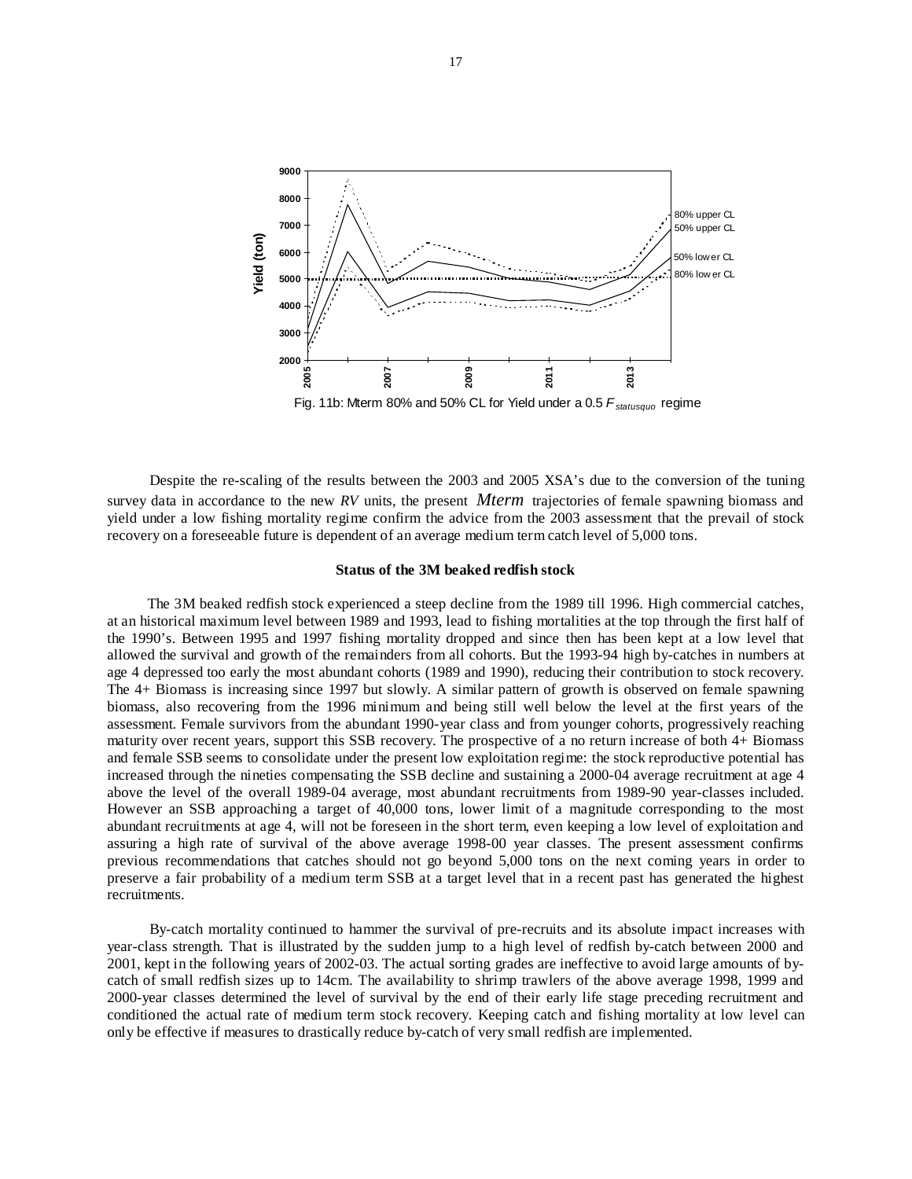Fig. 11b: Mterm 80% and 50% CL for Yield under a 0.5 $F_{statusquo}$ regime

Despite the re-scaling of the results between the 2003 and 2005 XSA's due to the conversion of the tuning survey data in accordance to the new *RV* units, the present *Mterm* trajectories of female spawning biomass and yield under a low fishing mortality regime confirm the advice from the 2003 assessment that the prevail of stock recovery on a foreseeable future is dependent of an average medium term catch level of 5,000 tons.

**Status of the 3M beaked redfish stock**

The 3M beaked redfish stock experienced a steep decline from the 1989 till 1996. High commercial catches, at an historical maximum level between 1989 and 1993, lead to fishing mortalities at the top through the first half of the 1990's. Between 1995 and 1997 fishing mortality dropped and since then has been kept at a low level that allowed the survival and growth of the remainders from all cohorts. But the 1993-94 high by-catches in numbers at age 4 depressed too early the most abundant cohorts (1989 and 1990), reducing their contribution to stock recovery. The 4+ Biomass is increasing since 1997 but slowly. A similar pattern of growth is observed on female spawning biomass, also recovering from the 1996 minimum and being still well below the level at the first years of the assessment. Female survivors from the abundant 1990-year class and from younger cohorts, progressively reaching maturity over recent years, support this SSB recovery. The prospective of a no return increase of both 4+ Biomass and female SSB seems to consolidate under the present low exploitation regime: the stock reproductive potential has increased through the nineties compensating the SSB decline and sustaining a 2000-04 average recruitment at age 4 above the level of the overall 1989-04 average, most abundant recruitments from 1989-90 year-classes included. However an SSB approaching a target of 40,000 tons, lower limit of a magnitude corresponding to the most abundant recruitments at age 4, will not be foreseen in the short term, even keeping a low level of exploitation and assuring a high rate of survival of the above average 1998-00 year classes. The present assessment confirms previous recommendations that catches should not go beyond 5,000 tons on the next coming years in order to preserve a fair probability of a medium term SSB at a target level that in a recent past has generated the highest recruitments.

By-catch mortality continued to hammer the survival of pre-recruits and its absolute impact increases with year-class strength. That is illustrated by the sudden jump to a high level of redfish by-catch between 2000 and 2001, kept in the following years of 2002-03. The actual sorting grades are ineffective to avoid large amounts of by-catch of small redfish sizes up to 14cm. The availability to shrimp trawlers of the above average 1998, 1999 and 2000-year classes determined the level of survival by the end of their early life stage preceding recruitment and conditioned the actual rate of medium term stock recovery. Keeping catch and fishing mortality at low level can only be effective if measures to drastically reduce by-catch of very small redfish are implemented.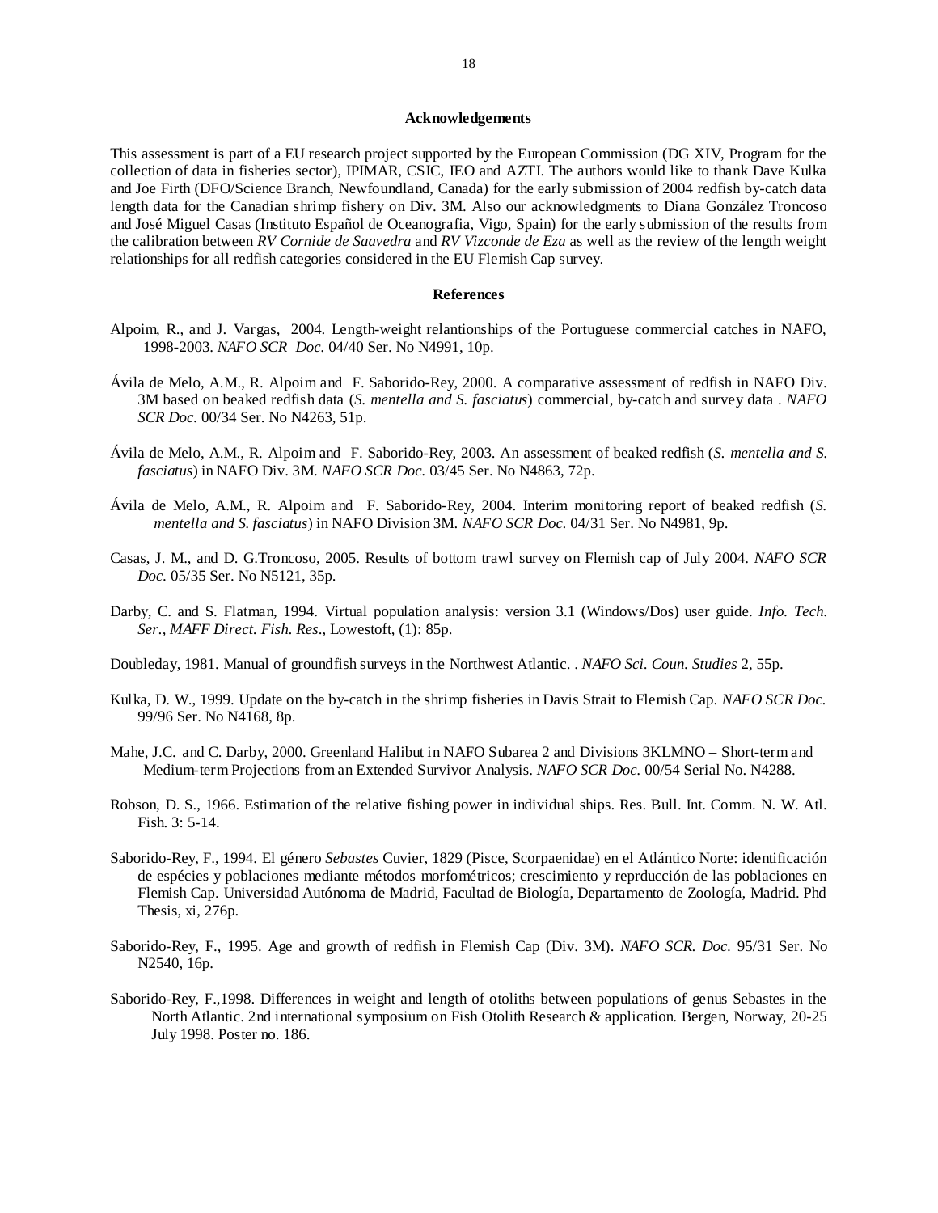## Acknowledgements

This assessment is part of a EU research project supported by the European Commission (DG XIV, Program for the collection of data in fisheries sector), IPIMAR, CSIC, IEO and AZTI. The authors would like to thank Dave Kulka and Joe Firth (DFO/Science Branch, Newfoundland, Canada) for the early submission of 2004 redfish by-catch data length data for the Canadian shrimp fishery on Div. 3M. Also our acknowledgments to Diana González Troncoso and José Miguel Casas (Instituto Español de Oceanografia, Vigo, Spain) for the early submission of the results from the calibration between *RV Cornide de Saavedra* and *RV Vizconde de Eza* as well as the review of the length weight relationships for all redfish categories considered in the EU Flemish Cap survey.

## References

Alpoim, R., and J. Vargas, 2004. Length-weight relantionships of the Portuguese commercial catches in NAFO, 1998-2003. *NAFO SCR Doc.* 04/40 Ser. No N4991, 10p.

Ávila de Melo, A.M., R. Alpoim and F. Saborido-Rey, 2000. A comparative assessment of redfish in NAFO Div. 3M based on beaked redfish data (*S. mentella and S. fasciatus*) commercial, by-catch and survey data . *NAFO SCR Doc.* 00/34 Ser. No N4263, 51p.

Ávila de Melo, A.M., R. Alpoim and F. Saborido-Rey, 2003. An assessment of beaked redfish (*S. mentella and S. fasciatus*) in NAFO Div. 3M. *NAFO SCR Doc.* 03/45 Ser. No N4863, 72p.

Ávila de Melo, A.M., R. Alpoim and F. Saborido-Rey, 2004. Interim monitoring report of beaked redfish (*S. mentella and S. fasciatus*) in NAFO Division 3M. *NAFO SCR Doc.* 04/31 Ser. No N4981, 9p.

Casas, J. M., and D. G.Troncoso, 2005. Results of bottom trawl survey on Flemish cap of July 2004. *NAFO SCR Doc.* 05/35 Ser. No N5121, 35p.

Darby, C. and S. Flatman, 1994. Virtual population analysis: version 3.1 (Windows/Dos) user guide. *Info. Tech. Ser., MAFF Direct. Fish. Res.*, Lowestoft, (1): 85p.

Doubleday, 1981. Manual of groundfish surveys in the Northwest Atlantic. . *NAFO Sci. Coun. Studies* 2, 55p.

Kulka, D. W., 1999. Update on the by-catch in the shrimp fisheries in Davis Strait to Flemish Cap. *NAFO SCR Doc.* 99/96 Ser. No N4168, 8p.

Mahe, J.C. and C. Darby, 2000. Greenland Halibut in NAFO Subarea 2 and Divisions 3KLMNO – Short-term and Medium-term Projections from an Extended Survivor Analysis. *NAFO SCR Doc.* 00/54 Serial No. N4288.

Robson, D. S., 1966. Estimation of the relative fishing power in individual ships. Res. Bull. Int. Comm. N. W. Atl. Fish. 3: 5-14.

Saborido-Rey, F., 1994. El género *Sebastes* Cuvier, 1829 (Pisce, Scorpaenidae) en el Atlántico Norte: identificación de espécies y poblaciones mediante métodos morfométricos; crescimiento y reprducción de las poblaciones en Flemish Cap. Universidad Autónoma de Madrid, Facultad de Biología, Departamento de Zoología, Madrid. Phd Thesis, xi, 276p.

Saborido-Rey, F., 1995. Age and growth of redfish in Flemish Cap (Div. 3M). *NAFO SCR. Doc.* 95/31 Ser. No N2540, 16p.

Saborido-Rey, F.,1998. Differences in weight and length of otoliths between populations of genus Sebastes in the North Atlantic. 2nd international symposium on Fish Otolith Research & application. Bergen, Norway, 20-25 July 1998. Poster no. 186.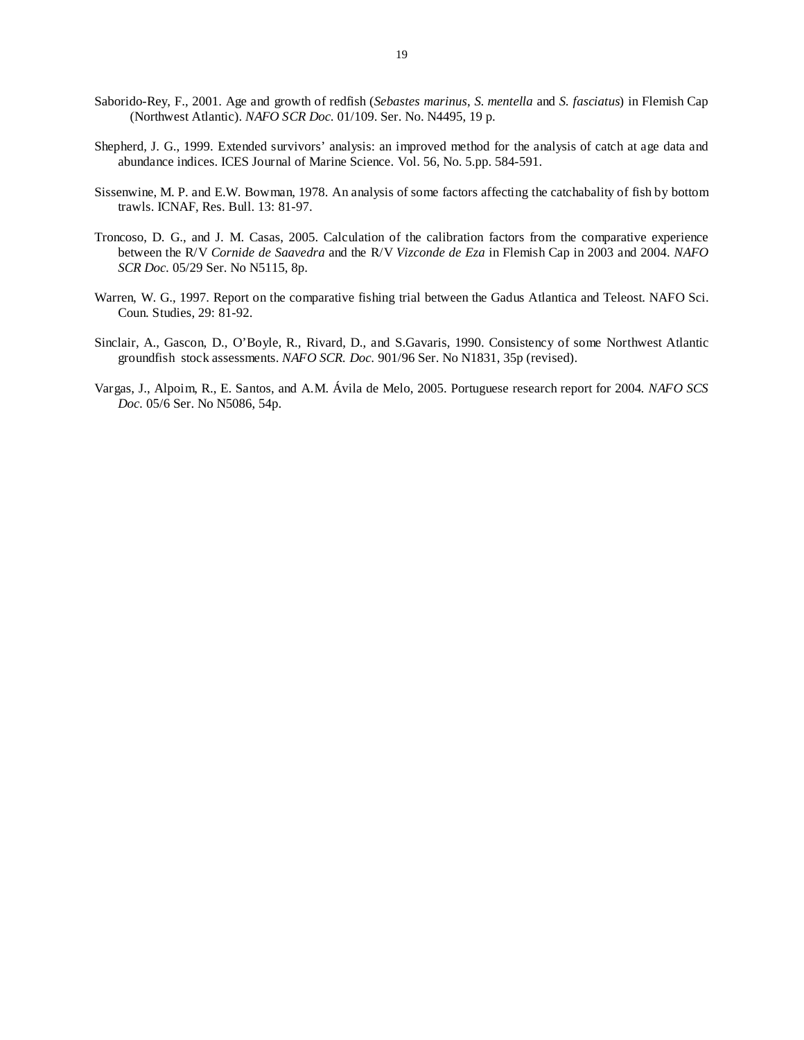Saborido-Rey, F., 2001. Age and growth of redfish (*Sebastes marinus*, *S. mentella* and *S. fasciatus*) in Flemish Cap (Northwest Atlantic). *NAFO SCR Doc.* 01/109. Ser. No. N4495, 19 p.

Shepherd, J. G., 1999. Extended survivors' analysis: an improved method for the analysis of catch at age data and abundance indices. ICES Journal of Marine Science. Vol. 56, No. 5.pp. 584-591.

Sissenwine, M. P. and E.W. Bowman, 1978. An analysis of some factors affecting the catchabality of fish by bottom trawls. ICNAF, Res. Bull. 13: 81-97.

Troncoso, D. G., and J. M. Casas, 2005. Calculation of the calibration factors from the comparative experience between the R/V *Cornide de Saavedra* and the R/V *Vizconde de Eza* in Flemish Cap in 2003 and 2004. *NAFO SCR Doc.* 05/29 Ser. No N5115, 8p.

Warren, W. G., 1997. Report on the comparative fishing trial between the Gadus Atlantica and Teleost. NAFO Sci. Coun. Studies, 29: 81-92.

Sinclair, A., Gascon, D., O'Boyle, R., Rivard, D., and S.Gavaris, 1990. Consistency of some Northwest Atlantic groundfish stock assessments. *NAFO SCR. Doc.* 901/96 Ser. No N1831, 35p (revised).

Vargas, J., Alpoim, R., E. Santos, and A.M. Ávila de Melo, 2005. Portuguese research report for 2004. *NAFO SCS Doc.* 05/6 Ser. No N5086, 54p.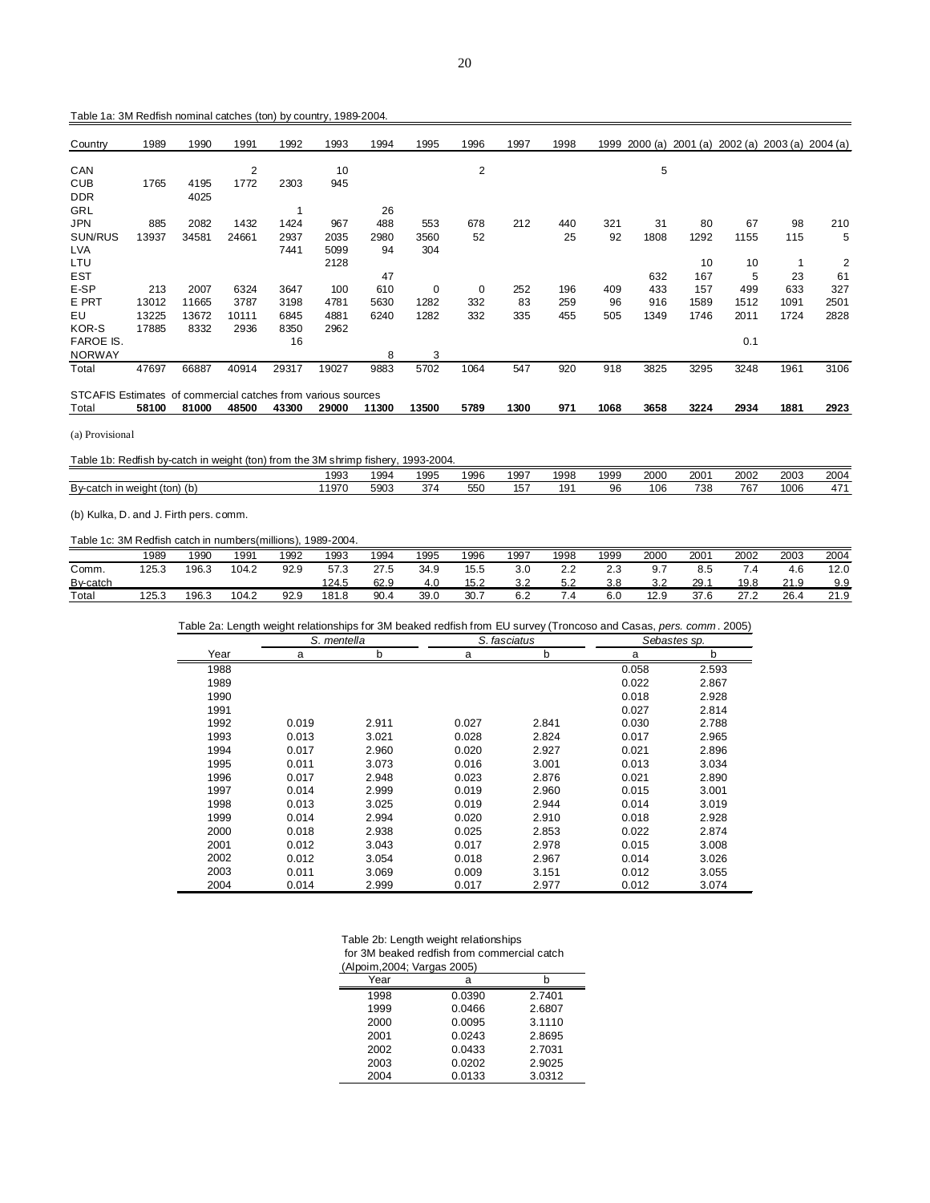Table 1a: 3M Redfish nominal catches (ton) by country, 1989-2004.

| Country | 1989 | 1990 | 1991 | 1992 | 1993 | 1994 | 1995 | 1996 | 1997 | 1998 | 1999 | 2000 (a) | 2001 (a) | 2002 (a) | 2003 (a) | 2004 (a) |
|---|---|---|---|---|---|---|---|---|---|---|---|---|---|---|---|---|
| CAN | | | 2 | | 10 | | | 2 | | | | 5 | | | | |
| CUB | 1765 | 4195 | 1772 | 2303 | 945 | | | | | | | | | | | |
| DDR | | 4025 | | | | | | | | | | | | | | |
| GRL | | | | 1 | | 26 | | | | | | | | | | |
| JPN | 885 | 2082 | 1432 | 1424 | 967 | 488 | 553 | 678 | 212 | 440 | 321 | 31 | 80 | 67 | 98 | 210 |
| SUN/RUS | 13937 | 34581 | 24661 | 2937 | 2035 | 2980 | 3560 | 52 | | 25 | 92 | 1808 | 1292 | 1155 | 115 | 5 |
| LVA | | | | 7441 | 5099 | 94 | 304 | | | | | | | | | |
| LTU | | | | | 2128 | | | | | | | | 10 | 10 | 1 | 2 |
| EST | | | | | | 47 | | | | | | 632 | 167 | 5 | 23 | 61 |
| E-SP | 213 | 2007 | 6324 | 3647 | 100 | 610 | 0 | 0 | 252 | 196 | 409 | 433 | 157 | 499 | 633 | 327 |
| E PRT | 13012 | 11665 | 3787 | 3198 | 4781 | 5630 | 1282 | 332 | 83 | 259 | 96 | 916 | 1589 | 1512 | 1091 | 2501 |
| EU | 13225 | 13672 | 10111 | 6845 | 4881 | 6240 | 1282 | 332 | 335 | 455 | 505 | 1349 | 1746 | 2011 | 1724 | 2828 |
| KOR-S | 17885 | 8332 | 2936 | 8350 | 2962 | | | | | | | | | | | |
| FAROE IS. | | | | 16 | | | | | | | | | | 0.1 | | |
| NORWAY | | | | | | 8 | 3 | | | | | | | | | |
| Total | 47697 | 66887 | 40914 | 29317 | 19027 | 9883 | 5702 | 1064 | 547 | 920 | 918 | 3825 | 3295 | 3248 | 1961 | 3106 |
| STACFIS Estimates of commercial catches from various sources | | | | | | | | | | | | | | | | |
| **Total** | **58100** | **81000** | **48500** | **43300** | **29000** | **11300** | **13500** | **5789** | **1300** | **971** | **1068** | **3658** | **3224** | **2934** | **1881** | **2923** |

(a) Provisional

Table 1b: Redfish by-catch in weight (ton) from the 3M shrimp fishery, 1993-2004.

| | 1993 | 1994 | 1995 | 1996 | 1997 | 1998 | 1999 | 2000 | 2001 | 2002 | 2003 | 2004 |
|---|---|---|---|---|---|---|---|---|---|---|---|---|
| By-catch in weight (ton) (b) | 11970 | 5903 | 374 | 550 | 157 | 191 | 96 | 106 | 738 | 767 | 1006 | 471 |

(b) Kulka, D. and J. Firth pers. comm.

Table 1c: 3M Redfish catch in numbers(millions), 1989-2004.

| | 1989 | 1990 | 1991 | 1992 | 1993 | 1994 | 1995 | 1996 | 1997 | 1998 | 1999 | 2000 | 2001 | 2002 | 2003 | 2004 |
|---|---|---|---|---|---|---|---|---|---|---|---|---|---|---|---|---|
| Comm. | 125.3 | 196.3 | 104.2 | 92.9 | 57.3 | 27.5 | 34.9 | 15.5 | 3.0 | 2.2 | 2.3 | 9.7 | 8.5 | 7.4 | 4.6 | 12.0 |
| By-catch | | | | | 124.5 | 62.9 | 4.0 | 15.2 | 3.2 | 5.2 | 3.8 | 3.2 | 29.1 | 19.8 | 21.9 | 9.9 |
| Total | 125.3 | 196.3 | 104.2 | 92.9 | 181.8 | 90.4 | 39.0 | 30.7 | 6.2 | 7.4 | 6.0 | 12.9 | 37.6 | 27.2 | 26.4 | 21.9 |

Table 2a: Length weight relationships for 3M beaked redfish from EU survey (Troncoso and Casas, *pers. comm*. 2005)

| | *S. mentella* | | *S. fasciatus* | | *Sebastes sp.* | |
|---|---|---|---|---|---|---|
| Year | a | b | a | b | a | b |
| 1988 | | | | | 0.058 | 2.593 |
| 1989 | | | | | 0.022 | 2.867 |
| 1990 | | | | | 0.018 | 2.928 |
| 1991 | | | | | 0.027 | 2.814 |
| 1992 | 0.019 | 2.911 | 0.027 | 2.841 | 0.030 | 2.788 |
| 1993 | 0.013 | 3.021 | 0.028 | 2.824 | 0.017 | 2.965 |
| 1994 | 0.017 | 2.960 | 0.020 | 2.927 | 0.021 | 2.896 |
| 1995 | 0.011 | 3.073 | 0.016 | 3.001 | 0.013 | 3.034 |
| 1996 | 0.017 | 2.948 | 0.023 | 2.876 | 0.021 | 2.890 |
| 1997 | 0.014 | 2.999 | 0.019 | 2.960 | 0.015 | 3.001 |
| 1998 | 0.013 | 3.025 | 0.019 | 2.944 | 0.014 | 3.019 |
| 1999 | 0.014 | 2.994 | 0.020 | 2.910 | 0.018 | 2.928 |
| 2000 | 0.018 | 2.938 | 0.025 | 2.853 | 0.022 | 2.874 |
| 2001 | 0.012 | 3.043 | 0.017 | 2.978 | 0.015 | 3.008 |
| 2002 | 0.012 | 3.054 | 0.018 | 2.967 | 0.014 | 3.026 |
| 2003 | 0.011 | 3.069 | 0.009 | 3.151 | 0.012 | 3.055 |
| 2004 | 0.014 | 2.999 | 0.017 | 2.977 | 0.012 | 3.074 |

Table 2b: Length weight relationships for 3M beaked redfish from commercial catch (Alpoim,2004; Vargas 2005)

| Year | a | b |
|---|---|---|
| 1998 | 0.0390 | 2.7401 |
| 1999 | 0.0466 | 2.6807 |
| 2000 | 0.0095 | 3.1110 |
| 2001 | 0.0243 | 2.8695 |
| 2002 | 0.0433 | 2.7031 |
| 2003 | 0.0202 | 2.9025 |
| 2004 | 0.0133 | 3.0312 |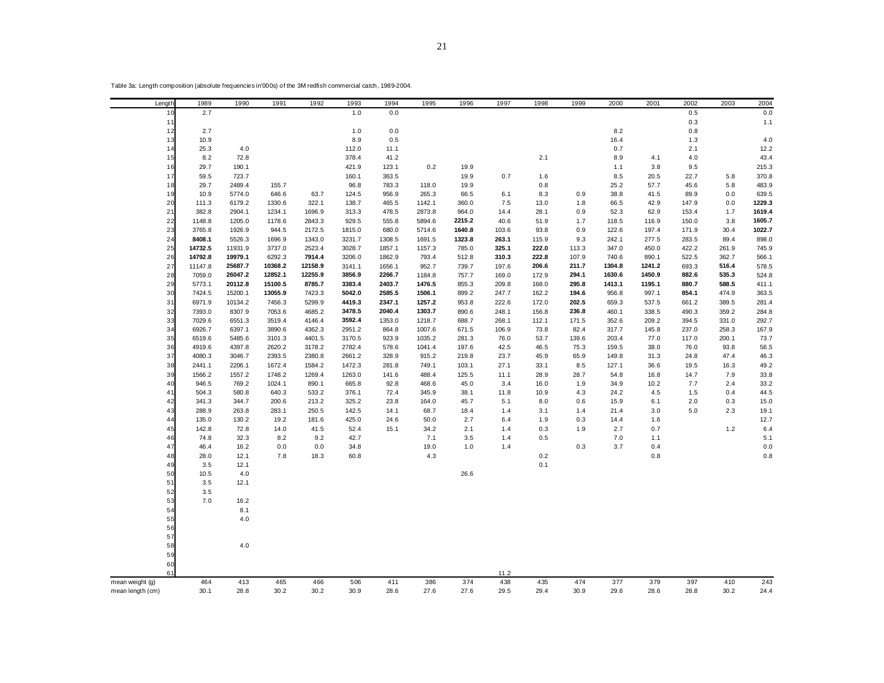Table 3a: Length composition (absolute frequencies in'000s) of the 3M redfish commercial catch, 1989-2004.

| Length | 1989 | 1990 | 1991 | 1992 | 1993 | 1994 | 1995 | 1996 | 1997 | 1998 | 1999 | 2000 | 2001 | 2002 | 2003 | 2004 |
|---|---|---|---|---|---|---|---|---|---|---|---|---|---|---|---|---|
| 10 | 2.7 | | | | 1.0 | 0.0 | | | | | | | | 0.5 | | 0.0 |
| 11 | | | | | | | | | | | | | | 0.3 | | 1.1 |
| 12 | 2.7 | | | | 1.0 | 0.0 | | | | | | 8.2 | | 0.8 | | |
| 13 | 10.9 | | | | 8.9 | 0.5 | | | | | | 16.4 | | 1.3 | | 4.0 |
| 14 | 25.3 | 4.0 | | | 112.0 | 11.1 | | | | | | 0.7 | | 2.1 | | 12.2 |
| 15 | 8.2 | 72.8 | | | 378.4 | 41.2 | | | | 2.1 | | 8.9 | 4.1 | 4.0 | | 43.4 |
| 16 | 29.7 | 190.1 | | | 421.9 | 123.1 | 0.2 | 19.9 | | | | 1.1 | 3.8 | 9.5 | | 215.3 |
| 17 | 59.5 | 723.7 | | | 160.1 | 363.5 | | 19.9 | 0.7 | 1.6 | | 8.5 | 20.5 | 22.7 | 5.8 | 370.8 |
| 18 | 29.7 | 2489.4 | 155.7 | | 96.8 | 783.3 | 118.0 | 19.9 | | 0.8 | | 25.2 | 57.7 | 45.6 | 5.8 | 483.9 |
| 19 | 10.9 | 5774.0 | 646.6 | 63.7 | 124.5 | 956.9 | 265.3 | 66.5 | 6.1 | 8.3 | 0.9 | 38.8 | 41.5 | 89.9 | 0.0 | 639.5 |
| 20 | 111.3 | 6179.2 | 1330.6 | 322.1 | 138.7 | 465.5 | 1142.1 | 360.0 | 7.5 | 13.0 | 1.8 | 66.5 | 42.9 | 147.9 | 0.0 | **1229.3** |
| 21 | 382.8 | 2904.1 | 1234.1 | 1696.9 | 313.3 | 478.5 | 2873.8 | 964.0 | 14.4 | 28.1 | 0.9 | 52.3 | 62.9 | 153.4 | 1.7 | **1619.4** |
| 22 | 1148.8 | 1205.0 | 1178.6 | 2843.3 | 929.5 | 555.8 | 5894.6 | **2215.2** | 40.6 | 51.9 | 1.7 | 118.5 | 116.9 | 150.0 | 3.8 | **1605.7** |
| 23 | 3765.8 | 1926.9 | 944.5 | 2172.5 | 1815.0 | 680.0 | 5714.6 | **1640.8** | 103.6 | 93.8 | 0.9 | 122.6 | 197.4 | 171.9 | 30.4 | **1022.7** |
| 24 | **8408.1** | 5526.3 | 1696.9 | 1343.0 | 3231.7 | 1308.5 | 1691.5 | **1323.8** | **263.1** | 115.9 | 9.3 | 242.1 | 277.5 | 283.5 | 89.4 | 898.0 |
| 25 | **14732.5** | 11931.9 | 3737.0 | 2523.4 | 3028.7 | 1857.1 | 1157.3 | 785.0 | **325.1** | **222.0** | 113.3 | 347.0 | 450.0 | 422.2 | 261.9 | 745.9 |
| 26 | **14792.8** | **19979.1** | 6292.3 | **7914.4** | 3206.0 | 1862.9 | 793.4 | 512.8 | **310.3** | **222.8** | 107.9 | 740.6 | 890.1 | 522.5 | 362.7 | 566.1 |
| 27 | 11147.8 | **25687.7** | **10368.2** | **12158.9** | 3141.1 | 1656.1 | 952.7 | 739.7 | 197.6 | **206.6** | **211.7** | **1304.8** | **1241.2** | 693.3 | **516.4** | 578.5 |
| 28 | 7059.0 | **26047.2** | **12852.1** | **12255.9** | **3856.9** | **2266.7** | 1184.8 | 757.7 | 169.0 | 172.9 | **294.1** | **1630.6** | **1450.9** | **882.6** | **535.3** | 524.8 |
| 29 | 5773.1 | **20112.8** | **15100.5** | **8785.7** | **3383.4** | **2403.7** | **1476.5** | 855.3 | 209.8 | 168.0 | **295.8** | **1413.1** | **1195.1** | **880.7** | **588.5** | 411.1 |
| 30 | 7424.5 | 15200.1 | **13055.9** | 7423.3 | **5042.0** | **2585.5** | **1506.1** | 899.2 | 247.7 | 162.2 | **194.6** | 956.8 | 997.1 | **854.1** | 474.9 | 363.5 |
| 31 | 6971.9 | 10134.2 | 7456.3 | 5299.9 | **4419.3** | **2347.1** | **1257.2** | 953.8 | 222.6 | 172.0 | **202.5** | 659.3 | 537.5 | 661.2 | 389.5 | 281.4 |
| 32 | 7393.0 | 8307.9 | 7053.6 | 4685.2 | **3478.5** | **2040.4** | **1303.7** | 890.6 | 248.1 | 156.8 | **236.8** | 460.1 | 338.5 | 490.3 | 359.2 | 284.8 |
| 33 | 7029.6 | 6551.3 | 3519.4 | 4146.4 | **3592.4** | 1353.0 | 1218.7 | 688.7 | 268.1 | 112.1 | 171.5 | 352.6 | 209.2 | 394.5 | 331.0 | 292.7 |
| 34 | 6926.7 | 6397.1 | 3890.6 | 4362.3 | 2951.2 | 864.8 | 1007.6 | 671.5 | 106.9 | 73.8 | 82.4 | 317.7 | 145.8 | 237.0 | 258.3 | 167.9 |
| 35 | 6519.6 | 5485.6 | 3101.3 | 4401.5 | 3170.5 | 923.9 | 1035.2 | 281.3 | 76.0 | 53.7 | 139.6 | 203.4 | 77.0 | 117.0 | 200.1 | 73.7 |
| 36 | 4919.6 | 4397.8 | 2620.2 | 3178.2 | 2782.4 | 578.6 | 1041.4 | 197.6 | 42.5 | 46.5 | 75.3 | 159.5 | 38.0 | 76.0 | 93.8 | 56.5 |
| 37 | 4080.3 | 3046.7 | 2393.5 | 2380.8 | 2661.2 | 328.9 | 915.2 | 219.8 | 23.7 | 45.9 | 65.9 | 149.8 | 31.3 | 24.8 | 47.4 | 46.3 |
| 38 | 2441.1 | 2206.1 | 1672.4 | 1584.2 | 1472.3 | 281.8 | 749.1 | 103.1 | 27.1 | 33.1 | 8.5 | 127.1 | 36.6 | 19.5 | 16.3 | 49.2 |
| 39 | 1566.2 | 1557.2 | 1748.2 | 1269.4 | 1263.0 | 141.6 | 488.4 | 125.5 | 11.1 | 28.9 | 28.7 | 54.8 | 16.8 | 14.7 | 7.9 | 33.8 |
| 40 | 946.5 | 769.2 | 1024.1 | 890.1 | 665.8 | 92.8 | 468.6 | 45.0 | 3.4 | 16.0 | 1.9 | 34.9 | 10.2 | 7.7 | 2.4 | 33.2 |
| 41 | 504.3 | 580.8 | 640.3 | 533.2 | 376.1 | 72.4 | 345.9 | 38.1 | 11.8 | 10.9 | 4.3 | 24.2 | 4.5 | 1.5 | 0.4 | 44.5 |
| 42 | 341.3 | 344.7 | 200.6 | 213.2 | 325.2 | 23.8 | 164.0 | 45.7 | 5.1 | 8.0 | 0.6 | 15.9 | 6.1 | 2.0 | 0.3 | 15.0 |
| 43 | 288.9 | 263.8 | 283.1 | 250.5 | 142.5 | 14.1 | 68.7 | 18.4 | 1.4 | 3.1 | 1.4 | 21.4 | 3.0 | 5.0 | 2.3 | 19.1 |
| 44 | 135.0 | 130.2 | 19.2 | 181.6 | 425.0 | 24.6 | 50.0 | 2.7 | 6.4 | 1.9 | 0.3 | 14.4 | 1.6 | | | 12.7 |
| 45 | 142.8 | 72.8 | 14.0 | 41.5 | 52.4 | 15.1 | 34.2 | 2.1 | 1.4 | 0.3 | 1.9 | 2.7 | 0.7 | | 1.2 | 6.4 |
| 46 | 74.8 | 32.3 | 8.2 | 9.2 | 42.7 | | 7.1 | 3.5 | 1.4 | 0.5 | | 7.0 | 1.1 | | | 5.1 |
| 47 | 46.4 | 16.2 | 0.0 | 0.0 | 34.8 | | 19.0 | 1.0 | 1.4 | | 0.3 | 3.7 | 0.4 | | | 0.0 |
| 48 | 28.0 | 12.1 | 7.8 | 18.3 | 60.8 | | 4.3 | | | 0.2 | | | 0.8 | | | 0.8 |
| 49 | 3.5 | 12.1 | | | | | | | | 0.1 | | | | | | |
| 50 | 10.5 | 4.0 | | | | | | 26.6 | | | | | | | | |
| 51 | 3.5 | 12.1 | | | | | | | | | | | | | | |
| 52 | 3.5 | | | | | | | | | | | | | | | |
| 53 | 7.0 | 16.2 | | | | | | | | | | | | | | |
| 54 | | 8.1 | | | | | | | | | | | | | | |
| 55 | | 4.0 | | | | | | | | | | | | | | |
| 56 | | | | | | | | | | | | | | | | |
| 57 | | | | | | | | | | | | | | | | |
| 58 | | 4.0 | | | | | | | | | | | | | | |
| 59 | | | | | | | | | | | | | | | | |
| 60 | | | | | | | | | | | | | | | | |
| 61 | | | | | | | | | 11.2 | | | | | | | |
| mean weight (g) | 464 | 413 | 465 | 466 | 506 | 411 | 386 | 374 | 438 | 435 | 474 | 377 | 379 | 397 | 410 | 243 |
| mean length (cm) | 30.1 | 28.8 | 30.2 | 30.2 | 30.9 | 28.6 | 27.6 | 27.6 | 29.5 | 29.4 | 30.9 | 29.6 | 28.6 | 28.8 | 30.2 | 24.4 |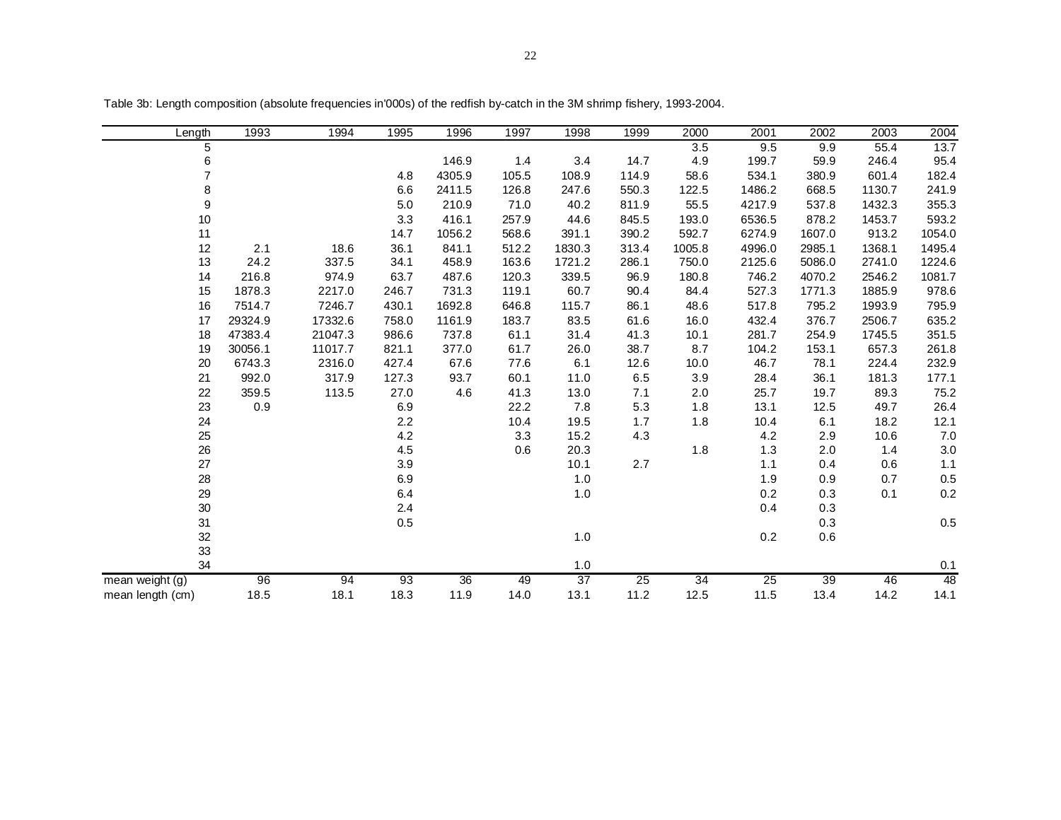Table 3b: Length composition (absolute frequencies in'000s) of the redfish by-catch in the 3M shrimp fishery, 1993-2004.

| Length | 1993 | 1994 | 1995 | 1996 | 1997 | 1998 | 1999 | 2000 | 2001 | 2002 | 2003 | 2004 |
|---|---|---|---|---|---|---|---|---|---|---|---|---|
| 5 | | | | | | | | 3.5 | 9.5 | 9.9 | 55.4 | 13.7 |
| 6 | | | | 146.9 | 1.4 | 3.4 | 14.7 | 4.9 | 199.7 | 59.9 | 246.4 | 95.4 |
| 7 | | | 4.8 | 4305.9 | 105.5 | 108.9 | 114.9 | 58.6 | 534.1 | 380.9 | 601.4 | 182.4 |
| 8 | | | 6.6 | 2411.5 | 126.8 | 247.6 | 550.3 | 122.5 | 1486.2 | 668.5 | 1130.7 | 241.9 |
| 9 | | | 5.0 | 210.9 | 71.0 | 40.2 | 811.9 | 55.5 | 4217.9 | 537.8 | 1432.3 | 355.3 |
| 10 | | | 3.3 | 416.1 | 257.9 | 44.6 | 845.5 | 193.0 | 6536.5 | 878.2 | 1453.7 | 593.2 |
| 11 | | | 14.7 | 1056.2 | 568.6 | 391.1 | 390.2 | 592.7 | 6274.9 | 1607.0 | 913.2 | 1054.0 |
| 12 | 2.1 | 18.6 | 36.1 | 841.1 | 512.2 | 1830.3 | 313.4 | 1005.8 | 4996.0 | 2985.1 | 1368.1 | 1495.4 |
| 13 | 24.2 | 337.5 | 34.1 | 458.9 | 163.6 | 1721.2 | 286.1 | 750.0 | 2125.6 | 5086.0 | 2741.0 | 1224.6 |
| 14 | 216.8 | 974.9 | 63.7 | 487.6 | 120.3 | 339.5 | 96.9 | 180.8 | 746.2 | 4070.2 | 2546.2 | 1081.7 |
| 15 | 1878.3 | 2217.0 | 246.7 | 731.3 | 119.1 | 60.7 | 90.4 | 84.4 | 527.3 | 1771.3 | 1885.9 | 978.6 |
| 16 | 7514.7 | 7246.7 | 430.1 | 1692.8 | 646.8 | 115.7 | 86.1 | 48.6 | 517.8 | 795.2 | 1993.9 | 795.9 |
| 17 | 29324.9 | 17332.6 | 758.0 | 1161.9 | 183.7 | 83.5 | 61.6 | 16.0 | 432.4 | 376.7 | 2506.7 | 635.2 |
| 18 | 47383.4 | 21047.3 | 986.6 | 737.8 | 61.1 | 31.4 | 41.3 | 10.1 | 281.7 | 254.9 | 1745.5 | 351.5 |
| 19 | 30056.1 | 11017.7 | 821.1 | 377.0 | 61.7 | 26.0 | 38.7 | 8.7 | 104.2 | 153.1 | 657.3 | 261.8 |
| 20 | 6743.3 | 2316.0 | 427.4 | 67.6 | 77.6 | 6.1 | 12.6 | 10.0 | 46.7 | 78.1 | 224.4 | 232.9 |
| 21 | 992.0 | 317.9 | 127.3 | 93.7 | 60.1 | 11.0 | 6.5 | 3.9 | 28.4 | 36.1 | 181.3 | 177.1 |
| 22 | 359.5 | 113.5 | 27.0 | 4.6 | 41.3 | 13.0 | 7.1 | 2.0 | 25.7 | 19.7 | 89.3 | 75.2 |
| 23 | 0.9 | | 6.9 | | 22.2 | 7.8 | 5.3 | 1.8 | 13.1 | 12.5 | 49.7 | 26.4 |
| 24 | | | 2.2 | | 10.4 | 19.5 | 1.7 | 1.8 | 10.4 | 6.1 | 18.2 | 12.1 |
| 25 | | | 4.2 | | 3.3 | 15.2 | 4.3 | | 4.2 | 2.9 | 10.6 | 7.0 |
| 26 | | | 4.5 | | 0.6 | 20.3 | | 1.8 | 1.3 | 2.0 | 1.4 | 3.0 |
| 27 | | | 3.9 | | | 10.1 | 2.7 | | 1.1 | 0.4 | 0.6 | 1.1 |
| 28 | | | 6.9 | | | 1.0 | | | 1.9 | 0.9 | 0.7 | 0.5 |
| 29 | | | 6.4 | | | 1.0 | | | 0.2 | 0.3 | 0.1 | 0.2 |
| 30 | | | 2.4 | | | | | | 0.4 | 0.3 | | |
| 31 | | | 0.5 | | | | | | | 0.3 | | 0.5 |
| 32 | | | | | | 1.0 | | | 0.2 | 0.6 | | |
| 33 | | | | | | | | | | | | |
| 34 | | | | | | 1.0 | | | | | | 0.1 |
| mean weight (g) | 96 | 94 | 93 | 36 | 49 | 37 | 25 | 34 | 25 | 39 | 46 | 48 |
| mean length (cm) | 18.5 | 18.1 | 18.3 | 11.9 | 14.0 | 13.1 | 11.2 | 12.5 | 11.5 | 13.4 | 14.2 | 14.1 |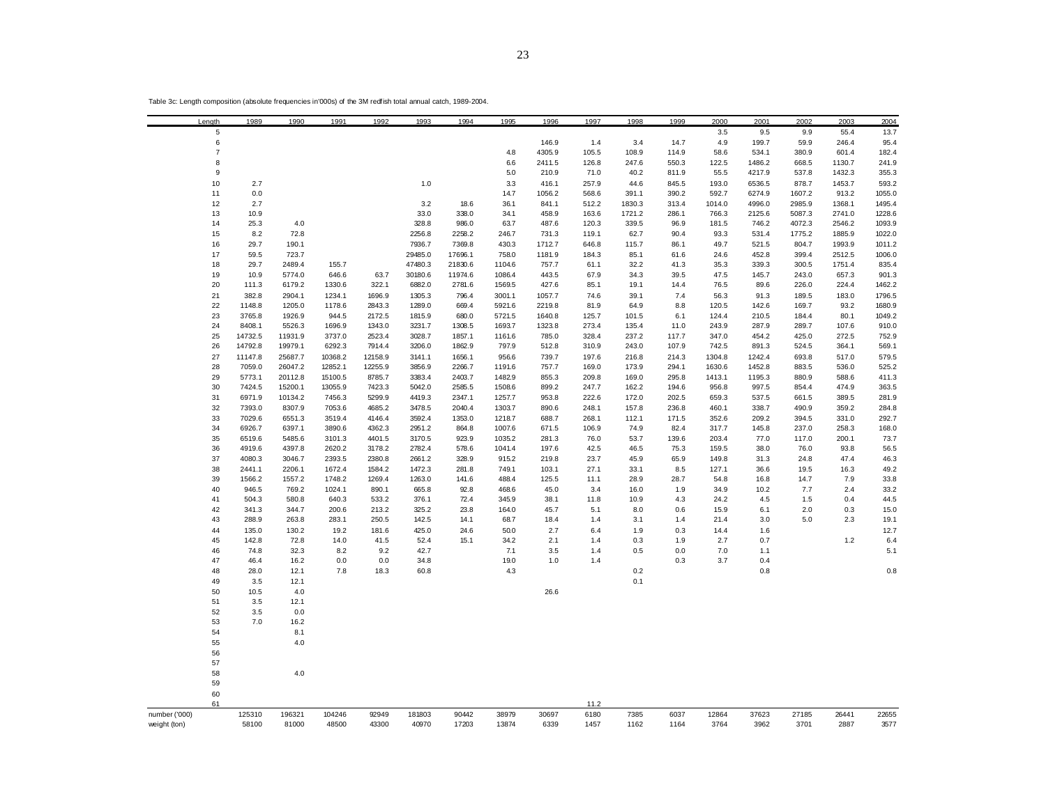Table 3c: Length composition (absolute frequencies in'000s) of the 3M redfish total annual catch, 1989-2004.

| Length | 1989 | 1990 | 1991 | 1992 | 1993 | 1994 | 1995 | 1996 | 1997 | 1998 | 1999 | 2000 | 2001 | 2002 | 2003 | 2004 |
|---|---|---|---|---|---|---|---|---|---|---|---|---|---|---|---|---|
| 5 | | | | | | | | | | | | 3.5 | 9.5 | 9.9 | 55.4 | 13.7 |
| 6 | | | | | | | | 146.9 | 1.4 | 3.4 | 14.7 | 4.9 | 199.7 | 59.9 | 246.4 | 95.4 |
| 7 | | | | | | | 4.8 | 4305.9 | 105.5 | 108.9 | 114.9 | 58.6 | 534.1 | 380.9 | 601.4 | 182.4 |
| 8 | | | | | | | 6.6 | 2411.5 | 126.8 | 247.6 | 550.3 | 122.5 | 1486.2 | 668.5 | 1130.7 | 241.9 |
| 9 | | | | | | | 5.0 | 210.9 | 71.0 | 40.2 | 811.9 | 55.5 | 4217.9 | 537.8 | 1432.3 | 355.3 |
| 10 | 2.7 | | | | 1.0 | | 3.3 | 416.1 | 257.9 | 44.6 | 845.5 | 193.0 | 6536.5 | 878.7 | 1453.7 | 593.2 |
| 11 | 0.0 | | | | | | 14.7 | 1056.2 | 568.6 | 391.1 | 390.2 | 592.7 | 6274.9 | 1607.2 | 913.2 | 1055.0 |
| 12 | 2.7 | | | | 3.2 | 18.6 | 36.1 | 841.1 | 512.2 | 1830.3 | 313.4 | 1014.0 | 4996.0 | 2985.9 | 1368.1 | 1495.4 |
| 13 | 10.9 | | | | 33.0 | 338.0 | 34.1 | 458.9 | 163.6 | 1721.2 | 286.1 | 766.3 | 2125.6 | 5087.3 | 2741.0 | 1228.6 |
| 14 | 25.3 | 4.0 | | | 328.8 | 986.0 | 63.7 | 487.6 | 120.3 | 339.5 | 96.9 | 181.5 | 746.2 | 4072.3 | 2546.2 | 1093.9 |
| 15 | 8.2 | 72.8 | | | 2256.8 | 2258.2 | 246.7 | 731.3 | 119.1 | 62.7 | 90.4 | 93.3 | 531.4 | 1775.2 | 1885.9 | 1022.0 |
| 16 | 29.7 | 190.1 | | | 7936.7 | 7369.8 | 430.3 | 1712.7 | 646.8 | 115.7 | 86.1 | 49.7 | 521.5 | 804.7 | 1993.9 | 1011.2 |
| 17 | 59.5 | 723.7 | | | 29485.0 | 17696.1 | 758.0 | 1181.9 | 184.3 | 85.1 | 61.6 | 24.6 | 452.8 | 399.4 | 2512.5 | 1006.0 |
| 18 | 29.7 | 2489.4 | 155.7 | | 47480.3 | 21830.6 | 1104.6 | 757.7 | 61.1 | 32.2 | 41.3 | 35.3 | 339.3 | 300.5 | 1751.4 | 835.4 |
| 19 | 10.9 | 5774.0 | 646.6 | 63.7 | 30180.6 | 11974.6 | 1086.4 | 443.5 | 67.9 | 34.3 | 39.5 | 47.5 | 145.7 | 243.0 | 657.3 | 901.3 |
| 20 | 111.3 | 6179.2 | 1330.6 | 322.1 | 6882.0 | 2781.6 | 1569.5 | 427.6 | 85.1 | 19.1 | 14.4 | 76.5 | 89.6 | 226.0 | 224.4 | 1462.2 |
| 21 | 382.8 | 2904.1 | 1234.1 | 1696.9 | 1305.3 | 796.4 | 3001.1 | 1057.7 | 74.6 | 39.1 | 7.4 | 56.3 | 91.3 | 189.5 | 183.0 | 1796.5 |
| 22 | 1148.8 | 1205.0 | 1178.6 | 2843.3 | 1289.0 | 669.4 | 5921.6 | 2219.8 | 81.9 | 64.9 | 8.8 | 120.5 | 142.6 | 169.7 | 93.2 | 1680.9 |
| 23 | 3765.8 | 1926.9 | 944.5 | 2172.5 | 1815.9 | 680.0 | 5721.5 | 1640.8 | 125.7 | 101.5 | 6.1 | 124.4 | 210.5 | 184.4 | 80.1 | 1049.2 |
| 24 | 8408.1 | 5526.3 | 1696.9 | 1343.0 | 3231.7 | 1308.5 | 1693.7 | 1323.8 | 273.4 | 135.4 | 11.0 | 243.9 | 287.9 | 289.7 | 107.6 | 910.0 |
| 25 | 14732.5 | 11931.9 | 3737.0 | 2523.4 | 3028.7 | 1857.1 | 1161.6 | 785.0 | 328.4 | 237.2 | 117.7 | 347.0 | 454.2 | 425.0 | 272.5 | 752.9 |
| 26 | 14792.8 | 19979.1 | 6292.3 | 7914.4 | 3206.0 | 1862.9 | 797.9 | 512.8 | 310.9 | 243.0 | 107.9 | 742.5 | 891.3 | 524.5 | 364.1 | 569.1 |
| 27 | 11147.8 | 25687.7 | 10368.2 | 12158.9 | 3141.1 | 1656.1 | 956.6 | 739.7 | 197.6 | 216.8 | 214.3 | 1304.8 | 1242.4 | 693.8 | 517.0 | 579.5 |
| 28 | 7059.0 | 26047.2 | 12852.1 | 12255.9 | 3856.9 | 2266.7 | 1191.6 | 757.7 | 169.0 | 173.9 | 294.1 | 1630.6 | 1452.8 | 883.5 | 536.0 | 525.2 |
| 29 | 5773.1 | 20112.8 | 15100.5 | 8785.7 | 3383.4 | 2403.7 | 1482.9 | 855.3 | 209.8 | 169.0 | 295.8 | 1413.1 | 1195.3 | 880.9 | 588.6 | 411.3 |
| 30 | 7424.5 | 15200.1 | 13055.9 | 7423.3 | 5042.0 | 2585.5 | 1508.6 | 899.2 | 247.7 | 162.2 | 194.6 | 956.8 | 997.5 | 854.4 | 474.9 | 363.5 |
| 31 | 6971.9 | 10134.2 | 7456.3 | 5299.9 | 4419.3 | 2347.1 | 1257.7 | 953.8 | 222.6 | 172.0 | 202.5 | 659.3 | 537.5 | 661.5 | 389.5 | 281.9 |
| 32 | 7393.0 | 8307.9 | 7053.6 | 4685.2 | 3478.5 | 2040.4 | 1303.7 | 890.6 | 248.1 | 157.8 | 236.8 | 460.1 | 338.7 | 490.9 | 359.2 | 284.8 |
| 33 | 7029.6 | 6551.3 | 3519.4 | 4146.4 | 3592.4 | 1353.0 | 1218.7 | 688.7 | 268.1 | 112.1 | 171.5 | 352.6 | 209.2 | 394.5 | 331.0 | 292.7 |
| 34 | 6926.7 | 6397.1 | 3890.6 | 4362.3 | 2951.2 | 864.8 | 1007.6 | 671.5 | 106.9 | 74.9 | 82.4 | 317.7 | 145.8 | 237.0 | 258.3 | 168.0 |
| 35 | 6519.6 | 5485.6 | 3101.3 | 4401.5 | 3170.5 | 923.9 | 1035.2 | 281.3 | 76.0 | 53.7 | 139.6 | 203.4 | 77.0 | 117.0 | 200.1 | 73.7 |
| 36 | 4919.6 | 4397.8 | 2620.2 | 3178.2 | 2782.4 | 578.6 | 1041.4 | 197.6 | 42.5 | 46.5 | 75.3 | 159.5 | 38.0 | 76.0 | 93.8 | 56.5 |
| 37 | 4080.3 | 3046.7 | 2393.5 | 2380.8 | 2661.2 | 328.9 | 915.2 | 219.8 | 23.7 | 45.9 | 65.9 | 149.8 | 31.3 | 24.8 | 47.4 | 46.3 |
| 38 | 2441.1 | 2206.1 | 1672.4 | 1584.2 | 1472.3 | 281.8 | 749.1 | 103.1 | 27.1 | 33.1 | 8.5 | 127.1 | 36.6 | 19.5 | 16.3 | 49.2 |
| 39 | 1566.2 | 1557.2 | 1748.2 | 1269.4 | 1263.0 | 141.6 | 488.4 | 125.5 | 11.1 | 28.9 | 28.7 | 54.8 | 16.8 | 14.7 | 7.9 | 33.8 |
| 40 | 946.5 | 769.2 | 1024.1 | 890.1 | 665.8 | 92.8 | 468.6 | 45.0 | 3.4 | 16.0 | 1.9 | 34.9 | 10.2 | 7.7 | 2.4 | 33.2 |
| 41 | 504.3 | 580.8 | 640.3 | 533.2 | 376.1 | 72.4 | 345.9 | 38.1 | 11.8 | 10.9 | 4.3 | 24.2 | 4.5 | 1.5 | 0.4 | 44.5 |
| 42 | 341.3 | 344.7 | 200.6 | 213.2 | 325.2 | 23.8 | 164.0 | 45.7 | 5.1 | 8.0 | 0.6 | 15.9 | 6.1 | 2.0 | 0.3 | 15.0 |
| 43 | 288.9 | 263.8 | 283.1 | 250.5 | 142.5 | 14.1 | 68.7 | 18.4 | 1.4 | 3.1 | 1.4 | 21.4 | 3.0 | 5.0 | 2.3 | 19.1 |
| 44 | 135.0 | 130.2 | 19.2 | 181.6 | 425.0 | 24.6 | 50.0 | 2.7 | 6.4 | 1.9 | 0.3 | 14.4 | 1.6 | | | 12.7 |
| 45 | 142.8 | 72.8 | 14.0 | 41.5 | 52.4 | 15.1 | 34.2 | 2.1 | 1.4 | 0.3 | 1.9 | 2.7 | 0.7 | | 1.2 | 6.4 |
| 46 | 74.8 | 32.3 | 8.2 | 9.2 | 42.7 | | 7.1 | 3.5 | 1.4 | 0.5 | 0.0 | 7.0 | 1.1 | | | 5.1 |
| 47 | 46.4 | 16.2 | 0.0 | 0.0 | 34.8 | | 19.0 | 1.0 | 1.4 | | 0.3 | 3.7 | 0.4 | | | |
| 48 | 28.0 | 12.1 | 7.8 | 18.3 | 60.8 | | 4.3 | | | 0.2 | | | 0.8 | | | 0.8 |
| 49 | 3.5 | 12.1 | | | | | | | | 0.1 | | | | | | |
| 50 | 10.5 | 4.0 | | | | | | 26.6 | | | | | | | | |
| 51 | 3.5 | 12.1 | | | | | | | | | | | | | | |
| 52 | 3.5 | 0.0 | | | | | | | | | | | | | | |
| 53 | 7.0 | 16.2 | | | | | | | | | | | | | | |
| 54 | | 8.1 | | | | | | | | | | | | | | |
| 55 | | 4.0 | | | | | | | | | | | | | | |
| 56 | | | | | | | | | | | | | | | | |
| 57 | | | | | | | | | | | | | | | | |
| 58 | | 4.0 | | | | | | | | | | | | | | |
| 59 | | | | | | | | | | | | | | | | |
| 60 | | | | | | | | | | | | | | | | |
| 61 | | | | | | | | | 11.2 | | | | | | | |
| number ('000) | 125310 | 196321 | 104246 | 92949 | 181803 | 90442 | 38979 | 30697 | 6180 | 7385 | 6037 | 12864 | 37623 | 27185 | 26441 | 22655 |
| weight (ton) | 58100 | 81000 | 48500 | 43300 | 40970 | 17203 | 13874 | 6339 | 1457 | 1162 | 1164 | 3764 | 3962 | 3701 | 2887 | 3577 |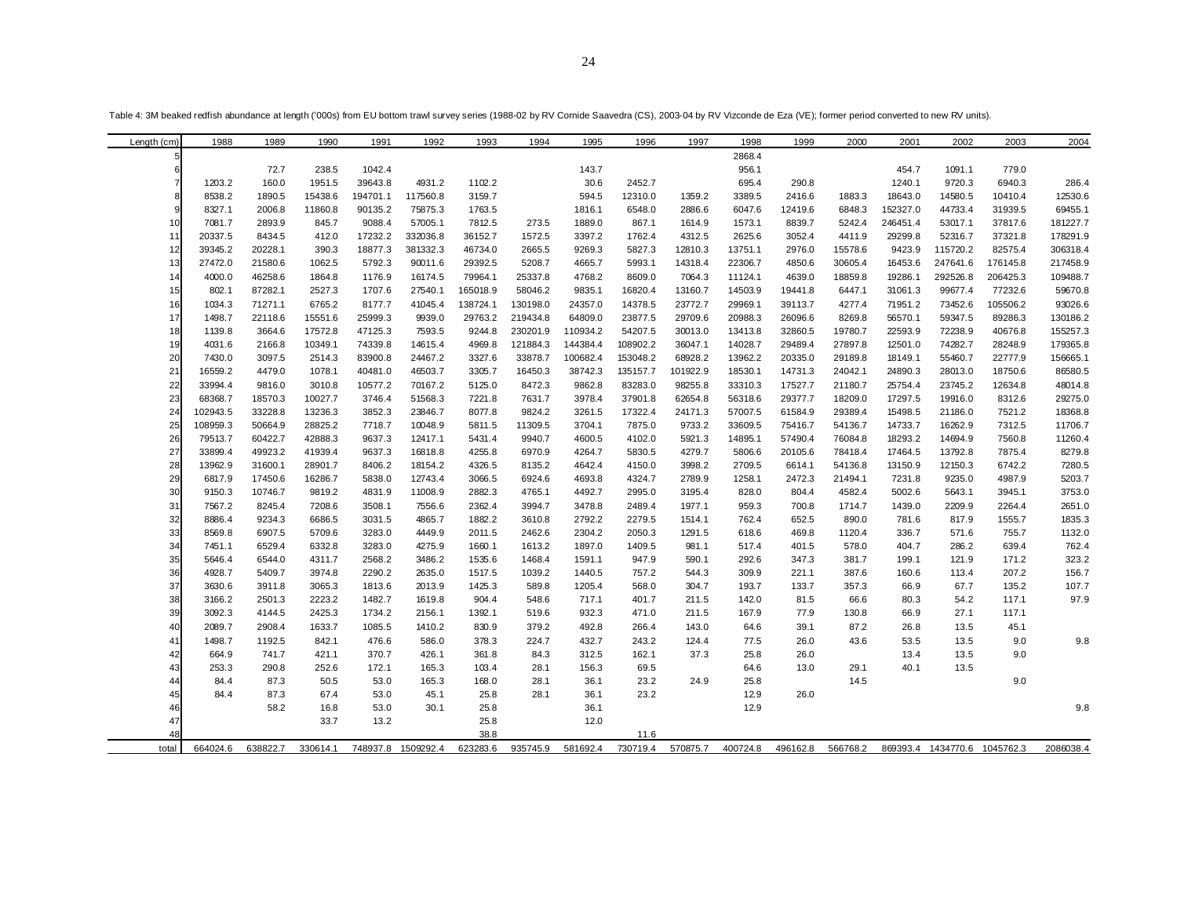Table 4: 3M beaked redfish abundance at length ('000s) from EU bottom trawl survey series (1988-02 by RV Cornide Saavedra (CS), 2003-04 by RV Vizconde de Eza (VE); former period converted to new RV units).

| Length (cm) | 1988 | 1989 | 1990 | 1991 | 1992 | 1993 | 1994 | 1995 | 1996 | 1997 | 1998 | 1999 | 2000 | 2001 | 2002 | 2003 | 2004 |
|---|---|---|---|---|---|---|---|---|---|---|---|---|---|---|---|---|---|
| 5 | | | | | | | | | | | 2868.4 | | | | | | |
| 6 | | 72.7 | 238.5 | 1042.4 | | | | 143.7 | | | 956.1 | | | 454.7 | 1091.1 | 779.0 | |
| 7 | 1203.2 | 160.0 | 1951.5 | 39643.8 | 4931.2 | 1102.2 | | 30.6 | 2452.7 | | 695.4 | 290.8 | | 1240.1 | 9720.3 | 6940.3 | 286.4 |
| 8 | 8538.2 | 1890.5 | 15438.6 | 194701.1 | 117560.8 | 3159.7 | | 594.5 | 12310.0 | 1359.2 | 3389.5 | 2416.6 | 1883.3 | 18643.0 | 14580.5 | 10410.4 | 12530.6 |
| 9 | 8327.1 | 2006.8 | 11860.8 | 90135.2 | 75875.3 | 1763.5 | | 1816.1 | 6548.0 | 2886.6 | 6047.6 | 12419.6 | 6848.3 | 152327.0 | 44733.4 | 31939.5 | 69455.1 |
| 10 | 7081.7 | 2893.9 | 845.7 | 9088.4 | 57005.1 | 7812.5 | 273.5 | 1889.0 | 867.1 | 1614.9 | 1573.1 | 8839.7 | 5242.4 | 246451.4 | 53017.1 | 37817.6 | 181227.7 |
| 11 | 20337.5 | 8434.5 | 412.0 | 17232.2 | 332036.8 | 36152.7 | 1572.5 | 3397.2 | 1762.4 | 4312.5 | 2625.6 | 3052.4 | 4411.9 | 29299.8 | 52316.7 | 37321.8 | 178291.9 |
| 12 | 39345.2 | 20228.1 | 390.3 | 18877.3 | 381332.3 | 46734.0 | 2665.5 | 9269.3 | 5827.3 | 12810.3 | 13751.1 | 2976.0 | 15578.6 | 9423.9 | 115720.2 | 82575.4 | 306318.4 |
| 13 | 27472.0 | 21580.6 | 1062.5 | 5792.3 | 90011.6 | 29392.5 | 5208.7 | 4665.7 | 5993.1 | 14318.4 | 22306.7 | 4850.6 | 30605.4 | 16453.6 | 247641.6 | 176145.8 | 217458.9 |
| 14 | 4000.0 | 46258.6 | 1864.8 | 1176.9 | 16174.5 | 79964.1 | 25337.8 | 4768.2 | 8609.0 | 7064.3 | 11124.1 | 4639.0 | 18859.8 | 19286.1 | 292526.8 | 206425.3 | 109488.7 |
| 15 | 802.1 | 87282.1 | 2527.3 | 1707.6 | 27540.1 | 165018.9 | 58046.2 | 9835.1 | 16820.4 | 13160.7 | 14503.9 | 19441.8 | 6447.1 | 31061.3 | 99677.4 | 77232.6 | 59670.8 |
| 16 | 1034.3 | 71271.1 | 6765.2 | 8177.7 | 41045.4 | 138724.1 | 130198.0 | 24357.0 | 14378.5 | 23772.7 | 29969.1 | 39113.7 | 4277.4 | 71951.2 | 73452.6 | 105506.2 | 93026.6 |
| 17 | 1498.7 | 22118.6 | 15551.6 | 25999.3 | 9939.0 | 29763.2 | 219434.8 | 64809.0 | 23877.5 | 29709.6 | 20988.3 | 26096.6 | 8269.8 | 56570.1 | 59347.5 | 89286.3 | 130186.2 |
| 18 | 1139.8 | 3664.6 | 17572.8 | 47125.3 | 7593.5 | 9244.8 | 230201.9 | 110934.2 | 54207.5 | 30013.0 | 13413.8 | 32860.5 | 19780.7 | 22593.9 | 72238.9 | 40676.8 | 155257.3 |
| 19 | 4031.6 | 2166.8 | 10349.1 | 74339.8 | 14615.4 | 4969.8 | 121884.3 | 144384.4 | 108902.2 | 36047.1 | 14028.7 | 29489.4 | 27897.8 | 12501.0 | 74282.7 | 28248.9 | 179365.8 |
| 20 | 7430.0 | 3097.5 | 2514.3 | 83900.8 | 24467.2 | 3327.6 | 33878.7 | 100682.4 | 153048.2 | 68928.2 | 13962.2 | 20335.0 | 29189.8 | 18149.1 | 55460.7 | 22777.9 | 156665.1 |
| 21 | 16559.2 | 4479.0 | 1078.1 | 40481.0 | 46503.7 | 3305.7 | 16450.3 | 38742.3 | 135157.7 | 101922.9 | 18530.1 | 14731.3 | 24042.1 | 24890.3 | 28013.0 | 18750.6 | 86580.5 |
| 22 | 33994.4 | 9816.0 | 3010.8 | 10577.2 | 70167.2 | 5125.0 | 8472.3 | 9862.8 | 83283.0 | 98255.8 | 33310.3 | 17527.7 | 21180.7 | 25754.4 | 23745.2 | 12634.8 | 48014.8 |
| 23 | 68368.7 | 18570.3 | 10027.7 | 3746.4 | 51568.3 | 7221.8 | 7631.7 | 3978.4 | 37901.8 | 62654.8 | 56318.6 | 29377.7 | 18209.0 | 17297.5 | 19916.0 | 8312.6 | 29275.0 |
| 24 | 102943.5 | 33228.8 | 13236.3 | 3852.3 | 23846.7 | 8077.8 | 9824.2 | 3261.5 | 17322.4 | 24171.3 | 57007.5 | 61584.9 | 29389.4 | 15498.5 | 21186.0 | 7521.2 | 18368.8 |
| 25 | 108959.3 | 50664.9 | 28825.2 | 7718.7 | 10048.9 | 5811.5 | 11309.5 | 3704.1 | 7875.0 | 9733.2 | 33609.5 | 75416.7 | 54136.7 | 14733.7 | 16262.9 | 7312.5 | 11706.7 |
| 26 | 79513.7 | 60422.7 | 42888.3 | 9637.3 | 12417.1 | 5431.4 | 9940.7 | 4600.5 | 4102.0 | 5921.3 | 14895.1 | 57490.4 | 76084.8 | 18293.2 | 14694.9 | 7560.8 | 11260.4 |
| 27 | 33899.4 | 49923.2 | 41939.4 | 9637.3 | 16818.8 | 4255.8 | 6970.9 | 4264.7 | 5830.5 | 4279.7 | 5806.6 | 20105.6 | 78418.4 | 17464.5 | 13792.8 | 7875.4 | 8279.8 |
| 28 | 13962.9 | 31600.1 | 28901.7 | 8406.2 | 18154.2 | 4326.5 | 8135.2 | 4642.4 | 4150.0 | 3998.2 | 2709.5 | 6614.1 | 54136.8 | 13150.9 | 12150.3 | 6742.2 | 7280.5 |
| 29 | 6817.9 | 17450.6 | 16286.7 | 5838.0 | 12743.4 | 3066.5 | 6924.6 | 4693.8 | 4324.7 | 2789.9 | 1258.1 | 2472.3 | 21494.1 | 7231.8 | 9235.0 | 4987.9 | 5203.7 |
| 30 | 9150.3 | 10746.7 | 9819.2 | 4831.9 | 11008.9 | 2882.3 | 4765.1 | 4492.7 | 2995.0 | 3195.4 | 828.0 | 804.4 | 4582.4 | 5002.6 | 5643.1 | 3945.1 | 3753.0 |
| 31 | 7567.2 | 8245.4 | 7208.6 | 3508.1 | 7556.6 | 2362.4 | 3994.7 | 3478.8 | 2489.4 | 1977.1 | 959.3 | 700.8 | 1714.7 | 1439.0 | 2209.9 | 2264.4 | 2651.0 |
| 32 | 8886.4 | 9234.3 | 6686.5 | 3031.5 | 4865.7 | 1882.2 | 3610.8 | 2792.2 | 2279.5 | 1514.1 | 762.4 | 652.5 | 890.0 | 781.6 | 817.9 | 1555.7 | 1835.3 |
| 33 | 8569.8 | 6907.5 | 5709.6 | 3283.0 | 4449.9 | 2011.5 | 2462.6 | 2304.2 | 2050.3 | 1291.5 | 618.6 | 469.8 | 1120.4 | 336.7 | 571.6 | 755.7 | 1132.0 |
| 34 | 7451.1 | 6529.4 | 6332.8 | 3283.0 | 4275.9 | 1660.1 | 1613.2 | 1897.0 | 1409.5 | 981.1 | 517.4 | 401.5 | 578.0 | 404.7 | 286.2 | 639.4 | 762.4 |
| 35 | 5646.4 | 6544.0 | 4311.7 | 2568.2 | 3486.2 | 1535.6 | 1468.4 | 1591.1 | 947.9 | 590.1 | 292.6 | 347.3 | 381.7 | 199.1 | 121.9 | 171.2 | 323.2 |
| 36 | 4928.7 | 5409.7 | 3974.8 | 2290.2 | 2635.0 | 1517.5 | 1039.2 | 1440.5 | 757.2 | 544.3 | 309.9 | 221.1 | 387.6 | 160.6 | 113.4 | 207.2 | 156.7 |
| 37 | 3630.6 | 3911.8 | 3065.3 | 1813.6 | 2013.9 | 1425.3 | 589.8 | 1205.4 | 568.0 | 304.7 | 193.7 | 133.7 | 357.3 | 66.9 | 67.7 | 135.2 | 107.7 |
| 38 | 3166.2 | 2501.3 | 2223.2 | 1482.7 | 1619.8 | 904.4 | 548.6 | 717.1 | 401.7 | 211.5 | 142.0 | 81.5 | 66.6 | 80.3 | 54.2 | 117.1 | 97.9 |
| 39 | 3092.3 | 4144.5 | 2425.3 | 1734.2 | 2156.1 | 1392.1 | 519.6 | 932.3 | 471.0 | 211.5 | 167.9 | 77.9 | 130.8 | 66.9 | 27.1 | 117.1 | |
| 40 | 2089.7 | 2908.4 | 1633.7 | 1085.5 | 1410.2 | 830.9 | 379.2 | 492.8 | 266.4 | 143.0 | 64.6 | 39.1 | 87.2 | 26.8 | 13.5 | 45.1 | |
| 41 | 1498.7 | 1192.5 | 842.1 | 476.6 | 586.0 | 378.3 | 224.7 | 432.7 | 243.2 | 124.4 | 77.5 | 26.0 | 43.6 | 53.5 | 13.5 | 9.0 | 9.8 |
| 42 | 664.9 | 741.7 | 421.1 | 370.7 | 426.1 | 361.8 | 84.3 | 312.5 | 162.1 | 37.3 | 25.8 | 26.0 | | 13.4 | 13.5 | 9.0 | |
| 43 | 253.3 | 290.8 | 252.6 | 172.1 | 165.3 | 103.4 | 28.1 | 156.3 | 69.5 | | 64.6 | 13.0 | 29.1 | 40.1 | 13.5 | | |
| 44 | 84.4 | 87.3 | 50.5 | 53.0 | 165.3 | 168.0 | 28.1 | 36.1 | 23.2 | 24.9 | 25.8 | | 14.5 | | | 9.0 | |
| 45 | 84.4 | 87.3 | 67.4 | 53.0 | 45.1 | 25.8 | 28.1 | 36.1 | 23.2 | | 12.9 | 26.0 | | | | | |
| 46 | | 58.2 | 16.8 | 53.0 | 30.1 | 25.8 | | 36.1 | | | 12.9 | | | | | | 9.8 |
| 47 | | | 33.7 | 13.2 | | 25.8 | | 12.0 | | | | | | | | | |
| 48 | | | | | | 38.8 | | | 11.6 | | | | | | | | |
| total | 664024.6 | 638822.7 | 330614.1 | 748937.8 | 1509292.4 | 623283.6 | 935745.9 | 581692.4 | 730719.4 | 570875.7 | 400724.8 | 496162.8 | 566768.2 | 869393.4 | 1434770.6 | 1045762.3 | 2086038.4 |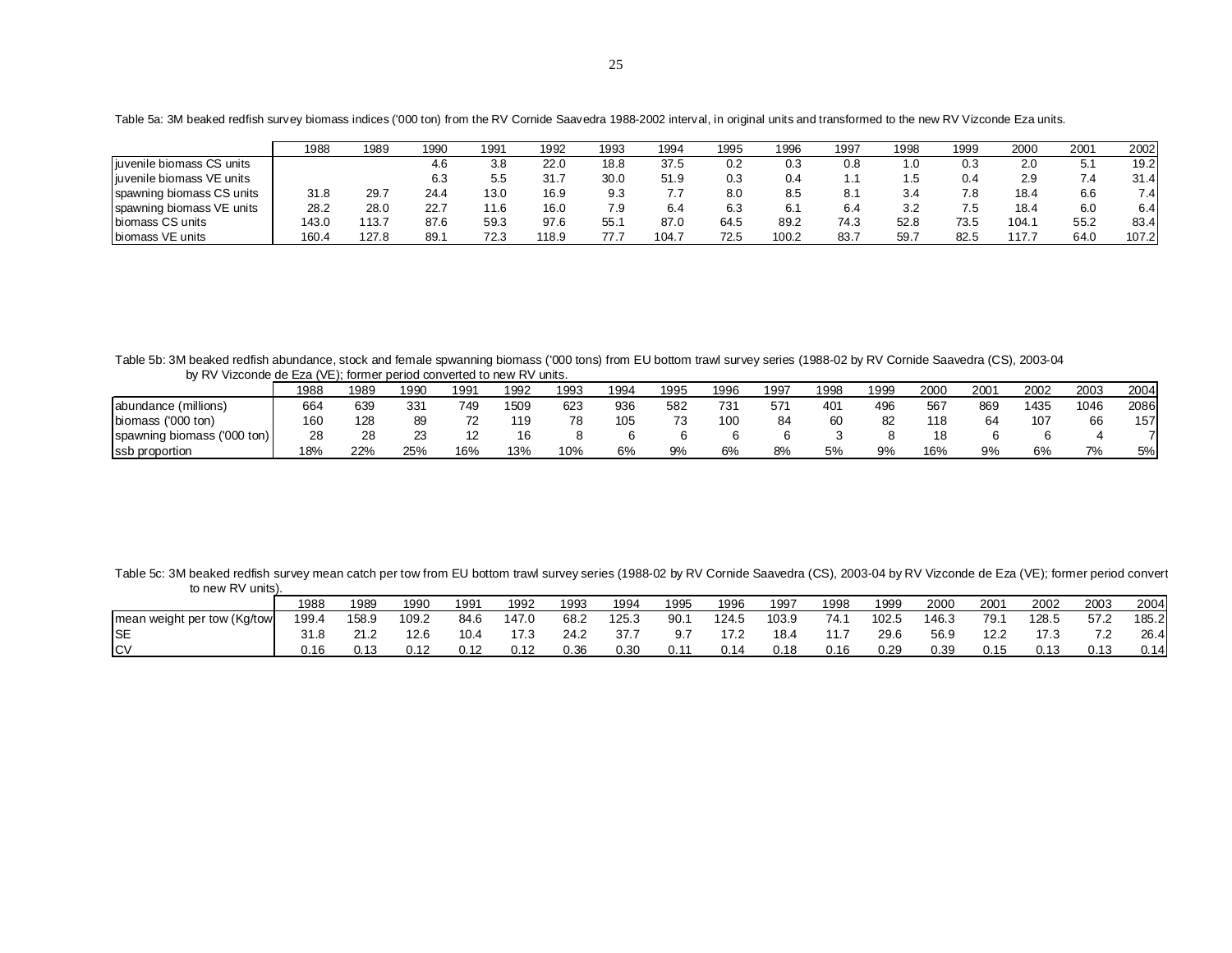Table 5a: 3M beaked redfish survey biomass indices ('000 ton) from the RV Cornide Saavedra 1988-2002 interval, in original units and transformed to the new RV Vizconde Eza units.

| | 1988 | 1989 | 1990 | 1991 | 1992 | 1993 | 1994 | 1995 | 1996 | 1997 | 1998 | 1999 | 2000 | 2001 | 2002 |
|---|---|---|---|---|---|---|---|---|---|---|---|---|---|---|---|
| juvenile biomass CS units | | | 4.6 | 3.8 | 22.0 | 18.8 | 37.5 | 0.2 | 0.3 | 0.8 | 1.0 | 0.3 | 2.0 | 5.1 | 19.2 |
| juvenile biomass VE units | | | 6.3 | 5.5 | 31.7 | 30.0 | 51.9 | 0.3 | 0.4 | 1.1 | 1.5 | 0.4 | 2.9 | 7.4 | 31.4 |
| spawning biomass CS units | 31.8 | 29.7 | 24.4 | 13.0 | 16.9 | 9.3 | 7.7 | 8.0 | 8.5 | 8.1 | 3.4 | 7.8 | 18.4 | 6.6 | 7.4 |
| spawning biomass VE units | 28.2 | 28.0 | 22.7 | 11.6 | 16.0 | 7.9 | 6.4 | 6.3 | 6.1 | 6.4 | 3.2 | 7.5 | 18.4 | 6.0 | 6.4 |
| biomass CS units | 143.0 | 113.7 | 87.6 | 59.3 | 97.6 | 55.1 | 87.0 | 64.5 | 89.2 | 74.3 | 52.8 | 73.5 | 104.1 | 55.2 | 83.4 |
| biomass VE units | 160.4 | 127.8 | 89.1 | 72.3 | 118.9 | 77.7 | 104.7 | 72.5 | 100.2 | 83.7 | 59.7 | 82.5 | 117.7 | 64.0 | 107.2 |

Table 5b: 3M beaked redfish abundance, stock and female spwanning biomass ('000 tons) from EU bottom trawl survey series (1988-02 by RV Cornide Saavedra (CS), 2003-04 by RV Vizconde de Eza (VE); former period converted to new RV units.

| | 1988 | 1989 | 1990 | 1991 | 1992 | 1993 | 1994 | 1995 | 1996 | 1997 | 1998 | 1999 | 2000 | 2001 | 2002 | 2003 | 2004 |
|---|---|---|---|---|---|---|---|---|---|---|---|---|---|---|---|---|---|
| abundance (millions) | 664 | 639 | 331 | 749 | 1509 | 623 | 936 | 582 | 731 | 571 | 401 | 496 | 567 | 869 | 1435 | 1046 | 2086 |
| biomass ('000 ton) | 160 | 128 | 89 | 72 | 119 | 78 | 105 | 73 | 100 | 84 | 60 | 82 | 118 | 64 | 107 | 66 | 157 |
| spawning biomass ('000 ton) | 28 | 28 | 23 | 12 | 16 | 8 | 6 | 6 | 6 | 6 | 3 | 8 | 18 | 6 | 6 | 4 | 7 |
| ssb proportion | 18% | 22% | 25% | 16% | 13% | 10% | 6% | 9% | 6% | 8% | 5% | 9% | 16% | 9% | 6% | 7% | 5% |

Table 5c: 3M beaked redfish survey mean catch per tow from EU bottom trawl survey series (1988-02 by RV Cornide Saavedra (CS), 2003-04 by RV Vizconde de Eza (VE); former period convert to new RV units).

| | 1988 | 1989 | 1990 | 1991 | 1992 | 1993 | 1994 | 1995 | 1996 | 1997 | 1998 | 1999 | 2000 | 2001 | 2002 | 2003 | 2004 |
|---|---|---|---|---|---|---|---|---|---|---|---|---|---|---|---|---|---|
| mean weight per tow (Kg/tow | 199.4 | 158.9 | 109.2 | 84.6 | 147.0 | 68.2 | 125.3 | 90.1 | 124.5 | 103.9 | 74.1 | 102.5 | 146.3 | 79.1 | 128.5 | 57.2 | 185.2 |
| SE | 31.8 | 21.2 | 12.6 | 10.4 | 17.3 | 24.2 | 37.7 | 9.7 | 17.2 | 18.4 | 11.7 | 29.6 | 56.9 | 12.2 | 17.3 | 7.2 | 26.4 |
| CV | 0.16 | 0.13 | 0.12 | 0.12 | 0.12 | 0.36 | 0.30 | 0.11 | 0.14 | 0.18 | 0.16 | 0.29 | 0.39 | 0.15 | 0.13 | 0.13 | 0.14 |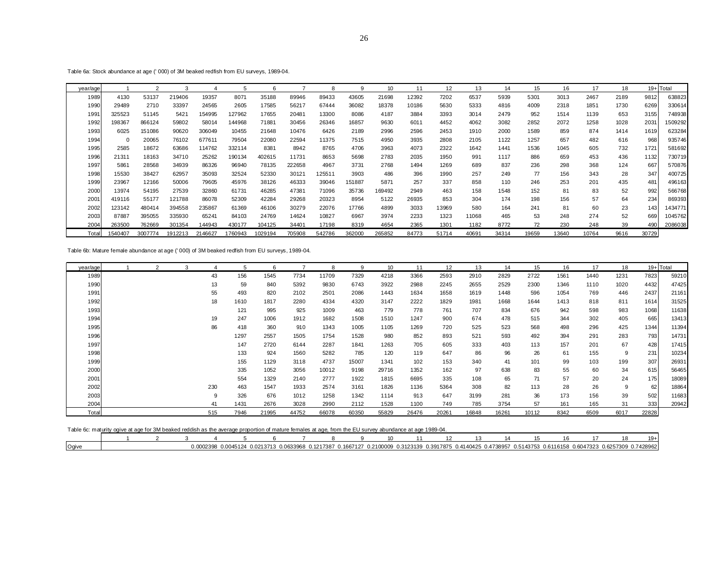Table 6a: Stock abundance at age (' 000) of 3M beaked redfish from EU surveys, 1989-04.

| year/age | 1 | 2 | 3 | 4 | 5 | 6 | 7 | 8 | 9 | 10 | 11 | 12 | 13 | 14 | 15 | 16 | 17 | 18 | 19+ | Total |
|---|---|---|---|---|---|---|---|---|---|---|---|---|---|---|---|---|---|---|---|---|
| 1989 | 4130 | 53137 | 219406 | 19357 | 8071 | 35188 | 89946 | 89433 | 43605 | 21698 | 12392 | 7202 | 6537 | 5939 | 5301 | 3013 | 2467 | 2189 | 9812 | 638823 |
| 1990 | 29489 | 2710 | 33397 | 24565 | 2605 | 17585 | 56217 | 67444 | 36082 | 18378 | 10186 | 5630 | 5333 | 4816 | 4009 | 2318 | 1851 | 1730 | 6269 | 330614 |
| 1991 | 325523 | 51145 | 5421 | 154995 | 127962 | 17655 | 20481 | 13300 | 8086 | 4187 | 3884 | 3393 | 3014 | 2479 | 952 | 1514 | 1139 | 653 | 3155 | 748938 |
| 1992 | 198367 | 866124 | 59802 | 58014 | 144968 | 71881 | 30456 | 26346 | 16857 | 9630 | 6011 | 4452 | 4062 | 3082 | 2852 | 2072 | 1258 | 1028 | 2031 | 1509292 |
| 1993 | 6025 | 151086 | 90620 | 306049 | 10455 | 21648 | 10476 | 6426 | 2189 | 2996 | 2596 | 2453 | 1910 | 2000 | 1589 | 859 | 874 | 1414 | 1619 | 623284 |
| 1994 | 0 | 20065 | 76102 | 677611 | 79504 | 22080 | 22594 | 11375 | 7515 | 4950 | 3935 | 2808 | 2105 | 1122 | 1257 | 657 | 482 | 616 | 968 | 935746 |
| 1995 | 2585 | 18672 | 63686 | 114762 | 332114 | 8381 | 8942 | 8765 | 4706 | 3963 | 4073 | 2322 | 1642 | 1441 | 1536 | 1045 | 605 | 732 | 1721 | 581692 |
| 1996 | 21311 | 18163 | 34710 | 25262 | 190134 | 402615 | 11731 | 8653 | 5698 | 2783 | 2035 | 1950 | 991 | 1117 | 886 | 659 | 453 | 436 | 1132 | 730719 |
| 1997 | 5861 | 28568 | 34939 | 86326 | 96940 | 78135 | 222658 | 4967 | 3731 | 2768 | 1494 | 1269 | 689 | 837 | 236 | 298 | 368 | 124 | 667 | 570876 |
| 1998 | 15530 | 38427 | 62957 | 35093 | 32524 | 52330 | 30121 | 125511 | 3903 | 486 | 396 | 1990 | 257 | 249 | 77 | 156 | 343 | 28 | 347 | 400725 |
| 1999 | 23967 | 12166 | 50006 | 79605 | 45976 | 38126 | 46333 | 39046 | 151887 | 5871 | 257 | 337 | 858 | 110 | 246 | 253 | 201 | 435 | 481 | 496163 |
| 2000 | 13974 | 54195 | 27539 | 32860 | 61731 | 46285 | 47381 | 71096 | 35736 | 169492 | 2949 | 463 | 158 | 1548 | 152 | 81 | 83 | 52 | 992 | 566768 |
| 2001 | 419116 | 55177 | 121788 | 86078 | 52309 | 42284 | 29268 | 20323 | 8954 | 5122 | 26935 | 853 | 304 | 174 | 198 | 156 | 57 | 64 | 234 | 869393 |
| 2002 | 123142 | 480414 | 394558 | 235867 | 61369 | 46106 | 30279 | 22076 | 17766 | 4899 | 3033 | 13969 | 580 | 164 | 241 | 81 | 60 | 23 | 143 | 1434771 |
| 2003 | 87887 | 395055 | 335930 | 65241 | 84103 | 24769 | 14624 | 10827 | 6967 | 3974 | 2233 | 1323 | 11068 | 465 | 53 | 248 | 274 | 52 | 669 | 1045762 |
| 2004 | 263500 | 762669 | 301354 | 144943 | 430177 | 104125 | 34401 | 17198 | 8319 | 4654 | 2365 | 1301 | 1182 | 8772 | 72 | 230 | 248 | 39 | 490 | 2086038 |
| Total | 1540407 | 3007774 | 1912213 | 2146627 | 1760943 | 1029194 | 705908 | 542786 | 362000 | 265852 | 84773 | 51714 | 40691 | 34314 | 19659 | 13640 | 10764 | 9616 | 30729 | |

Table 6b: Mature female abundance at age (' 000) of 3M beaked redfish from EU surveys, 1989-04.

| year/age | 1 | 2 | 3 | 4 | 5 | 6 | 7 | 8 | 9 | 10 | 11 | 12 | 13 | 14 | 15 | 16 | 17 | 18 | 19+ | Total |
|---|---|---|---|---|---|---|---|---|---|---|---|---|---|---|---|---|---|---|---|---|
| 1989 | | | | 43 | 156 | 1545 | 7734 | 11709 | 7329 | 4218 | 3366 | 2593 | 2910 | 2829 | 2722 | 1561 | 1440 | 1231 | 7823 | 59210 |
| 1990 | | | | 13 | 59 | 840 | 5392 | 9830 | 6743 | 3922 | 2988 | 2245 | 2655 | 2529 | 2300 | 1346 | 1110 | 1020 | 4432 | 47425 |
| 1991 | | | | 55 | 493 | 820 | 2102 | 2501 | 2086 | 1443 | 1634 | 1658 | 1619 | 1448 | 596 | 1054 | 769 | 446 | 2437 | 21161 |
| 1992 | | | | 18 | 1610 | 1817 | 2280 | 4334 | 4320 | 3147 | 2222 | 1829 | 1981 | 1668 | 1644 | 1413 | 818 | 811 | 1614 | 31525 |
| 1993 | | | | | 121 | 995 | 925 | 1009 | 463 | 779 | 778 | 761 | 707 | 834 | 676 | 942 | 598 | 983 | 1068 | 11638 |
| 1994 | | | | 19 | 247 | 1006 | 1912 | 1682 | 1508 | 1510 | 1247 | 900 | 674 | 478 | 515 | 344 | 302 | 405 | 665 | 13413 |
| 1995 | | | | 86 | 418 | 360 | 910 | 1343 | 1005 | 1105 | 1269 | 720 | 525 | 523 | 568 | 498 | 296 | 425 | 1344 | 11394 |
| 1996 | | | | | 1297 | 2557 | 1505 | 1754 | 1528 | 980 | 852 | 893 | 521 | 593 | 492 | 394 | 291 | 283 | 793 | 14731 |
| 1997 | | | | | 147 | 2720 | 6144 | 2287 | 1841 | 1263 | 705 | 605 | 333 | 403 | 113 | 157 | 201 | 67 | 428 | 17415 |
| 1998 | | | | | 133 | 924 | 1560 | 5282 | 785 | 120 | 119 | 647 | 86 | 96 | 26 | 61 | 155 | 9 | 231 | 10234 |
| 1999 | | | | | 155 | 1129 | 3118 | 4737 | 15007 | 1341 | 102 | 153 | 340 | 41 | 101 | 99 | 103 | 199 | 307 | 26931 |
| 2000 | | | | | 335 | 1052 | 3056 | 10012 | 9198 | 29716 | 1352 | 162 | 97 | 638 | 83 | 55 | 60 | 34 | 615 | 56465 |
| 2001 | | | | | 554 | 1329 | 2140 | 2777 | 1922 | 1815 | 6695 | 335 | 108 | 65 | 71 | 57 | 20 | 24 | 175 | 18089 |
| 2002 | | | | 230 | 463 | 1547 | 1933 | 2574 | 3161 | 1826 | 1136 | 5364 | 308 | 82 | 113 | 28 | 26 | 9 | 62 | 18864 |
| 2003 | | | | 9 | 326 | 676 | 1012 | 1258 | 1342 | 1114 | 913 | 647 | 3199 | 281 | 36 | 173 | 156 | 39 | 502 | 11683 |
| 2004 | | | | 41 | 1431 | 2676 | 3028 | 2990 | 2112 | 1528 | 1100 | 749 | 785 | 3754 | 57 | 161 | 165 | 31 | 333 | 20942 |
| Total | | | | 515 | 7946 | 21995 | 44752 | 66078 | 60350 | 55829 | 26476 | 20261 | 16848 | 16261 | 10112 | 8342 | 6509 | 6017 | 22828 | |

Table 6c: maturity ogive at age for 3M beaked reddish as the average proportion of mature females at age, from the EU survey abundance at age 1989-04.

| | 1 | 2 | 3 | 4 | 5 | 6 | 7 | 8 | 9 | 10 | 11 | 12 | 13 | 14 | 15 | 16 | 17 | 18 | 19+ |
|---|---|---|---|---|---|---|---|---|---|---|---|---|---|---|---|---|---|---|---|
| Ogive | | | | 0.0002398 | 0.0045124 | 0.0213713 | 0.0633968 | 0.1217387 | 0.1667127 | 0.2100009 | 0.3123139 | 0.3917875 | 0.4140425 | 0.4738957 | 0.5143753 | 0.6116158 | 0.6047323 | 0.6257309 | 0.7428962 |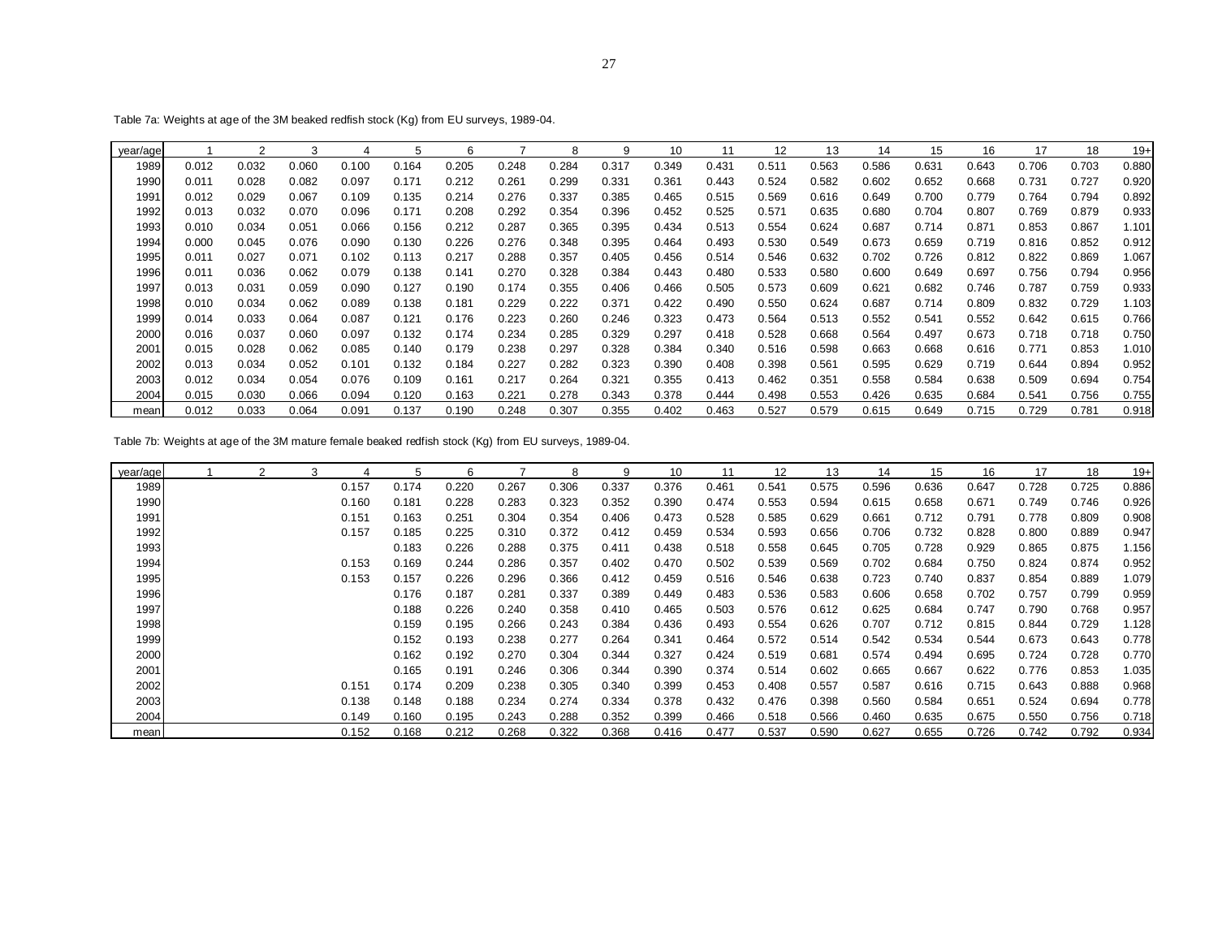Table 7a: Weights at age of the 3M beaked redfish stock (Kg) from EU surveys, 1989-04.

| year/age | 1 | 2 | 3 | 4 | 5 | 6 | 7 | 8 | 9 | 10 | 11 | 12 | 13 | 14 | 15 | 16 | 17 | 18 | 19+ |
|---|---|---|---|---|---|---|---|---|---|---|---|---|---|---|---|---|---|---|---|
| 1989 | 0.012 | 0.032 | 0.060 | 0.100 | 0.164 | 0.205 | 0.248 | 0.284 | 0.317 | 0.349 | 0.431 | 0.511 | 0.563 | 0.586 | 0.631 | 0.643 | 0.706 | 0.703 | 0.880 |
| 1990 | 0.011 | 0.028 | 0.082 | 0.097 | 0.171 | 0.212 | 0.261 | 0.299 | 0.331 | 0.361 | 0.443 | 0.524 | 0.582 | 0.602 | 0.652 | 0.668 | 0.731 | 0.727 | 0.920 |
| 1991 | 0.012 | 0.029 | 0.067 | 0.109 | 0.135 | 0.214 | 0.276 | 0.337 | 0.385 | 0.465 | 0.515 | 0.569 | 0.616 | 0.649 | 0.700 | 0.779 | 0.764 | 0.794 | 0.892 |
| 1992 | 0.013 | 0.032 | 0.070 | 0.096 | 0.171 | 0.208 | 0.292 | 0.354 | 0.396 | 0.452 | 0.525 | 0.571 | 0.635 | 0.680 | 0.704 | 0.807 | 0.769 | 0.879 | 0.933 |
| 1993 | 0.010 | 0.034 | 0.051 | 0.066 | 0.156 | 0.212 | 0.287 | 0.365 | 0.395 | 0.434 | 0.513 | 0.554 | 0.624 | 0.687 | 0.714 | 0.871 | 0.853 | 0.867 | 1.101 |
| 1994 | 0.000 | 0.045 | 0.076 | 0.090 | 0.130 | 0.226 | 0.276 | 0.348 | 0.395 | 0.464 | 0.493 | 0.530 | 0.549 | 0.673 | 0.659 | 0.719 | 0.816 | 0.852 | 0.912 |
| 1995 | 0.011 | 0.027 | 0.071 | 0.102 | 0.113 | 0.217 | 0.288 | 0.357 | 0.405 | 0.456 | 0.514 | 0.546 | 0.632 | 0.702 | 0.726 | 0.812 | 0.822 | 0.869 | 1.067 |
| 1996 | 0.011 | 0.036 | 0.062 | 0.079 | 0.138 | 0.141 | 0.270 | 0.328 | 0.384 | 0.443 | 0.480 | 0.533 | 0.580 | 0.600 | 0.649 | 0.697 | 0.756 | 0.794 | 0.956 |
| 1997 | 0.013 | 0.031 | 0.059 | 0.090 | 0.127 | 0.190 | 0.174 | 0.355 | 0.406 | 0.466 | 0.505 | 0.573 | 0.609 | 0.621 | 0.682 | 0.746 | 0.787 | 0.759 | 0.933 |
| 1998 | 0.010 | 0.034 | 0.062 | 0.089 | 0.138 | 0.181 | 0.229 | 0.222 | 0.371 | 0.422 | 0.490 | 0.550 | 0.624 | 0.687 | 0.714 | 0.809 | 0.832 | 0.729 | 1.103 |
| 1999 | 0.014 | 0.033 | 0.064 | 0.087 | 0.121 | 0.176 | 0.223 | 0.260 | 0.246 | 0.323 | 0.473 | 0.564 | 0.513 | 0.552 | 0.541 | 0.552 | 0.642 | 0.615 | 0.766 |
| 2000 | 0.016 | 0.037 | 0.060 | 0.097 | 0.132 | 0.174 | 0.234 | 0.285 | 0.329 | 0.297 | 0.418 | 0.528 | 0.668 | 0.564 | 0.497 | 0.673 | 0.718 | 0.718 | 0.750 |
| 2001 | 0.015 | 0.028 | 0.062 | 0.085 | 0.140 | 0.179 | 0.238 | 0.297 | 0.328 | 0.384 | 0.340 | 0.516 | 0.598 | 0.663 | 0.668 | 0.616 | 0.771 | 0.853 | 1.010 |
| 2002 | 0.013 | 0.034 | 0.052 | 0.101 | 0.132 | 0.184 | 0.227 | 0.282 | 0.323 | 0.390 | 0.408 | 0.398 | 0.561 | 0.595 | 0.629 | 0.719 | 0.644 | 0.894 | 0.952 |
| 2003 | 0.012 | 0.034 | 0.054 | 0.076 | 0.109 | 0.161 | 0.217 | 0.264 | 0.321 | 0.355 | 0.413 | 0.462 | 0.351 | 0.558 | 0.584 | 0.638 | 0.509 | 0.694 | 0.754 |
| 2004 | 0.015 | 0.030 | 0.066 | 0.094 | 0.120 | 0.163 | 0.221 | 0.278 | 0.343 | 0.378 | 0.444 | 0.498 | 0.553 | 0.426 | 0.635 | 0.684 | 0.541 | 0.756 | 0.755 |
| mean | 0.012 | 0.033 | 0.064 | 0.091 | 0.137 | 0.190 | 0.248 | 0.307 | 0.355 | 0.402 | 0.463 | 0.527 | 0.579 | 0.615 | 0.649 | 0.715 | 0.729 | 0.781 | 0.918 |

Table 7b: Weights at age of the 3M mature female beaked redfish stock (Kg) from EU surveys, 1989-04.

| year/age | 1 | 2 | 3 | 4 | 5 | 6 | 7 | 8 | 9 | 10 | 11 | 12 | 13 | 14 | 15 | 16 | 17 | 18 | 19+ |
|---|---|---|---|---|---|---|---|---|---|---|---|---|---|---|---|---|---|---|---|
| 1989 | | | | 0.157 | 0.174 | 0.220 | 0.267 | 0.306 | 0.337 | 0.376 | 0.461 | 0.541 | 0.575 | 0.596 | 0.636 | 0.647 | 0.728 | 0.725 | 0.886 |
| 1990 | | | | 0.160 | 0.181 | 0.228 | 0.283 | 0.323 | 0.352 | 0.390 | 0.474 | 0.553 | 0.594 | 0.615 | 0.658 | 0.671 | 0.749 | 0.746 | 0.926 |
| 1991 | | | | 0.151 | 0.163 | 0.251 | 0.304 | 0.354 | 0.406 | 0.473 | 0.528 | 0.585 | 0.629 | 0.661 | 0.712 | 0.791 | 0.778 | 0.809 | 0.908 |
| 1992 | | | | 0.157 | 0.185 | 0.225 | 0.310 | 0.372 | 0.412 | 0.459 | 0.534 | 0.593 | 0.656 | 0.706 | 0.732 | 0.828 | 0.800 | 0.889 | 0.947 |
| 1993 | | | | | 0.183 | 0.226 | 0.288 | 0.375 | 0.411 | 0.438 | 0.518 | 0.558 | 0.645 | 0.705 | 0.728 | 0.929 | 0.865 | 0.875 | 1.156 |
| 1994 | | | | 0.153 | 0.169 | 0.244 | 0.286 | 0.357 | 0.402 | 0.470 | 0.502 | 0.539 | 0.569 | 0.702 | 0.684 | 0.750 | 0.824 | 0.874 | 0.952 |
| 1995 | | | | 0.153 | 0.157 | 0.226 | 0.296 | 0.366 | 0.412 | 0.459 | 0.516 | 0.546 | 0.638 | 0.723 | 0.740 | 0.837 | 0.854 | 0.889 | 1.079 |
| 1996 | | | | | 0.176 | 0.187 | 0.281 | 0.337 | 0.389 | 0.449 | 0.483 | 0.536 | 0.583 | 0.606 | 0.658 | 0.702 | 0.757 | 0.799 | 0.959 |
| 1997 | | | | | 0.188 | 0.226 | 0.240 | 0.358 | 0.410 | 0.465 | 0.503 | 0.576 | 0.612 | 0.625 | 0.684 | 0.747 | 0.790 | 0.768 | 0.957 |
| 1998 | | | | | 0.159 | 0.195 | 0.266 | 0.243 | 0.384 | 0.436 | 0.493 | 0.554 | 0.626 | 0.707 | 0.712 | 0.815 | 0.844 | 0.729 | 1.128 |
| 1999 | | | | | 0.152 | 0.193 | 0.238 | 0.277 | 0.264 | 0.341 | 0.464 | 0.572 | 0.514 | 0.542 | 0.534 | 0.544 | 0.673 | 0.643 | 0.778 |
| 2000 | | | | | 0.162 | 0.192 | 0.270 | 0.304 | 0.344 | 0.327 | 0.424 | 0.519 | 0.681 | 0.574 | 0.494 | 0.695 | 0.724 | 0.728 | 0.770 |
| 2001 | | | | | 0.165 | 0.191 | 0.246 | 0.306 | 0.344 | 0.390 | 0.374 | 0.514 | 0.602 | 0.665 | 0.667 | 0.622 | 0.776 | 0.853 | 1.035 |
| 2002 | | | | 0.151 | 0.174 | 0.209 | 0.238 | 0.305 | 0.340 | 0.399 | 0.453 | 0.408 | 0.557 | 0.587 | 0.616 | 0.715 | 0.643 | 0.888 | 0.968 |
| 2003 | | | | 0.138 | 0.148 | 0.188 | 0.234 | 0.274 | 0.334 | 0.378 | 0.432 | 0.476 | 0.398 | 0.560 | 0.584 | 0.651 | 0.524 | 0.694 | 0.778 |
| 2004 | | | | 0.149 | 0.160 | 0.195 | 0.243 | 0.288 | 0.352 | 0.399 | 0.466 | 0.518 | 0.566 | 0.460 | 0.635 | 0.675 | 0.550 | 0.756 | 0.718 |
| mean | | | | 0.152 | 0.168 | 0.212 | 0.268 | 0.322 | 0.368 | 0.416 | 0.477 | 0.537 | 0.590 | 0.627 | 0.655 | 0.726 | 0.742 | 0.792 | 0.934 |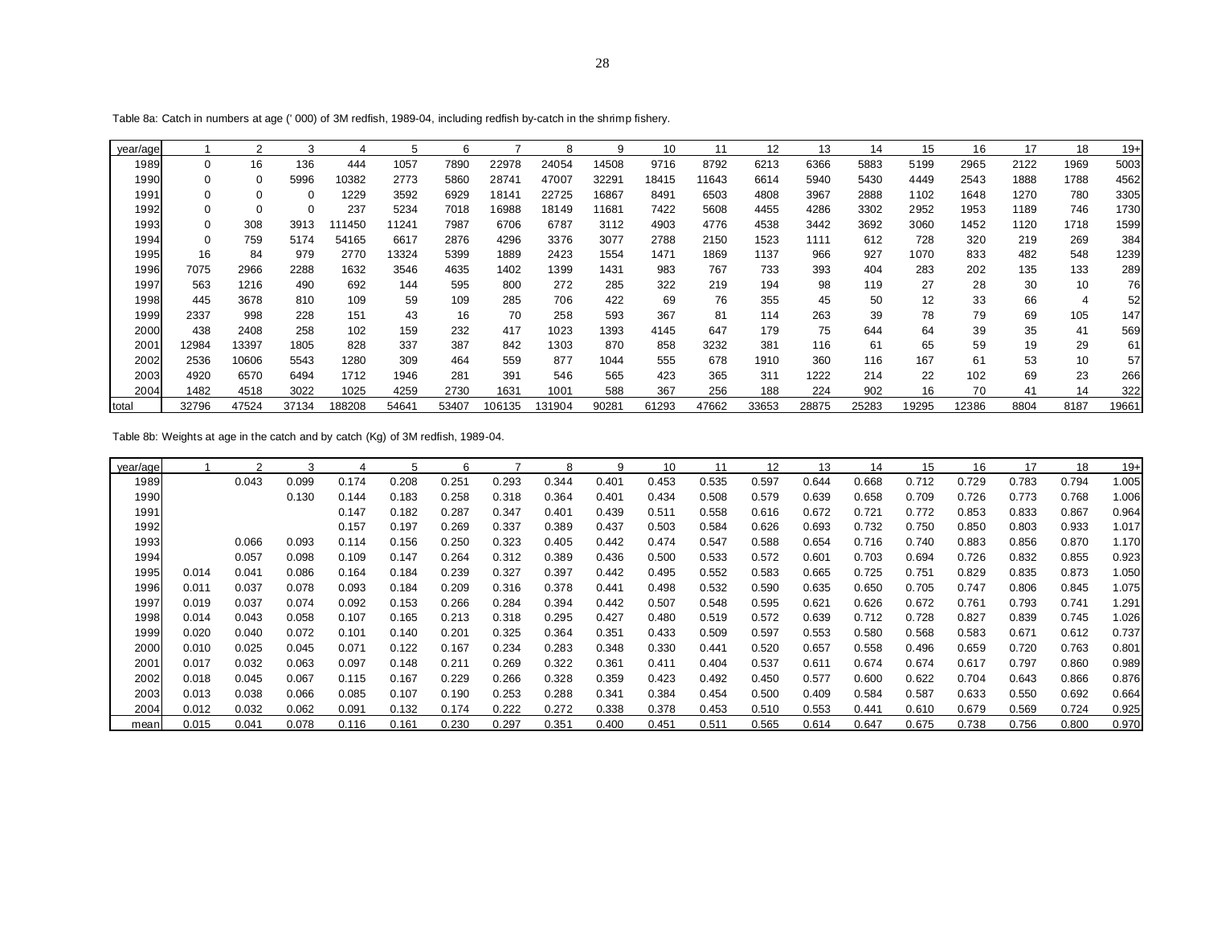Table 8a: Catch in numbers at age (' 000) of 3M redfish, 1989-04, including redfish by-catch in the shrimp fishery.

| year/age | 1 | 2 | 3 | 4 | 5 | 6 | 7 | 8 | 9 | 10 | 11 | 12 | 13 | 14 | 15 | 16 | 17 | 18 | 19+ |
|---|---|---|---|---|---|---|---|---|---|---|---|---|---|---|---|---|---|---|---|
| 1989 | 0 | 16 | 136 | 444 | 1057 | 7890 | 22978 | 24054 | 14508 | 9716 | 8792 | 6213 | 6366 | 5883 | 5199 | 2965 | 2122 | 1969 | 5003 |
| 1990 | 0 | 0 | 5996 | 10382 | 2773 | 5860 | 28741 | 47007 | 32291 | 18415 | 11643 | 6614 | 5940 | 5430 | 4449 | 2543 | 1888 | 1788 | 4562 |
| 1991 | 0 | 0 | 0 | 1229 | 3592 | 6929 | 18141 | 22725 | 16867 | 8491 | 6503 | 4808 | 3967 | 2888 | 1102 | 1648 | 1270 | 780 | 3305 |
| 1992 | 0 | 0 | 0 | 237 | 5234 | 7018 | 16988 | 18149 | 11681 | 7422 | 5608 | 4455 | 4286 | 3302 | 2952 | 1953 | 1189 | 746 | 1730 |
| 1993 | 0 | 308 | 3913 | 111450 | 11241 | 7987 | 6706 | 6787 | 3112 | 4903 | 4776 | 4538 | 3442 | 3692 | 3060 | 1452 | 1120 | 1718 | 1599 |
| 1994 | 0 | 759 | 5174 | 54165 | 6617 | 2876 | 4296 | 3376 | 3077 | 2788 | 2150 | 1523 | 1111 | 612 | 728 | 320 | 219 | 269 | 384 |
| 1995 | 16 | 84 | 979 | 2770 | 13324 | 5399 | 1889 | 2423 | 1554 | 1471 | 1869 | 1137 | 966 | 927 | 1070 | 833 | 482 | 548 | 1239 |
| 1996 | 7075 | 2966 | 2288 | 1632 | 3546 | 4635 | 1402 | 1399 | 1431 | 983 | 767 | 733 | 393 | 404 | 283 | 202 | 135 | 133 | 289 |
| 1997 | 563 | 1216 | 490 | 692 | 144 | 595 | 800 | 272 | 285 | 322 | 219 | 194 | 98 | 119 | 27 | 28 | 30 | 10 | 76 |
| 1998 | 445 | 3678 | 810 | 109 | 59 | 109 | 285 | 706 | 422 | 69 | 76 | 355 | 45 | 50 | 12 | 33 | 66 | 4 | 52 |
| 1999 | 2337 | 998 | 228 | 151 | 43 | 16 | 70 | 258 | 593 | 367 | 81 | 114 | 263 | 39 | 78 | 79 | 69 | 105 | 147 |
| 2000 | 438 | 2408 | 258 | 102 | 159 | 232 | 417 | 1023 | 1393 | 4145 | 647 | 179 | 75 | 644 | 64 | 39 | 35 | 41 | 569 |
| 2001 | 12984 | 13397 | 1805 | 828 | 337 | 387 | 842 | 1303 | 870 | 858 | 3232 | 381 | 116 | 61 | 65 | 59 | 19 | 29 | 61 |
| 2002 | 2536 | 10606 | 5543 | 1280 | 309 | 464 | 559 | 877 | 1044 | 555 | 678 | 1910 | 360 | 116 | 167 | 61 | 53 | 10 | 57 |
| 2003 | 4920 | 6570 | 6494 | 1712 | 1946 | 281 | 391 | 546 | 565 | 423 | 365 | 311 | 1222 | 214 | 22 | 102 | 69 | 23 | 266 |
| 2004 | 1482 | 4518 | 3022 | 1025 | 4259 | 2730 | 1631 | 1001 | 588 | 367 | 256 | 188 | 224 | 902 | 16 | 70 | 41 | 14 | 322 |
| total | 32796 | 47524 | 37134 | 188208 | 54641 | 53407 | 106135 | 131904 | 90281 | 61293 | 47662 | 33653 | 28875 | 25283 | 19295 | 12386 | 8804 | 8187 | 19661 |

Table 8b: Weights at age in the catch and by catch (Kg) of 3M redfish, 1989-04.

| year/age | 1 | 2 | 3 | 4 | 5 | 6 | 7 | 8 | 9 | 10 | 11 | 12 | 13 | 14 | 15 | 16 | 17 | 18 | 19+ |
|---|---|---|---|---|---|---|---|---|---|---|---|---|---|---|---|---|---|---|---|
| 1989 | | 0.043 | 0.099 | 0.174 | 0.208 | 0.251 | 0.293 | 0.344 | 0.401 | 0.453 | 0.535 | 0.597 | 0.644 | 0.668 | 0.712 | 0.729 | 0.783 | 0.794 | 1.005 |
| 1990 | | | 0.130 | 0.144 | 0.183 | 0.258 | 0.318 | 0.364 | 0.401 | 0.434 | 0.508 | 0.579 | 0.639 | 0.658 | 0.709 | 0.726 | 0.773 | 0.768 | 1.006 |
| 1991 | | | | 0.147 | 0.182 | 0.287 | 0.347 | 0.401 | 0.439 | 0.511 | 0.558 | 0.616 | 0.672 | 0.721 | 0.772 | 0.853 | 0.833 | 0.867 | 0.964 |
| 1992 | | | | 0.157 | 0.197 | 0.269 | 0.337 | 0.389 | 0.437 | 0.503 | 0.584 | 0.626 | 0.693 | 0.732 | 0.750 | 0.850 | 0.803 | 0.933 | 1.017 |
| 1993 | | 0.066 | 0.093 | 0.114 | 0.156 | 0.250 | 0.323 | 0.405 | 0.442 | 0.474 | 0.547 | 0.588 | 0.654 | 0.716 | 0.740 | 0.883 | 0.856 | 0.870 | 1.170 |
| 1994 | | 0.057 | 0.098 | 0.109 | 0.147 | 0.264 | 0.312 | 0.389 | 0.436 | 0.500 | 0.533 | 0.572 | 0.601 | 0.703 | 0.694 | 0.726 | 0.832 | 0.855 | 0.923 |
| 1995 | 0.014 | 0.041 | 0.086 | 0.164 | 0.184 | 0.239 | 0.327 | 0.397 | 0.442 | 0.495 | 0.552 | 0.583 | 0.665 | 0.725 | 0.751 | 0.829 | 0.835 | 0.873 | 1.050 |
| 1996 | 0.011 | 0.037 | 0.078 | 0.093 | 0.184 | 0.209 | 0.316 | 0.378 | 0.441 | 0.498 | 0.532 | 0.590 | 0.635 | 0.650 | 0.705 | 0.747 | 0.806 | 0.845 | 1.075 |
| 1997 | 0.019 | 0.037 | 0.074 | 0.092 | 0.153 | 0.266 | 0.284 | 0.394 | 0.442 | 0.507 | 0.548 | 0.595 | 0.621 | 0.626 | 0.672 | 0.761 | 0.793 | 0.741 | 1.291 |
| 1998 | 0.014 | 0.043 | 0.058 | 0.107 | 0.165 | 0.213 | 0.318 | 0.295 | 0.427 | 0.480 | 0.519 | 0.572 | 0.639 | 0.712 | 0.728 | 0.827 | 0.839 | 0.745 | 1.026 |
| 1999 | 0.020 | 0.040 | 0.072 | 0.101 | 0.140 | 0.201 | 0.325 | 0.364 | 0.351 | 0.433 | 0.509 | 0.597 | 0.553 | 0.580 | 0.568 | 0.583 | 0.671 | 0.612 | 0.737 |
| 2000 | 0.010 | 0.025 | 0.045 | 0.071 | 0.122 | 0.167 | 0.234 | 0.283 | 0.348 | 0.330 | 0.441 | 0.520 | 0.657 | 0.558 | 0.496 | 0.659 | 0.720 | 0.763 | 0.801 |
| 2001 | 0.017 | 0.032 | 0.063 | 0.097 | 0.148 | 0.211 | 0.269 | 0.322 | 0.361 | 0.411 | 0.404 | 0.537 | 0.611 | 0.674 | 0.674 | 0.617 | 0.797 | 0.860 | 0.989 |
| 2002 | 0.018 | 0.045 | 0.067 | 0.115 | 0.167 | 0.229 | 0.266 | 0.328 | 0.359 | 0.423 | 0.492 | 0.450 | 0.577 | 0.600 | 0.622 | 0.704 | 0.643 | 0.866 | 0.876 |
| 2003 | 0.013 | 0.038 | 0.066 | 0.085 | 0.107 | 0.190 | 0.253 | 0.288 | 0.341 | 0.384 | 0.454 | 0.500 | 0.409 | 0.584 | 0.587 | 0.633 | 0.550 | 0.692 | 0.664 |
| 2004 | 0.012 | 0.032 | 0.062 | 0.091 | 0.132 | 0.174 | 0.222 | 0.272 | 0.338 | 0.378 | 0.453 | 0.510 | 0.553 | 0.441 | 0.610 | 0.679 | 0.569 | 0.724 | 0.925 |
| mean | 0.015 | 0.041 | 0.078 | 0.116 | 0.161 | 0.230 | 0.297 | 0.351 | 0.400 | 0.451 | 0.511 | 0.565 | 0.614 | 0.647 | 0.675 | 0.738 | 0.756 | 0.800 | 0.970 |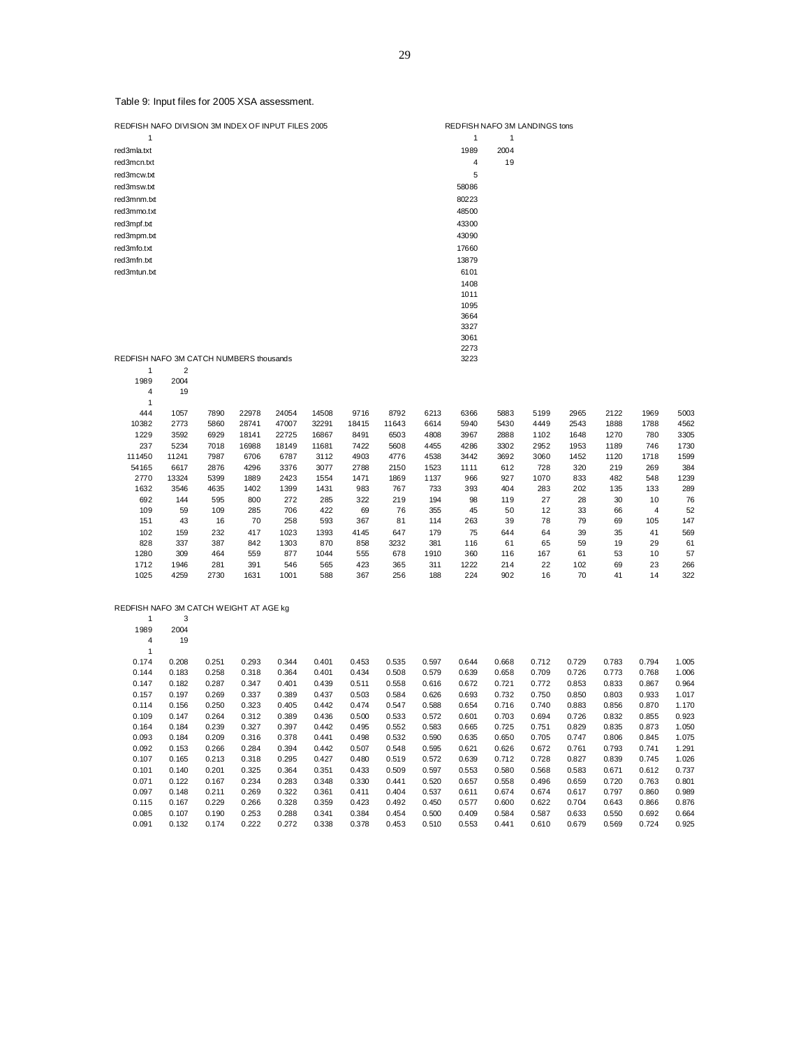Table 9: Input files for 2005 XSA assessment.

REDFISH NAFO DIVISION 3M INDEX OF INPUT FILES 2005

```
1
red3mla.txt
red3mcn.txt
red3mcw.txt
red3msw.txt
red3mnm.txt
red3mmo.txt
red3mpf.txt
red3mpm.txt
red3mfo.txt
red3mfn.txt
red3mtun.txt
```

REDFISH NAFO 3M LANDINGS tons

```
1	1
1989	2004
4	19
5
58086
80223
48500
43300
43090
17660
13879
6101
1408
1011
1095
3664
3327
3061
2273
3223
```

REDFISH NAFO 3M CATCH NUMBERS thousands

```
1	2
1989	2004
4	19
1
```

| | | | | | | | | | | | | | | | |
|---|---|---|---|---|---|---|---|---|---|---|---|---|---|---|---|
| 444 | 1057 | 7890 | 22978 | 24054 | 14508 | 9716 | 8792 | 6213 | 6366 | 5883 | 5199 | 2965 | 2122 | 1969 | 5003 |
| 10382 | 2773 | 5860 | 28741 | 47007 | 32291 | 18415 | 11643 | 6614 | 5940 | 5430 | 4449 | 2543 | 1888 | 1788 | 4562 |
| 1229 | 3592 | 6929 | 18141 | 22725 | 16867 | 8491 | 6503 | 4808 | 3967 | 2888 | 1102 | 1648 | 1270 | 780 | 3305 |
| 237 | 5234 | 7018 | 16988 | 18149 | 11681 | 7422 | 5608 | 4455 | 4286 | 3302 | 2952 | 1953 | 1189 | 746 | 1730 |
| 111450 | 11241 | 7987 | 6706 | 6787 | 3112 | 4903 | 4776 | 4538 | 3442 | 3692 | 3060 | 1452 | 1120 | 1718 | 1599 |
| 54165 | 6617 | 2876 | 4296 | 3376 | 3077 | 2788 | 2150 | 1523 | 1111 | 612 | 728 | 320 | 219 | 269 | 384 |
| 2770 | 13324 | 5399 | 1889 | 2423 | 1554 | 1471 | 1869 | 1137 | 966 | 927 | 1070 | 833 | 482 | 548 | 1239 |
| 1632 | 3546 | 4635 | 1402 | 1399 | 1431 | 983 | 767 | 733 | 393 | 404 | 283 | 202 | 135 | 133 | 289 |
| 692 | 144 | 595 | 800 | 272 | 285 | 322 | 219 | 194 | 98 | 119 | 27 | 28 | 30 | 10 | 76 |
| 109 | 59 | 109 | 285 | 706 | 422 | 69 | 76 | 355 | 45 | 50 | 12 | 33 | 66 | 4 | 52 |
| 151 | 43 | 16 | 70 | 258 | 593 | 367 | 81 | 114 | 263 | 39 | 78 | 79 | 69 | 105 | 147 |
| 102 | 159 | 232 | 417 | 1023 | 1393 | 4145 | 647 | 179 | 75 | 644 | 64 | 39 | 35 | 41 | 569 |
| 828 | 337 | 387 | 842 | 1303 | 870 | 858 | 3232 | 381 | 116 | 61 | 65 | 59 | 19 | 29 | 61 |
| 1280 | 309 | 464 | 559 | 877 | 1044 | 555 | 678 | 1910 | 360 | 116 | 167 | 61 | 53 | 10 | 57 |
| 1712 | 1946 | 281 | 391 | 546 | 565 | 423 | 365 | 311 | 1222 | 214 | 22 | 102 | 69 | 23 | 266 |
| 1025 | 4259 | 2730 | 1631 | 1001 | 588 | 367 | 256 | 188 | 224 | 902 | 16 | 70 | 41 | 14 | 322 |

REDFISH NAFO 3M CATCH WEIGHT AT AGE kg

```
1	3
1989	2004
4	19
1
```

| | | | | | | | | | | | | | | | |
|---|---|---|---|---|---|---|---|---|---|---|---|---|---|---|---|
| 0.174 | 0.208 | 0.251 | 0.293 | 0.344 | 0.401 | 0.453 | 0.535 | 0.597 | 0.644 | 0.668 | 0.712 | 0.729 | 0.783 | 0.794 | 1.005 |
| 0.144 | 0.183 | 0.258 | 0.318 | 0.364 | 0.401 | 0.434 | 0.508 | 0.579 | 0.639 | 0.658 | 0.709 | 0.726 | 0.773 | 0.768 | 1.006 |
| 0.147 | 0.182 | 0.287 | 0.347 | 0.401 | 0.439 | 0.511 | 0.558 | 0.616 | 0.672 | 0.721 | 0.772 | 0.853 | 0.833 | 0.867 | 0.964 |
| 0.157 | 0.197 | 0.269 | 0.337 | 0.389 | 0.437 | 0.503 | 0.584 | 0.626 | 0.693 | 0.732 | 0.750 | 0.850 | 0.803 | 0.933 | 1.017 |
| 0.114 | 0.156 | 0.250 | 0.323 | 0.405 | 0.442 | 0.474 | 0.547 | 0.588 | 0.654 | 0.716 | 0.740 | 0.883 | 0.856 | 0.870 | 1.170 |
| 0.109 | 0.147 | 0.264 | 0.312 | 0.389 | 0.436 | 0.500 | 0.533 | 0.572 | 0.601 | 0.703 | 0.694 | 0.726 | 0.832 | 0.855 | 0.923 |
| 0.164 | 0.184 | 0.239 | 0.327 | 0.397 | 0.442 | 0.495 | 0.552 | 0.583 | 0.665 | 0.725 | 0.751 | 0.829 | 0.835 | 0.873 | 1.050 |
| 0.093 | 0.184 | 0.209 | 0.316 | 0.378 | 0.441 | 0.498 | 0.532 | 0.590 | 0.635 | 0.650 | 0.705 | 0.747 | 0.806 | 0.845 | 1.075 |
| 0.092 | 0.153 | 0.266 | 0.284 | 0.394 | 0.442 | 0.507 | 0.548 | 0.595 | 0.621 | 0.626 | 0.672 | 0.761 | 0.793 | 0.741 | 1.291 |
| 0.107 | 0.165 | 0.213 | 0.318 | 0.295 | 0.427 | 0.480 | 0.519 | 0.572 | 0.639 | 0.712 | 0.728 | 0.827 | 0.839 | 0.745 | 1.026 |
| 0.101 | 0.140 | 0.201 | 0.325 | 0.364 | 0.351 | 0.433 | 0.509 | 0.597 | 0.553 | 0.580 | 0.568 | 0.583 | 0.671 | 0.612 | 0.737 |
| 0.071 | 0.122 | 0.167 | 0.234 | 0.283 | 0.348 | 0.330 | 0.441 | 0.520 | 0.657 | 0.558 | 0.496 | 0.659 | 0.720 | 0.763 | 0.801 |
| 0.097 | 0.148 | 0.211 | 0.269 | 0.322 | 0.361 | 0.411 | 0.404 | 0.537 | 0.611 | 0.674 | 0.674 | 0.617 | 0.797 | 0.860 | 0.989 |
| 0.115 | 0.167 | 0.229 | 0.266 | 0.328 | 0.359 | 0.423 | 0.492 | 0.450 | 0.577 | 0.600 | 0.622 | 0.704 | 0.643 | 0.866 | 0.876 |
| 0.085 | 0.107 | 0.190 | 0.253 | 0.288 | 0.341 | 0.384 | 0.454 | 0.500 | 0.409 | 0.584 | 0.587 | 0.633 | 0.550 | 0.692 | 0.664 |
| 0.091 | 0.132 | 0.174 | 0.222 | 0.272 | 0.338 | 0.378 | 0.453 | 0.510 | 0.553 | 0.441 | 0.610 | 0.679 | 0.569 | 0.724 | 0.925 |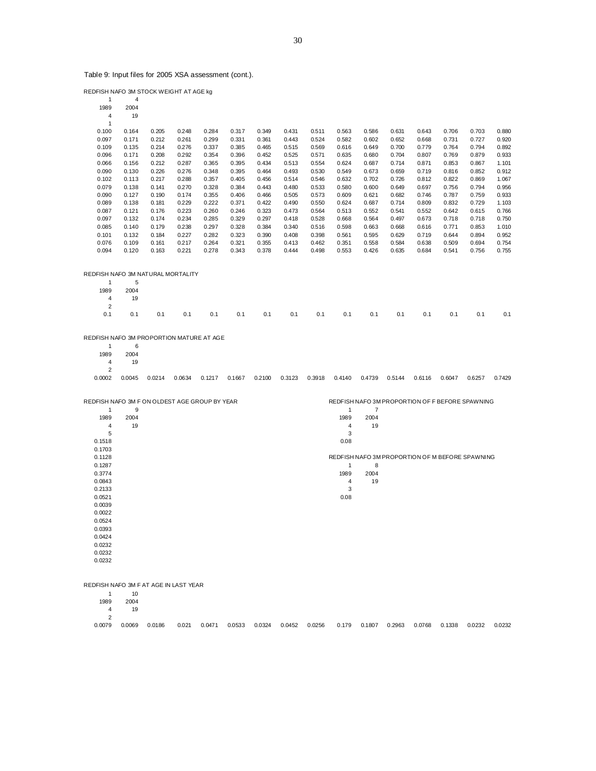Table 9: Input files for 2005 XSA assessment (cont.).

REDFISH NAFO 3M STOCK WEIGHT AT AGE kg

```
1	4
1989	2004
4	19
1
```

| | | | | | | | | | | | | | | | |
|---|---|---|---|---|---|---|---|---|---|---|---|---|---|---|---|
| 0.100 | 0.164 | 0.205 | 0.248 | 0.284 | 0.317 | 0.349 | 0.431 | 0.511 | 0.563 | 0.586 | 0.631 | 0.643 | 0.706 | 0.703 | 0.880 |
| 0.097 | 0.171 | 0.212 | 0.261 | 0.299 | 0.331 | 0.361 | 0.443 | 0.524 | 0.582 | 0.602 | 0.652 | 0.668 | 0.731 | 0.727 | 0.920 |
| 0.109 | 0.135 | 0.214 | 0.276 | 0.337 | 0.385 | 0.465 | 0.515 | 0.569 | 0.616 | 0.649 | 0.700 | 0.779 | 0.764 | 0.794 | 0.892 |
| 0.096 | 0.171 | 0.208 | 0.292 | 0.354 | 0.396 | 0.452 | 0.525 | 0.571 | 0.635 | 0.680 | 0.704 | 0.807 | 0.769 | 0.879 | 0.933 |
| 0.066 | 0.156 | 0.212 | 0.287 | 0.365 | 0.395 | 0.434 | 0.513 | 0.554 | 0.624 | 0.687 | 0.714 | 0.871 | 0.853 | 0.867 | 1.101 |
| 0.090 | 0.130 | 0.226 | 0.276 | 0.348 | 0.395 | 0.464 | 0.493 | 0.530 | 0.549 | 0.673 | 0.659 | 0.719 | 0.816 | 0.852 | 0.912 |
| 0.102 | 0.113 | 0.217 | 0.288 | 0.357 | 0.405 | 0.456 | 0.514 | 0.546 | 0.632 | 0.702 | 0.726 | 0.812 | 0.822 | 0.869 | 1.067 |
| 0.079 | 0.138 | 0.141 | 0.270 | 0.328 | 0.384 | 0.443 | 0.480 | 0.533 | 0.580 | 0.600 | 0.649 | 0.697 | 0.756 | 0.794 | 0.956 |
| 0.090 | 0.127 | 0.190 | 0.174 | 0.355 | 0.406 | 0.466 | 0.505 | 0.573 | 0.609 | 0.621 | 0.682 | 0.746 | 0.787 | 0.759 | 0.933 |
| 0.089 | 0.138 | 0.181 | 0.229 | 0.222 | 0.371 | 0.422 | 0.490 | 0.550 | 0.624 | 0.687 | 0.714 | 0.809 | 0.832 | 0.729 | 1.103 |
| 0.087 | 0.121 | 0.176 | 0.223 | 0.260 | 0.246 | 0.323 | 0.473 | 0.564 | 0.513 | 0.552 | 0.541 | 0.552 | 0.642 | 0.615 | 0.766 |
| 0.097 | 0.132 | 0.174 | 0.234 | 0.285 | 0.329 | 0.297 | 0.418 | 0.528 | 0.668 | 0.564 | 0.497 | 0.673 | 0.718 | 0.718 | 0.750 |
| 0.085 | 0.140 | 0.179 | 0.238 | 0.297 | 0.328 | 0.384 | 0.340 | 0.516 | 0.598 | 0.663 | 0.668 | 0.616 | 0.771 | 0.853 | 1.010 |
| 0.101 | 0.132 | 0.184 | 0.227 | 0.282 | 0.323 | 0.390 | 0.408 | 0.398 | 0.561 | 0.595 | 0.629 | 0.719 | 0.644 | 0.894 | 0.952 |
| 0.076 | 0.109 | 0.161 | 0.217 | 0.264 | 0.321 | 0.355 | 0.413 | 0.462 | 0.351 | 0.558 | 0.584 | 0.638 | 0.509 | 0.694 | 0.754 |
| 0.094 | 0.120 | 0.163 | 0.221 | 0.278 | 0.343 | 0.378 | 0.444 | 0.498 | 0.553 | 0.426 | 0.635 | 0.684 | 0.541 | 0.756 | 0.755 |

REDFISH NAFO 3M NATURAL MORTALITY

```
1	5
1989	2004
4	19
2
```

| | | | | | | | | | | | | | | | |
|---|---|---|---|---|---|---|---|---|---|---|---|---|---|---|---|
| 0.1 | 0.1 | 0.1 | 0.1 | 0.1 | 0.1 | 0.1 | 0.1 | 0.1 | 0.1 | 0.1 | 0.1 | 0.1 | 0.1 | 0.1 | 0.1 |

REDFISH NAFO 3M PROPORTION MATURE AT AGE

```
1	6
1989	2004
4	19
2
```

| | | | | | | | | | | | | | | | |
|---|---|---|---|---|---|---|---|---|---|---|---|---|---|---|---|
| 0.0002 | 0.0045 | 0.0214 | 0.0634 | 0.1217 | 0.1667 | 0.2100 | 0.3123 | 0.3918 | 0.4140 | 0.4739 | 0.5144 | 0.6116 | 0.6047 | 0.6257 | 0.7429 |

REDFISH NAFO 3M F ON OLDEST AGE GROUP BY YEAR

```
1	9
1989	2004
4	19
5
0.1518
0.1703
0.1128
0.1287
0.3774
0.0843
0.2133
0.0521
0.0039
0.0022
0.0524
0.0393
0.0424
0.0232
0.0232
0.0232
```

REDFISH NAFO 3M PROPORTION OF F BEFORE SPAWNING

```
1	7
1989	2004
4	19
3
0.08
```

REDFISH NAFO 3M PROPORTION OF M BEFORE SPAWNING

```
1	8
1989	2004
4	19
3
0.08
```

REDFISH NAFO 3M F AT AGE IN LAST YEAR

```
1	10
1989	2004
4	19
2
```

| | | | | | | | | | | | | | | | |
|---|---|---|---|---|---|---|---|---|---|---|---|---|---|---|---|
| 0.0079 | 0.0069 | 0.0186 | 0.021 | 0.0471 | 0.0533 | 0.0324 | 0.0452 | 0.0256 | 0.179 | 0.1807 | 0.2963 | 0.0768 | 0.1338 | 0.0232 | 0.0232 |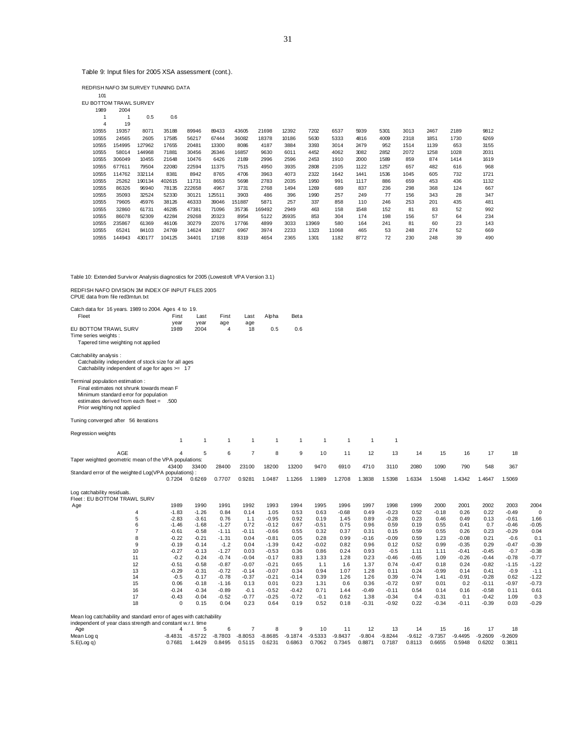Table 9: Input files for 2005 XSA assessment (cont.).

REDFISH NAFO 3M SURVEY TUNNING DATA

```
101
EU BOTTOM TRAWL SURVEY
1989    2004
1       1       0.5     0.6
4       19
```

| | | | | | | | | | | | | | | | | |
|---|---|---|---|---|---|---|---|---|---|---|---|---|---|---|---|---|
| 10555 | 19357 | 8071 | 35188 | 89946 | 89433 | 43605 | 21698 | 12392 | 7202 | 6537 | 5939 | 5301 | 3013 | 2467 | 2189 | 9812 |
| 10555 | 24565 | 2605 | 17585 | 56217 | 67444 | 36082 | 18378 | 10186 | 5630 | 5333 | 4816 | 4009 | 2318 | 1851 | 1730 | 6269 |
| 10555 | 154995 | 127962 | 17655 | 20481 | 13300 | 8086 | 4187 | 3884 | 3393 | 3014 | 2479 | 952 | 1514 | 1139 | 653 | 3155 |
| 10555 | 58014 | 144968 | 71881 | 30456 | 26346 | 16857 | 9630 | 6011 | 4452 | 4062 | 3082 | 2852 | 2072 | 1258 | 1028 | 2031 |
| 10555 | 306049 | 10455 | 21648 | 10476 | 6426 | 2189 | 2996 | 2596 | 2453 | 1910 | 2000 | 1589 | 859 | 874 | 1414 | 1619 |
| 10555 | 677611 | 79504 | 22080 | 22594 | 11375 | 7515 | 4950 | 3935 | 2808 | 2105 | 1122 | 1257 | 657 | 482 | 616 | 968 |
| 10555 | 114762 | 332114 | 8381 | 8942 | 8765 | 4706 | 3963 | 4073 | 2322 | 1642 | 1441 | 1536 | 1045 | 605 | 732 | 1721 |
| 10555 | 25262 | 190134 | 402615 | 11731 | 8653 | 5698 | 2783 | 2035 | 1950 | 991 | 1117 | 886 | 659 | 453 | 436 | 1132 |
| 10555 | 86326 | 96940 | 78135 | 222658 | 4967 | 3731 | 2768 | 1494 | 1269 | 689 | 837 | 236 | 298 | 368 | 124 | 667 |
| 10555 | 35093 | 32524 | 52330 | 30121 | 125511 | 3903 | 486 | 396 | 1990 | 257 | 249 | 77 | 156 | 343 | 28 | 347 |
| 10555 | 79605 | 45976 | 38126 | 46333 | 39046 | 151887 | 5871 | 257 | 337 | 858 | 110 | 246 | 253 | 201 | 435 | 481 |
| 10555 | 32860 | 61731 | 46285 | 47381 | 71096 | 35736 | 169492 | 2949 | 463 | 158 | 1548 | 152 | 81 | 83 | 52 | 992 |
| 10555 | 86078 | 52309 | 42284 | 29268 | 20323 | 8954 | 5122 | 26935 | 853 | 304 | 174 | 198 | 156 | 57 | 64 | 234 |
| 10555 | 235867 | 61369 | 46106 | 30279 | 22076 | 17766 | 4899 | 3033 | 13969 | 580 | 164 | 241 | 81 | 60 | 23 | 143 |
| 10555 | 65241 | 84103 | 24769 | 14624 | 10827 | 6967 | 3974 | 2233 | 1323 | 11068 | 465 | 53 | 248 | 274 | 52 | 669 |
| 10555 | 144943 | 430177 | 104125 | 34401 | 17198 | 8319 | 4654 | 2365 | 1301 | 1182 | 8772 | 72 | 230 | 248 | 39 | 490 |

Table 10: Extended Survivor Analysis diagnostics for 2005 (Lowestoft VPA Version 3.1)

REDFISH NAFO DIVISION 3M INDEX OF INPUT FILES 2005
CPUE data from file red3mtun.txt

Catch data for 16 years. 1989 to 2004. Ages 4 to 19.

| Fleet | First year | Last year | First age | Last age | Alpha | Beta |
|---|---|---|---|---|---|---|
| EU BOTTOM TRAWL SURV | 1989 | 2004 | 4 | 18 | 0.5 | 0.6 |

Time series weights :
  Tapered time weighting not applied

Catchability analysis :
  Catchability independent of stock size for all ages
  Catchability independent of age for ages >= 17

Terminal population estimation :
  Final estimates not shrunk towards mean F
  Minimum standard error for population
  estimates derived from each fleet = .500
  Prior weighting not applied

Tuning converged after 56 iterations

Regression weights

| | | | | | | | | | | |
|---|---|---|---|---|---|---|---|---|---|---|
| | 1 | 1 | 1 | 1 | 1 | 1 | 1 | 1 | 1 | 1 |

| AGE | 4 | 5 | 6 | 7 | 8 | 9 | 10 | 11 | 12 | 13 | 14 | 15 | 16 | 17 | 18 |
|---|---|---|---|---|---|---|---|---|---|---|---|---|---|---|---|
| Taper weighted geometric mean of the VPA populations: | | | | | | | | | | | | | | | |
| | 43400 | 33400 | 28400 | 23100 | 18200 | 13200 | 9470 | 6910 | 4710 | 3110 | 2080 | 1090 | 790 | 548 | 367 |
| Standard error of the weighted Log(VPA populations) : | | | | | | | | | | | | | | | |
| | 0.7204 | 0.6269 | 0.7707 | 0.9281 | 1.0487 | 1.1266 | 1.1989 | 1.2708 | 1.3838 | 1.5398 | 1.6334 | 1.5048 | 1.4342 | 1.4647 | 1.5069 |

Log catchability residuals.
Fleet : EU BOTTOM TRAWL SURV

| Age | 1989 | 1990 | 1991 | 1992 | 1993 | 1994 | 1995 | 1996 | 1997 | 1998 | 1999 | 2000 | 2001 | 2002 | 2003 | 2004 |
|---|---|---|---|---|---|---|---|---|---|---|---|---|---|---|---|---|
| 4 | -1.83 | -1.26 | 0.84 | 0.14 | 1.05 | 0.53 | 0.63 | -0.68 | 0.49 | -0.23 | 0.52 | -0.18 | 0.26 | 0.22 | -0.49 | 0 |
| 5 | -2.83 | -3.61 | 0.76 | 1.1 | -0.95 | 0.92 | 0.19 | 1.45 | 0.89 | -0.28 | 0.23 | 0.46 | 0.49 | 0.13 | -0.61 | 1.66 |
| 6 | -1.46 | -1.68 | -1.27 | 0.72 | -0.12 | 0.67 | -0.51 | 0.75 | 0.96 | 0.59 | 0.19 | 0.55 | 0.41 | 0.7 | -0.46 | -0.05 |
| 7 | -0.61 | -0.58 | -1.11 | -0.11 | -0.66 | 0.55 | 0.32 | 0.37 | 0.31 | 0.15 | 0.59 | 0.55 | 0.26 | 0.23 | -0.29 | 0.04 |
| 8 | -0.22 | -0.21 | -1.31 | 0.04 | -0.81 | 0.05 | 0.28 | 0.99 | -0.16 | -0.09 | 0.59 | 1.23 | -0.08 | 0.21 | -0.6 | 0.1 |
| 9 | -0.19 | -0.14 | -1.2 | 0.04 | -1.39 | 0.42 | -0.02 | 0.82 | 0.96 | 0.12 | 0.52 | 0.99 | -0.35 | 0.29 | -0.47 | -0.39 |
| 10 | -0.27 | -0.13 | -1.27 | 0.03 | -0.53 | 0.36 | 0.86 | 0.24 | 0.93 | -0.5 | 1.11 | 1.11 | -0.41 | -0.45 | -0.7 | -0.38 |
| 11 | -0.2 | -0.24 | -0.74 | -0.04 | -0.17 | 0.83 | 1.33 | 1.28 | 0.23 | -0.46 | -0.65 | 1.09 | -0.26 | -0.44 | -0.78 | -0.77 |
| 12 | -0.51 | -0.58 | -0.87 | -0.07 | -0.21 | 0.65 | 1.1 | 1.6 | 1.37 | 0.74 | -0.47 | 0.18 | 0.24 | -0.82 | -1.15 | -1.22 |
| 13 | -0.29 | -0.31 | -0.72 | -0.14 | -0.07 | 0.34 | 0.94 | 1.07 | 1.28 | 0.11 | 0.24 | -0.99 | 0.14 | 0.41 | -0.9 | -1.1 |
| 14 | -0.5 | -0.17 | -0.78 | -0.37 | -0.21 | -0.14 | 0.39 | 1.26 | 1.26 | 0.39 | -0.74 | 1.41 | -0.91 | -0.28 | 0.62 | -1.22 |
| 15 | 0.06 | -0.18 | -1.16 | 0.13 | 0.01 | 0.23 | 1.31 | 0.6 | 0.36 | -0.72 | 0.97 | 0.01 | 0.2 | -0.11 | -0.97 | -0.73 |
| 16 | -0.24 | -0.34 | -0.89 | -0.1 | -0.52 | -0.42 | 0.71 | 1.44 | -0.49 | -0.11 | 0.54 | 0.14 | 0.16 | -0.58 | 0.11 | 0.61 |
| 17 | -0.43 | -0.04 | -0.52 | -0.77 | -0.25 | -0.72 | -0.1 | 0.62 | 1.38 | -0.34 | 0.4 | -0.31 | 0.1 | -0.42 | 1.09 | 0.3 |
| 18 | 0 | 0.15 | 0.04 | 0.23 | 0.64 | 0.19 | 0.52 | 0.18 | -0.31 | -0.92 | 0.22 | -0.34 | -0.11 | -0.39 | 0.03 | -0.29 |

Mean log catchability and standard error of ages with catchability
independent of year class strength and constant w.r.t. time

| Age | 4 | 5 | 6 | 7 | 8 | 9 | 10 | 11 | 12 | 13 | 14 | 15 | 16 | 17 | 18 |
|---|---|---|---|---|---|---|---|---|---|---|---|---|---|---|---|
| Mean Log q | -8.4831 | -8.5722 | -8.7803 | -8.8053 | -8.8685 | -9.1874 | -9.5333 | -9.8437 | -9.804 | -9.8244 | -9.612 | -9.7357 | -9.4495 | -9.2609 | -9.2609 |
| S.E(Log q) | 0.7681 | 1.4429 | 0.8495 | 0.5115 | 0.6231 | 0.6863 | 0.7062 | 0.7345 | 0.8871 | 0.7187 | 0.8113 | 0.6655 | 0.5948 | 0.6202 | 0.3811 |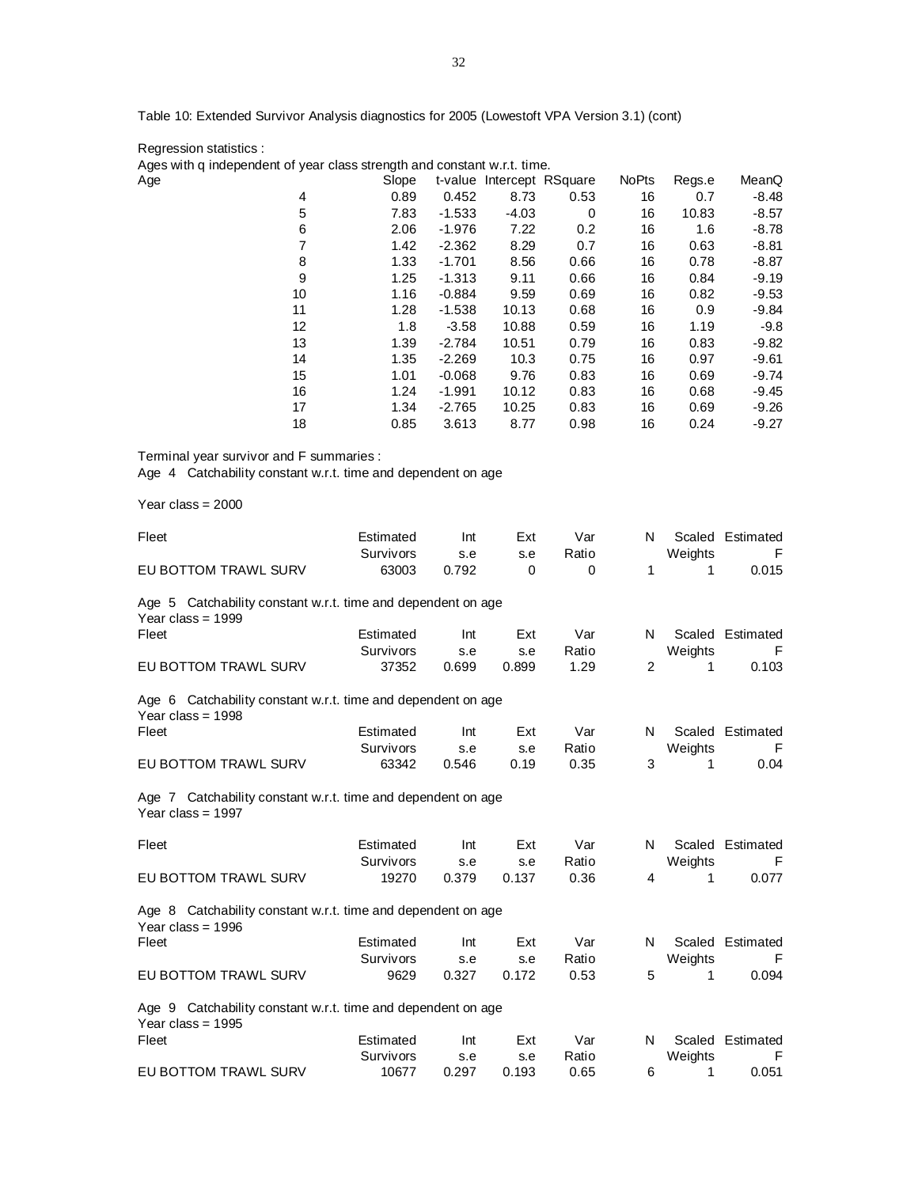Table 10: Extended Survivor Analysis diagnostics for 2005 (Lowestoft VPA Version 3.1) (cont)

Regression statistics :

Ages with q independent of year class strength and constant w.r.t. time.

| Age | Slope | t-value | Intercept | RSquare | NoPts | Regs.e | MeanQ |
|---|---|---|---|---|---|---|---|
| 4 | 0.89 | 0.452 | 8.73 | 0.53 | 16 | 0.7 | -8.48 |
| 5 | 7.83 | -1.533 | -4.03 | 0 | 16 | 10.83 | -8.57 |
| 6 | 2.06 | -1.976 | 7.22 | 0.2 | 16 | 1.6 | -8.78 |
| 7 | 1.42 | -2.362 | 8.29 | 0.7 | 16 | 0.63 | -8.81 |
| 8 | 1.33 | -1.701 | 8.56 | 0.66 | 16 | 0.78 | -8.87 |
| 9 | 1.25 | -1.313 | 9.11 | 0.66 | 16 | 0.84 | -9.19 |
| 10 | 1.16 | -0.884 | 9.59 | 0.69 | 16 | 0.82 | -9.53 |
| 11 | 1.28 | -1.538 | 10.13 | 0.68 | 16 | 0.9 | -9.84 |
| 12 | 1.8 | -3.58 | 10.88 | 0.59 | 16 | 1.19 | -9.8 |
| 13 | 1.39 | -2.784 | 10.51 | 0.79 | 16 | 0.83 | -9.82 |
| 14 | 1.35 | -2.269 | 10.3 | 0.75 | 16 | 0.97 | -9.61 |
| 15 | 1.01 | -0.068 | 9.76 | 0.83 | 16 | 0.69 | -9.74 |
| 16 | 1.24 | -1.991 | 10.12 | 0.83 | 16 | 0.68 | -9.45 |
| 17 | 1.34 | -2.765 | 10.25 | 0.83 | 16 | 0.69 | -9.26 |
| 18 | 0.85 | 3.613 | 8.77 | 0.98 | 16 | 0.24 | -9.27 |

Terminal year survivor and F summaries :

Age 4 Catchability constant w.r.t. time and dependent on age

Year class = 2000

| Fleet | Estimated Survivors | Int s.e | Ext s.e | Var Ratio | N | Scaled Weights | Estimated F |
|---|---|---|---|---|---|---|---|
| EU BOTTOM TRAWL SURV | 63003 | 0.792 | 0 | 0 | 1 | 1 | 0.015 |

Age 5 Catchability constant w.r.t. time and dependent on age

Year class = 1999

| Fleet | Estimated Survivors | Int s.e | Ext s.e | Var Ratio | N | Scaled Weights | Estimated F |
|---|---|---|---|---|---|---|---|
| EU BOTTOM TRAWL SURV | 37352 | 0.699 | 0.899 | 1.29 | 2 | 1 | 0.103 |

Age 6 Catchability constant w.r.t. time and dependent on age

Year class = 1998

| Fleet | Estimated Survivors | Int s.e | Ext s.e | Var Ratio | N | Scaled Weights | Estimated F |
|---|---|---|---|---|---|---|---|
| EU BOTTOM TRAWL SURV | 63342 | 0.546 | 0.19 | 0.35 | 3 | 1 | 0.04 |

Age 7 Catchability constant w.r.t. time and dependent on age

Year class = 1997

| Fleet | Estimated Survivors | Int s.e | Ext s.e | Var Ratio | N | Scaled Weights | Estimated F |
|---|---|---|---|---|---|---|---|
| EU BOTTOM TRAWL SURV | 19270 | 0.379 | 0.137 | 0.36 | 4 | 1 | 0.077 |

Age 8 Catchability constant w.r.t. time and dependent on age

Year class = 1996

| Fleet | Estimated Survivors | Int s.e | Ext s.e | Var Ratio | N | Scaled Weights | Estimated F |
|---|---|---|---|---|---|---|---|
| EU BOTTOM TRAWL SURV | 9629 | 0.327 | 0.172 | 0.53 | 5 | 1 | 0.094 |

Age 9 Catchability constant w.r.t. time and dependent on age

Year class = 1995

| Fleet | Estimated Survivors | Int s.e | Ext s.e | Var Ratio | N | Scaled Weights | Estimated F |
|---|---|---|---|---|---|---|---|
| EU BOTTOM TRAWL SURV | 10677 | 0.297 | 0.193 | 0.65 | 6 | 1 | 0.051 |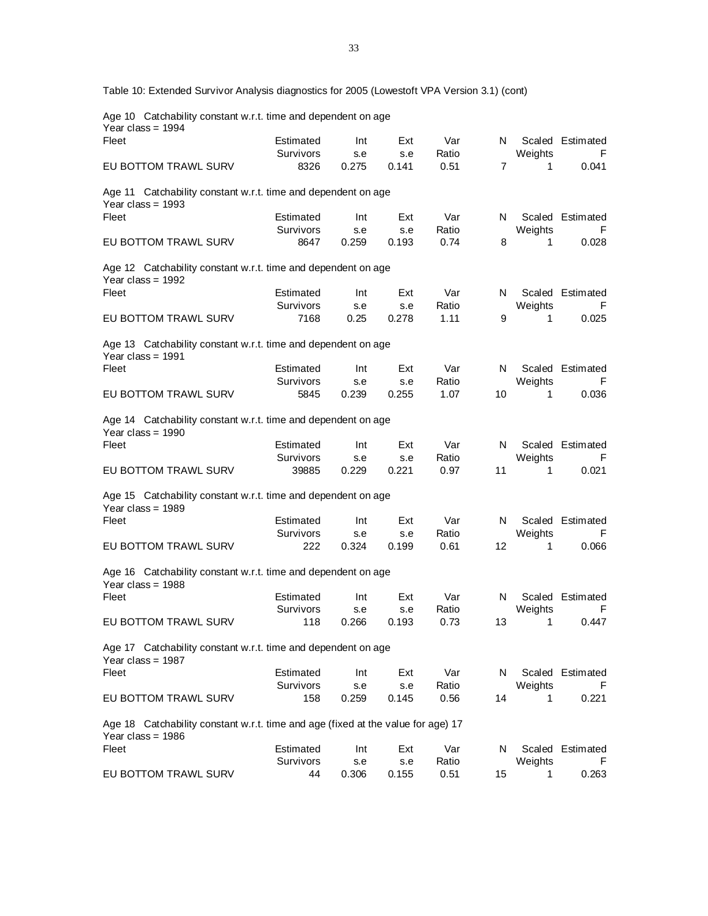Table 10: Extended Survivor Analysis diagnostics for 2005 (Lowestoft VPA Version 3.1) (cont)

Age 10 Catchability constant w.r.t. time and dependent on age
Year class = 1994

| Fleet | Estimated Survivors | Int s.e | Ext s.e | Var Ratio | N | Scaled Weights | Estimated F |
|---|---|---|---|---|---|---|---|
| EU BOTTOM TRAWL SURV | 8326 | 0.275 | 0.141 | 0.51 | 7 | 1 | 0.041 |

Age 11 Catchability constant w.r.t. time and dependent on age
Year class = 1993

| Fleet | Estimated Survivors | Int s.e | Ext s.e | Var Ratio | N | Scaled Weights | Estimated F |
|---|---|---|---|---|---|---|---|
| EU BOTTOM TRAWL SURV | 8647 | 0.259 | 0.193 | 0.74 | 8 | 1 | 0.028 |

Age 12 Catchability constant w.r.t. time and dependent on age
Year class = 1992

| Fleet | Estimated Survivors | Int s.e | Ext s.e | Var Ratio | N | Scaled Weights | Estimated F |
|---|---|---|---|---|---|---|---|
| EU BOTTOM TRAWL SURV | 7168 | 0.25 | 0.278 | 1.11 | 9 | 1 | 0.025 |

Age 13 Catchability constant w.r.t. time and dependent on age
Year class = 1991

| Fleet | Estimated Survivors | Int s.e | Ext s.e | Var Ratio | N | Scaled Weights | Estimated F |
|---|---|---|---|---|---|---|---|
| EU BOTTOM TRAWL SURV | 5845 | 0.239 | 0.255 | 1.07 | 10 | 1 | 0.036 |

Age 14 Catchability constant w.r.t. time and dependent on age
Year class = 1990

| Fleet | Estimated Survivors | Int s.e | Ext s.e | Var Ratio | N | Scaled Weights | Estimated F |
|---|---|---|---|---|---|---|---|
| EU BOTTOM TRAWL SURV | 39885 | 0.229 | 0.221 | 0.97 | 11 | 1 | 0.021 |

Age 15 Catchability constant w.r.t. time and dependent on age
Year class = 1989

| Fleet | Estimated Survivors | Int s.e | Ext s.e | Var Ratio | N | Scaled Weights | Estimated F |
|---|---|---|---|---|---|---|---|
| EU BOTTOM TRAWL SURV | 222 | 0.324 | 0.199 | 0.61 | 12 | 1 | 0.066 |

Age 16 Catchability constant w.r.t. time and dependent on age
Year class = 1988

| Fleet | Estimated Survivors | Int s.e | Ext s.e | Var Ratio | N | Scaled Weights | Estimated F |
|---|---|---|---|---|---|---|---|
| EU BOTTOM TRAWL SURV | 118 | 0.266 | 0.193 | 0.73 | 13 | 1 | 0.447 |

Age 17 Catchability constant w.r.t. time and dependent on age
Year class = 1987

| Fleet | Estimated Survivors | Int s.e | Ext s.e | Var Ratio | N | Scaled Weights | Estimated F |
|---|---|---|---|---|---|---|---|
| EU BOTTOM TRAWL SURV | 158 | 0.259 | 0.145 | 0.56 | 14 | 1 | 0.221 |

Age 18 Catchability constant w.r.t. time and age (fixed at the value for age) 17
Year class = 1986

| Fleet | Estimated Survivors | Int s.e | Ext s.e | Var Ratio | N | Scaled Weights | Estimated F |
|---|---|---|---|---|---|---|---|
| EU BOTTOM TRAWL SURV | 44 | 0.306 | 0.155 | 0.51 | 15 | 1 | 0.263 |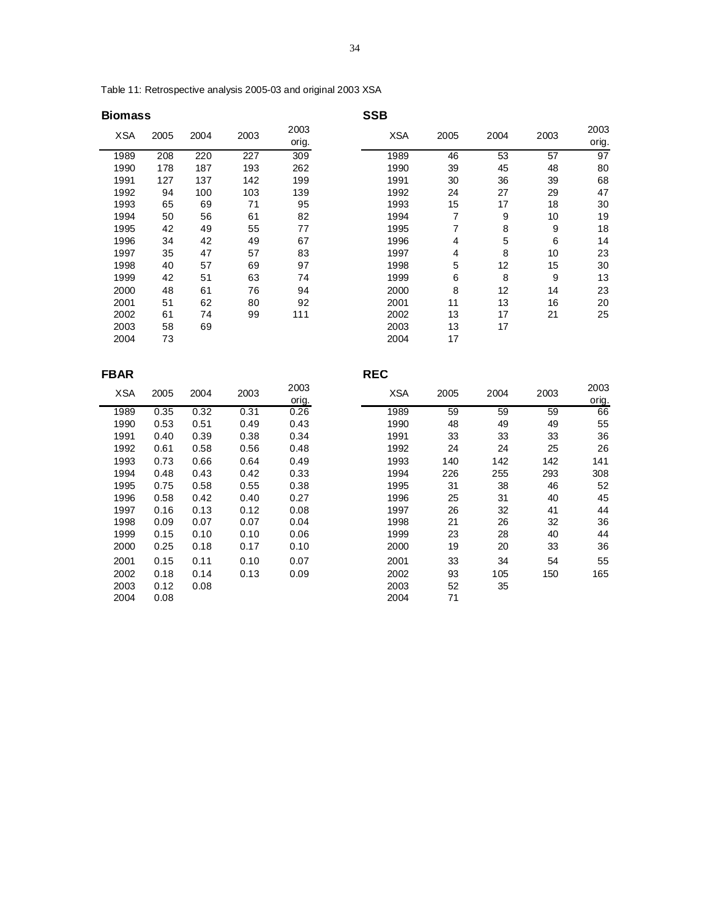Table 11: Retrospective analysis 2005-03 and original 2003 XSA

**Biomass**

| XSA | 2005 | 2004 | 2003 | 2003 orig. |
|---|---|---|---|---|
| 1989 | 208 | 220 | 227 | 309 |
| 1990 | 178 | 187 | 193 | 262 |
| 1991 | 127 | 137 | 142 | 199 |
| 1992 | 94 | 100 | 103 | 139 |
| 1993 | 65 | 69 | 71 | 95 |
| 1994 | 50 | 56 | 61 | 82 |
| 1995 | 42 | 49 | 55 | 77 |
| 1996 | 34 | 42 | 49 | 67 |
| 1997 | 35 | 47 | 57 | 83 |
| 1998 | 40 | 57 | 69 | 97 |
| 1999 | 42 | 51 | 63 | 74 |
| 2000 | 48 | 61 | 76 | 94 |
| 2001 | 51 | 62 | 80 | 92 |
| 2002 | 61 | 74 | 99 | 111 |
| 2003 | 58 | 69 | | |
| 2004 | 73 | | | |

**SSB**

| XSA | 2005 | 2004 | 2003 | 2003 orig. |
|---|---|---|---|---|
| 1989 | 46 | 53 | 57 | 97 |
| 1990 | 39 | 45 | 48 | 80 |
| 1991 | 30 | 36 | 39 | 68 |
| 1992 | 24 | 27 | 29 | 47 |
| 1993 | 15 | 17 | 18 | 30 |
| 1994 | 7 | 9 | 10 | 19 |
| 1995 | 7 | 8 | 9 | 18 |
| 1996 | 4 | 5 | 6 | 14 |
| 1997 | 4 | 8 | 10 | 23 |
| 1998 | 5 | 12 | 15 | 30 |
| 1999 | 6 | 8 | 9 | 13 |
| 2000 | 8 | 12 | 14 | 23 |
| 2001 | 11 | 13 | 16 | 20 |
| 2002 | 13 | 17 | 21 | 25 |
| 2003 | 13 | 17 | | |
| 2004 | 17 | | | |

**FBAR**

| XSA | 2005 | 2004 | 2003 | 2003 orig. |
|---|---|---|---|---|
| 1989 | 0.35 | 0.32 | 0.31 | 0.26 |
| 1990 | 0.53 | 0.51 | 0.49 | 0.43 |
| 1991 | 0.40 | 0.39 | 0.38 | 0.34 |
| 1992 | 0.61 | 0.58 | 0.56 | 0.48 |
| 1993 | 0.73 | 0.66 | 0.64 | 0.49 |
| 1994 | 0.48 | 0.43 | 0.42 | 0.33 |
| 1995 | 0.75 | 0.58 | 0.55 | 0.38 |
| 1996 | 0.58 | 0.42 | 0.40 | 0.27 |
| 1997 | 0.16 | 0.13 | 0.12 | 0.08 |
| 1998 | 0.09 | 0.07 | 0.07 | 0.04 |
| 1999 | 0.15 | 0.10 | 0.10 | 0.06 |
| 2000 | 0.25 | 0.18 | 0.17 | 0.10 |
| 2001 | 0.15 | 0.11 | 0.10 | 0.07 |
| 2002 | 0.18 | 0.14 | 0.13 | 0.09 |
| 2003 | 0.12 | 0.08 | | |
| 2004 | 0.08 | | | |

**REC**

| XSA | 2005 | 2004 | 2003 | 2003 orig. |
|---|---|---|---|---|
| 1989 | 59 | 59 | 59 | 66 |
| 1990 | 48 | 49 | 49 | 55 |
| 1991 | 33 | 33 | 33 | 36 |
| 1992 | 24 | 24 | 25 | 26 |
| 1993 | 140 | 142 | 142 | 141 |
| 1994 | 226 | 255 | 293 | 308 |
| 1995 | 31 | 38 | 46 | 52 |
| 1996 | 25 | 31 | 40 | 45 |
| 1997 | 26 | 32 | 41 | 44 |
| 1998 | 21 | 26 | 32 | 36 |
| 1999 | 23 | 28 | 40 | 44 |
| 2000 | 19 | 20 | 33 | 36 |
| 2001 | 33 | 34 | 54 | 55 |
| 2002 | 93 | 105 | 150 | 165 |
| 2003 | 52 | 35 | | |
| 2004 | 71 | | | |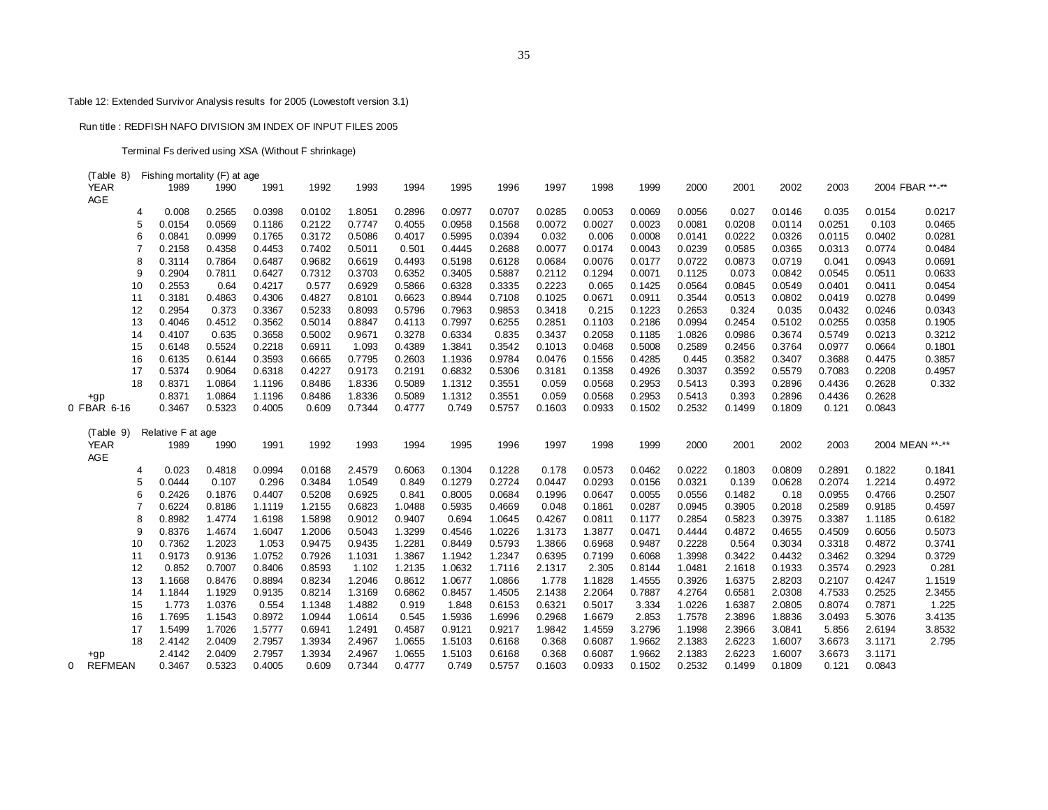Table 12: Extended Survivor Analysis results for 2005 (Lowestoft version 3.1)

Run title : REDFISH NAFO DIVISION 3M INDEX OF INPUT FILES 2005

Terminal Fs derived using XSA (Without F shrinkage)

(Table 8) Fishing mortality (F) at age

| YEAR AGE | 1989 | 1990 | 1991 | 1992 | 1993 | 1994 | 1995 | 1996 | 1997 | 1998 | 1999 | 2000 | 2001 | 2002 | 2003 | 2004 | FBAR **-** |
|---|---|---|---|---|---|---|---|---|---|---|---|---|---|---|---|---|---|
| 4 | 0.008 | 0.2565 | 0.0398 | 0.0102 | 1.8051 | 0.2896 | 0.0977 | 0.0707 | 0.0285 | 0.0053 | 0.0069 | 0.0056 | 0.027 | 0.0146 | 0.035 | 0.0154 | 0.0217 |
| 5 | 0.0154 | 0.0569 | 0.1186 | 0.2122 | 0.7747 | 0.4055 | 0.0958 | 0.1568 | 0.0072 | 0.0027 | 0.0023 | 0.0081 | 0.0208 | 0.0114 | 0.0251 | 0.103 | 0.0465 |
| 6 | 0.0841 | 0.0999 | 0.1765 | 0.3172 | 0.5086 | 0.4017 | 0.5995 | 0.0394 | 0.032 | 0.006 | 0.0008 | 0.0141 | 0.0222 | 0.0326 | 0.0115 | 0.0402 | 0.0281 |
| 7 | 0.2158 | 0.4358 | 0.4453 | 0.7402 | 0.5011 | 0.501 | 0.4445 | 0.2688 | 0.0077 | 0.0174 | 0.0043 | 0.0239 | 0.0585 | 0.0365 | 0.0313 | 0.0774 | 0.0484 |
| 8 | 0.3114 | 0.7864 | 0.6487 | 0.9682 | 0.6619 | 0.4493 | 0.5198 | 0.6128 | 0.0684 | 0.0076 | 0.0177 | 0.0722 | 0.0873 | 0.0719 | 0.041 | 0.0943 | 0.0691 |
| 9 | 0.2904 | 0.7811 | 0.6427 | 0.7312 | 0.3703 | 0.6352 | 0.3405 | 0.5887 | 0.2112 | 0.1294 | 0.0071 | 0.1125 | 0.073 | 0.0842 | 0.0545 | 0.0511 | 0.0633 |
| 10 | 0.2553 | 0.64 | 0.4217 | 0.577 | 0.6929 | 0.5866 | 0.6328 | 0.3335 | 0.2223 | 0.065 | 0.1425 | 0.0564 | 0.0845 | 0.0549 | 0.0401 | 0.0411 | 0.0454 |
| 11 | 0.3181 | 0.4863 | 0.4306 | 0.4827 | 0.8101 | 0.6623 | 0.8944 | 0.7108 | 0.1025 | 0.0671 | 0.0911 | 0.3544 | 0.0513 | 0.0802 | 0.0419 | 0.0278 | 0.0499 |
| 12 | 0.2954 | 0.373 | 0.3367 | 0.5233 | 0.8093 | 0.5796 | 0.7963 | 0.9853 | 0.3418 | 0.215 | 0.1223 | 0.2653 | 0.324 | 0.035 | 0.0432 | 0.0246 | 0.0343 |
| 13 | 0.4046 | 0.4512 | 0.3562 | 0.5014 | 0.8847 | 0.4113 | 0.7997 | 0.6255 | 0.2851 | 0.1103 | 0.2186 | 0.0994 | 0.2454 | 0.5102 | 0.0255 | 0.0358 | 0.1905 |
| 14 | 0.4107 | 0.635 | 0.3658 | 0.5002 | 0.9671 | 0.3278 | 0.6334 | 0.835 | 0.3437 | 0.2058 | 0.1185 | 1.0826 | 0.0986 | 0.3674 | 0.5749 | 0.0213 | 0.3212 |
| 15 | 0.6148 | 0.5524 | 0.2218 | 0.6911 | 1.093 | 0.4389 | 1.3841 | 0.3542 | 0.1013 | 0.0468 | 0.5008 | 0.2589 | 0.2456 | 0.3764 | 0.0977 | 0.0664 | 0.1801 |
| 16 | 0.6135 | 0.6144 | 0.3593 | 0.6665 | 0.7795 | 0.2603 | 1.1936 | 0.9784 | 0.0476 | 0.1556 | 0.4285 | 0.445 | 0.3582 | 0.3407 | 0.3688 | 0.4475 | 0.3857 |
| 17 | 0.5374 | 0.9064 | 0.6318 | 0.4227 | 0.9173 | 0.2191 | 0.6832 | 0.5306 | 0.3181 | 0.1358 | 0.4926 | 0.3037 | 0.3592 | 0.5579 | 0.7083 | 0.2208 | 0.4957 |
| 18 | 0.8371 | 1.0864 | 1.1196 | 0.8486 | 1.8336 | 0.5089 | 1.1312 | 0.3551 | 0.059 | 0.0568 | 0.2953 | 0.5413 | 0.393 | 0.2896 | 0.4436 | 0.2628 | 0.332 |
| +gp | 0.8371 | 1.0864 | 1.1196 | 0.8486 | 1.8336 | 0.5089 | 1.1312 | 0.3551 | 0.059 | 0.0568 | 0.2953 | 0.5413 | 0.393 | 0.2896 | 0.4436 | 0.2628 | |
| 0 FBAR 6-16 | 0.3467 | 0.5323 | 0.4005 | 0.609 | 0.7344 | 0.4777 | 0.749 | 0.5757 | 0.1603 | 0.0933 | 0.1502 | 0.2532 | 0.1499 | 0.1809 | 0.121 | 0.0843 | |

(Table 9) Relative F at age

| YEAR AGE | 1989 | 1990 | 1991 | 1992 | 1993 | 1994 | 1995 | 1996 | 1997 | 1998 | 1999 | 2000 | 2001 | 2002 | 2003 | 2004 | MEAN **-** |
|---|---|---|---|---|---|---|---|---|---|---|---|---|---|---|---|---|---|
| 4 | 0.023 | 0.4818 | 0.0994 | 0.0168 | 2.4579 | 0.6063 | 0.1304 | 0.1228 | 0.178 | 0.0573 | 0.0462 | 0.0222 | 0.1803 | 0.0809 | 0.2891 | 0.1822 | 0.1841 |
| 5 | 0.0444 | 0.107 | 0.296 | 0.3484 | 1.0549 | 0.849 | 0.1279 | 0.2724 | 0.0447 | 0.0293 | 0.0156 | 0.0321 | 0.139 | 0.0628 | 0.2074 | 1.2214 | 0.4972 |
| 6 | 0.2426 | 0.1876 | 0.4407 | 0.5208 | 0.6925 | 0.841 | 0.8005 | 0.0684 | 0.1996 | 0.0647 | 0.0055 | 0.0556 | 0.1482 | 0.18 | 0.0955 | 0.4766 | 0.2507 |
| 7 | 0.6224 | 0.8186 | 1.1119 | 1.2155 | 0.6823 | 1.0488 | 0.5935 | 0.4669 | 0.048 | 0.1861 | 0.0287 | 0.0945 | 0.3905 | 0.2018 | 0.2589 | 0.9185 | 0.4597 |
| 8 | 0.8982 | 1.4774 | 1.6198 | 1.5898 | 0.9012 | 0.9407 | 0.694 | 1.0645 | 0.4267 | 0.0811 | 0.1177 | 0.2854 | 0.5823 | 0.3975 | 0.3387 | 1.1185 | 0.6182 |
| 9 | 0.8376 | 1.4674 | 1.6047 | 1.2006 | 0.5043 | 1.3299 | 0.4546 | 1.0226 | 1.3173 | 1.3877 | 0.0471 | 0.4444 | 0.4872 | 0.4655 | 0.4509 | 0.6056 | 0.5073 |
| 10 | 0.7362 | 1.2023 | 1.053 | 0.9475 | 0.9435 | 1.2281 | 0.8449 | 0.5793 | 1.3866 | 0.6968 | 0.9487 | 0.2228 | 0.564 | 0.3034 | 0.3318 | 0.4872 | 0.3741 |
| 11 | 0.9173 | 0.9136 | 1.0752 | 0.7926 | 1.1031 | 1.3867 | 1.1942 | 1.2347 | 0.6395 | 0.7199 | 0.6068 | 1.3998 | 0.3422 | 0.4432 | 0.3462 | 0.3294 | 0.3729 |
| 12 | 0.852 | 0.7007 | 0.8406 | 0.8593 | 1.102 | 1.2135 | 1.0632 | 1.7116 | 2.1317 | 2.305 | 0.8144 | 1.0481 | 2.1618 | 0.1933 | 0.3574 | 0.2923 | 0.281 |
| 13 | 1.1668 | 0.8476 | 0.8894 | 0.8234 | 1.2046 | 0.8612 | 1.0677 | 1.0866 | 1.778 | 1.1828 | 1.4555 | 0.3926 | 1.6375 | 2.8203 | 0.2107 | 0.4247 | 1.1519 |
| 14 | 1.1844 | 1.1929 | 0.9135 | 0.8214 | 1.3169 | 0.6862 | 0.8457 | 1.4505 | 2.1438 | 2.2064 | 0.7887 | 4.2764 | 0.6581 | 2.0308 | 4.7533 | 0.2525 | 2.3455 |
| 15 | 1.773 | 1.0376 | 0.554 | 1.1348 | 1.4882 | 0.919 | 1.848 | 0.6153 | 0.6321 | 0.5017 | 3.334 | 1.0226 | 1.6387 | 2.0805 | 0.8074 | 0.7871 | 1.225 |
| 16 | 1.7695 | 1.1543 | 0.8972 | 1.0944 | 1.0614 | 0.545 | 1.5936 | 1.6996 | 0.2968 | 1.6679 | 2.853 | 1.7578 | 2.3896 | 1.8836 | 3.0493 | 5.3076 | 3.4135 |
| 17 | 1.5499 | 1.7026 | 1.5777 | 0.6941 | 1.2491 | 0.4587 | 0.9121 | 0.9217 | 1.9842 | 1.4559 | 3.2796 | 1.1998 | 2.3966 | 3.0841 | 5.856 | 2.6194 | 3.8532 |
| 18 | 2.4142 | 2.0409 | 2.7957 | 1.3934 | 2.4967 | 1.0655 | 1.5103 | 0.6168 | 0.368 | 0.6087 | 1.9662 | 2.1383 | 2.6223 | 1.6007 | 3.6673 | 3.1171 | 2.795 |
| +gp | 2.4142 | 2.0409 | 2.7957 | 1.3934 | 2.4967 | 1.0655 | 1.5103 | 0.6168 | 0.368 | 0.6087 | 1.9662 | 2.1383 | 2.6223 | 1.6007 | 3.6673 | 3.1171 | |
| 0 REFMEAN | 0.3467 | 0.5323 | 0.4005 | 0.609 | 0.7344 | 0.4777 | 0.749 | 0.5757 | 0.1603 | 0.0933 | 0.1502 | 0.2532 | 0.1499 | 0.1809 | 0.121 | 0.0843 | |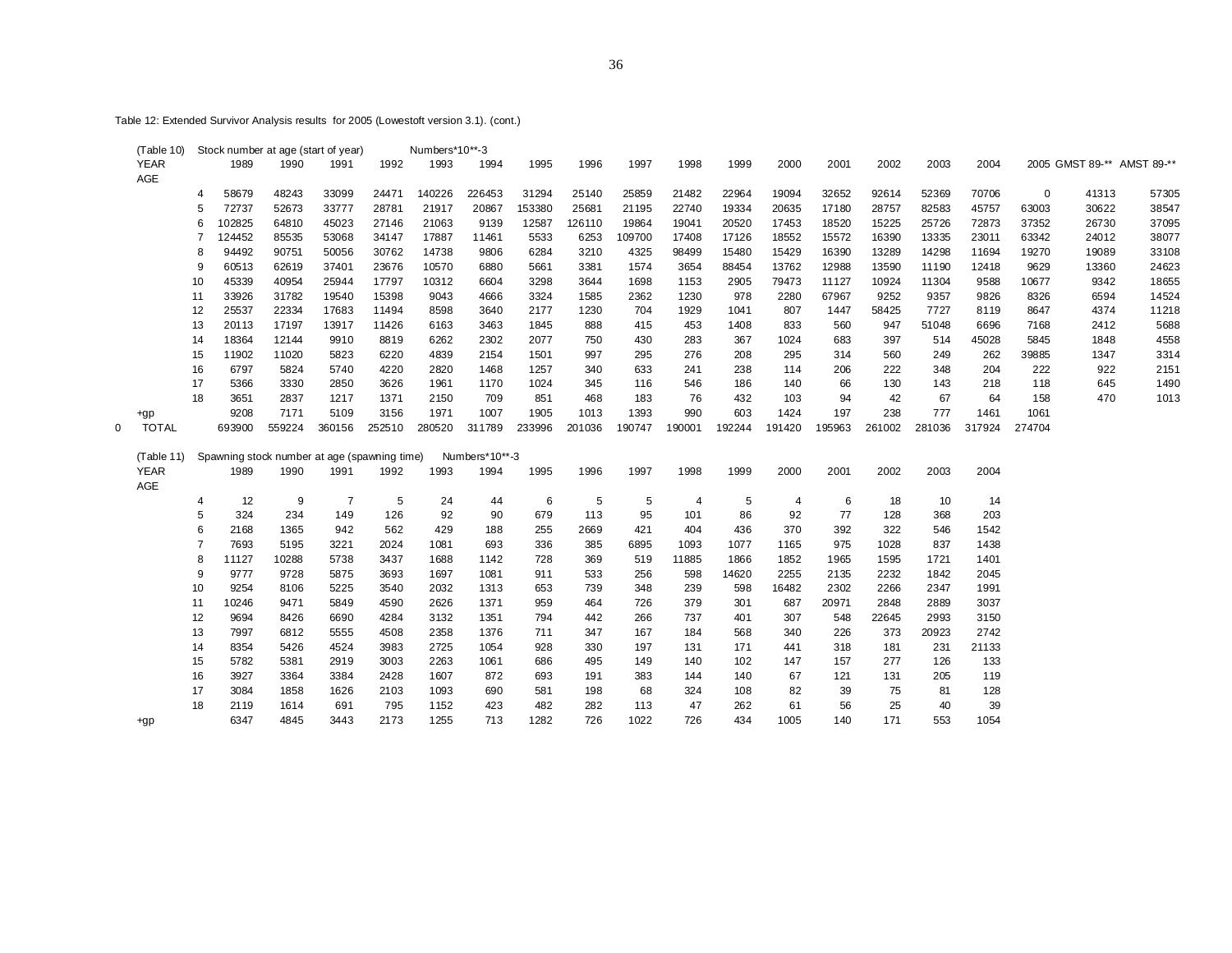Table 12: Extended Survivor Analysis results for 2005 (Lowestoft version 3.1). (cont.)

(Table 10) Stock number at age (start of year) Numbers*10**-3

| YEAR | 1989 | 1990 | 1991 | 1992 | 1993 | 1994 | 1995 | 1996 | 1997 | 1998 | 1999 | 2000 | 2001 | 2002 | 2003 | 2004 | 2005 | GMST 89-** | AMST 89-** |
|---|---|---|---|---|---|---|---|---|---|---|---|---|---|---|---|---|---|---|---|
| AGE | | | | | | | | | | | | | | | | | | | |
| 4 | 58679 | 48243 | 33099 | 24471 | 140226 | 226453 | 31294 | 25140 | 25859 | 21482 | 22964 | 19094 | 32652 | 92614 | 52369 | 70706 | 0 | 41313 | 57305 |
| 5 | 72737 | 52673 | 33777 | 28781 | 21917 | 20867 | 153380 | 25681 | 21195 | 22740 | 19334 | 20635 | 17180 | 28757 | 82583 | 45757 | 63003 | 30622 | 38547 |
| 6 | 102825 | 64810 | 45023 | 27146 | 21063 | 9139 | 12587 | 126110 | 19864 | 19041 | 20520 | 17453 | 18520 | 15225 | 25726 | 72873 | 37352 | 26730 | 37095 |
| 7 | 124452 | 85535 | 53068 | 34147 | 17887 | 11461 | 5533 | 6253 | 109700 | 17408 | 17126 | 18552 | 15572 | 16390 | 13335 | 23011 | 63342 | 24012 | 38077 |
| 8 | 94492 | 90751 | 50056 | 30762 | 14738 | 9806 | 6284 | 3210 | 4325 | 98499 | 15480 | 15429 | 16390 | 13289 | 14298 | 11694 | 19270 | 19089 | 33108 |
| 9 | 60513 | 62619 | 37401 | 23676 | 10570 | 6880 | 5661 | 3381 | 1574 | 3654 | 88454 | 13762 | 12988 | 13590 | 11190 | 12418 | 9629 | 13360 | 24623 |
| 10 | 45339 | 40954 | 25944 | 17797 | 10312 | 6604 | 3298 | 3644 | 1698 | 1153 | 2905 | 79473 | 11127 | 10924 | 11304 | 9588 | 10677 | 9342 | 18655 |
| 11 | 33926 | 31782 | 19540 | 15398 | 9043 | 4666 | 3324 | 1585 | 2362 | 1230 | 978 | 2280 | 67967 | 9252 | 9357 | 9826 | 8326 | 6594 | 14524 |
| 12 | 25537 | 22334 | 17683 | 11494 | 8598 | 3640 | 2177 | 1230 | 704 | 1929 | 1041 | 807 | 1447 | 58425 | 7727 | 8119 | 8647 | 4374 | 11218 |
| 13 | 20113 | 17197 | 13917 | 11426 | 6163 | 3463 | 1845 | 888 | 415 | 453 | 1408 | 833 | 560 | 947 | 51048 | 6696 | 7168 | 2412 | 5688 |
| 14 | 18364 | 12144 | 9910 | 8819 | 6262 | 2302 | 2077 | 750 | 430 | 283 | 367 | 1024 | 683 | 397 | 514 | 45028 | 5845 | 1848 | 4558 |
| 15 | 11902 | 11020 | 5823 | 6220 | 4839 | 2154 | 1501 | 997 | 295 | 276 | 208 | 295 | 314 | 560 | 249 | 262 | 39885 | 1347 | 3314 |
| 16 | 6797 | 5824 | 5740 | 4220 | 2820 | 1468 | 1257 | 340 | 633 | 241 | 238 | 114 | 206 | 222 | 348 | 204 | 222 | 922 | 2151 |
| 17 | 5366 | 3330 | 2850 | 3626 | 1961 | 1170 | 1024 | 345 | 116 | 546 | 186 | 140 | 66 | 130 | 143 | 218 | 118 | 645 | 1490 |
| 18 | 3651 | 2837 | 1217 | 1371 | 2150 | 709 | 851 | 468 | 183 | 76 | 432 | 103 | 94 | 42 | 67 | 64 | 158 | 470 | 1013 |
| +gp | 9208 | 7171 | 5109 | 3156 | 1971 | 1007 | 1905 | 1013 | 1393 | 990 | 603 | 1424 | 197 | 238 | 777 | 1461 | 1061 | | |
| 0 TOTAL | 693900 | 559224 | 360156 | 252510 | 280520 | 311789 | 233996 | 201036 | 190747 | 190001 | 192244 | 191420 | 195963 | 261002 | 281036 | 317924 | 274704 | | |

(Table 11) Spawning stock number at age (spawning time) Numbers*10**-3

| YEAR | 1989 | 1990 | 1991 | 1992 | 1993 | 1994 | 1995 | 1996 | 1997 | 1998 | 1999 | 2000 | 2001 | 2002 | 2003 | 2004 |
|---|---|---|---|---|---|---|---|---|---|---|---|---|---|---|---|---|
| AGE | | | | | | | | | | | | | | | | |
| 4 | 12 | 9 | 7 | 5 | 24 | 44 | 6 | 5 | 5 | 4 | 5 | 4 | 6 | 18 | 10 | 14 |
| 5 | 324 | 234 | 149 | 126 | 92 | 90 | 679 | 113 | 95 | 101 | 86 | 92 | 77 | 128 | 368 | 203 |
| 6 | 2168 | 1365 | 942 | 562 | 429 | 188 | 255 | 2669 | 421 | 404 | 436 | 370 | 392 | 322 | 546 | 1542 |
| 7 | 7693 | 5195 | 3221 | 2024 | 1081 | 693 | 336 | 385 | 6895 | 1093 | 1077 | 1165 | 975 | 1028 | 837 | 1438 |
| 8 | 11127 | 10288 | 5738 | 3437 | 1688 | 1142 | 728 | 369 | 519 | 11885 | 1866 | 1852 | 1965 | 1595 | 1721 | 1401 |
| 9 | 9777 | 9728 | 5875 | 3693 | 1697 | 1081 | 911 | 533 | 256 | 598 | 14620 | 2255 | 2135 | 2232 | 1842 | 2045 |
| 10 | 9254 | 8106 | 5225 | 3540 | 2032 | 1313 | 653 | 739 | 348 | 239 | 598 | 16482 | 2302 | 2266 | 2347 | 1991 |
| 11 | 10246 | 9471 | 5849 | 4590 | 2626 | 1371 | 959 | 464 | 726 | 379 | 301 | 687 | 20971 | 2848 | 2889 | 3037 |
| 12 | 9694 | 8426 | 6690 | 4284 | 3132 | 1351 | 794 | 442 | 266 | 737 | 401 | 307 | 548 | 22645 | 2993 | 3150 |
| 13 | 7997 | 6812 | 5555 | 4508 | 2358 | 1376 | 711 | 347 | 167 | 184 | 568 | 340 | 226 | 373 | 20923 | 2742 |
| 14 | 8354 | 5426 | 4524 | 3983 | 2725 | 1054 | 928 | 330 | 197 | 131 | 171 | 441 | 318 | 181 | 231 | 21133 |
| 15 | 5782 | 5381 | 2919 | 3003 | 2263 | 1061 | 686 | 495 | 149 | 140 | 102 | 147 | 157 | 277 | 126 | 133 |
| 16 | 3927 | 3364 | 3384 | 2428 | 1607 | 872 | 693 | 191 | 383 | 144 | 140 | 67 | 121 | 131 | 205 | 119 |
| 17 | 3084 | 1858 | 1626 | 2103 | 1093 | 690 | 581 | 198 | 68 | 324 | 108 | 82 | 39 | 75 | 81 | 128 |
| 18 | 2119 | 1614 | 691 | 795 | 1152 | 423 | 482 | 282 | 113 | 47 | 262 | 61 | 56 | 25 | 40 | 39 |
| +gp | 6347 | 4845 | 3443 | 2173 | 1255 | 713 | 1282 | 726 | 1022 | 726 | 434 | 1005 | 140 | 171 | 553 | 1054 |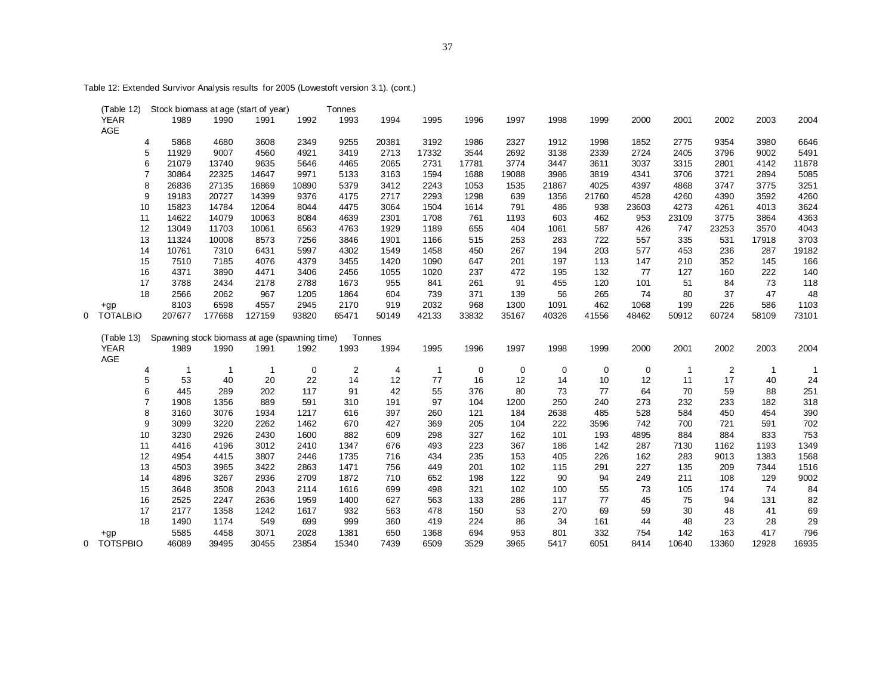Table 12: Extended Survivor Analysis results for 2005 (Lowestoft version 3.1). (cont.)

(Table 12) Stock biomass at age (start of year) Tonnes

| YEAR | 1989 | 1990 | 1991 | 1992 | 1993 | 1994 | 1995 | 1996 | 1997 | 1998 | 1999 | 2000 | 2001 | 2002 | 2003 | 2004 |
|---|---|---|---|---|---|---|---|---|---|---|---|---|---|---|---|---|
| AGE | | | | | | | | | | | | | | | | |
| 4 | 5868 | 4680 | 3608 | 2349 | 9255 | 20381 | 3192 | 1986 | 2327 | 1912 | 1998 | 1852 | 2775 | 9354 | 3980 | 6646 |
| 5 | 11929 | 9007 | 4560 | 4921 | 3419 | 2713 | 17332 | 3544 | 2692 | 3138 | 2339 | 2724 | 2405 | 3796 | 9002 | 5491 |
| 6 | 21079 | 13740 | 9635 | 5646 | 4465 | 2065 | 2731 | 17781 | 3774 | 3447 | 3611 | 3037 | 3315 | 2801 | 4142 | 11878 |
| 7 | 30864 | 22325 | 14647 | 9971 | 5133 | 3163 | 1594 | 1688 | 19088 | 3986 | 3819 | 4341 | 3706 | 3721 | 2894 | 5085 |
| 8 | 26836 | 27135 | 16869 | 10890 | 5379 | 3412 | 2243 | 1053 | 1535 | 21867 | 4025 | 4397 | 4868 | 3747 | 3775 | 3251 |
| 9 | 19183 | 20727 | 14399 | 9376 | 4175 | 2717 | 2293 | 1298 | 639 | 1356 | 21760 | 4528 | 4260 | 4390 | 3592 | 4260 |
| 10 | 15823 | 14784 | 12064 | 8044 | 4475 | 3064 | 1504 | 1614 | 791 | 486 | 938 | 23603 | 4273 | 4261 | 4013 | 3624 |
| 11 | 14622 | 14079 | 10063 | 8084 | 4639 | 2301 | 1708 | 761 | 1193 | 603 | 462 | 953 | 23109 | 3775 | 3864 | 4363 |
| 12 | 13049 | 11703 | 10061 | 6563 | 4763 | 1929 | 1189 | 655 | 404 | 1061 | 587 | 426 | 747 | 23253 | 3570 | 4043 |
| 13 | 11324 | 10008 | 8573 | 7256 | 3846 | 1901 | 1166 | 515 | 253 | 283 | 722 | 557 | 335 | 531 | 17918 | 3703 |
| 14 | 10761 | 7310 | 6431 | 5997 | 4302 | 1549 | 1458 | 450 | 267 | 194 | 203 | 577 | 453 | 236 | 287 | 19182 |
| 15 | 7510 | 7185 | 4076 | 4379 | 3455 | 1420 | 1090 | 647 | 201 | 197 | 113 | 147 | 210 | 352 | 145 | 166 |
| 16 | 4371 | 3890 | 4471 | 3406 | 2456 | 1055 | 1020 | 237 | 472 | 195 | 132 | 77 | 127 | 160 | 222 | 140 |
| 17 | 3788 | 2434 | 2178 | 2788 | 1673 | 955 | 841 | 261 | 91 | 455 | 120 | 101 | 51 | 84 | 73 | 118 |
| 18 | 2566 | 2062 | 967 | 1205 | 1864 | 604 | 739 | 371 | 139 | 56 | 265 | 74 | 80 | 37 | 47 | 48 |
| +gp | 8103 | 6598 | 4557 | 2945 | 2170 | 919 | 2032 | 968 | 1300 | 1091 | 462 | 1068 | 199 | 226 | 586 | 1103 |
| 0 TOTALBIO | 207677 | 177668 | 127159 | 93820 | 65471 | 50149 | 42133 | 33832 | 35167 | 40326 | 41556 | 48462 | 50912 | 60724 | 58109 | 73101 |

(Table 13) Spawning stock biomass at age (spawning time) Tonnes

| YEAR | 1989 | 1990 | 1991 | 1992 | 1993 | 1994 | 1995 | 1996 | 1997 | 1998 | 1999 | 2000 | 2001 | 2002 | 2003 | 2004 |
|---|---|---|---|---|---|---|---|---|---|---|---|---|---|---|---|---|
| AGE | | | | | | | | | | | | | | | | |
| 4 | 1 | 1 | 1 | 0 | 2 | 4 | 1 | 0 | 0 | 0 | 0 | 0 | 1 | 2 | 1 | 1 |
| 5 | 53 | 40 | 20 | 22 | 14 | 12 | 77 | 16 | 12 | 14 | 10 | 12 | 11 | 17 | 40 | 24 |
| 6 | 445 | 289 | 202 | 117 | 91 | 42 | 55 | 376 | 80 | 73 | 77 | 64 | 70 | 59 | 88 | 251 |
| 7 | 1908 | 1356 | 889 | 591 | 310 | 191 | 97 | 104 | 1200 | 250 | 240 | 273 | 232 | 233 | 182 | 318 |
| 8 | 3160 | 3076 | 1934 | 1217 | 616 | 397 | 260 | 121 | 184 | 2638 | 485 | 528 | 584 | 450 | 454 | 390 |
| 9 | 3099 | 3220 | 2262 | 1462 | 670 | 427 | 369 | 205 | 104 | 222 | 3596 | 742 | 700 | 721 | 591 | 702 |
| 10 | 3230 | 2926 | 2430 | 1600 | 882 | 609 | 298 | 327 | 162 | 101 | 193 | 4895 | 884 | 884 | 833 | 753 |
| 11 | 4416 | 4196 | 3012 | 2410 | 1347 | 676 | 493 | 223 | 367 | 186 | 142 | 287 | 7130 | 1162 | 1193 | 1349 |
| 12 | 4954 | 4415 | 3807 | 2446 | 1735 | 716 | 434 | 235 | 153 | 405 | 226 | 162 | 283 | 9013 | 1383 | 1568 |
| 13 | 4503 | 3965 | 3422 | 2863 | 1471 | 756 | 449 | 201 | 102 | 115 | 291 | 227 | 135 | 209 | 7344 | 1516 |
| 14 | 4896 | 3267 | 2936 | 2709 | 1872 | 710 | 652 | 198 | 122 | 90 | 94 | 249 | 211 | 108 | 129 | 9002 |
| 15 | 3648 | 3508 | 2043 | 2114 | 1616 | 699 | 498 | 321 | 102 | 100 | 55 | 73 | 105 | 174 | 74 | 84 |
| 16 | 2525 | 2247 | 2636 | 1959 | 1400 | 627 | 563 | 133 | 286 | 117 | 77 | 45 | 75 | 94 | 131 | 82 |
| 17 | 2177 | 1358 | 1242 | 1617 | 932 | 563 | 478 | 150 | 53 | 270 | 69 | 59 | 30 | 48 | 41 | 69 |
| 18 | 1490 | 1174 | 549 | 699 | 999 | 360 | 419 | 224 | 86 | 34 | 161 | 44 | 48 | 23 | 28 | 29 |
| +gp | 5585 | 4458 | 3071 | 2028 | 1381 | 650 | 1368 | 694 | 953 | 801 | 332 | 754 | 142 | 163 | 417 | 796 |
| 0 TOTSPBIO | 46089 | 39495 | 30455 | 23854 | 15340 | 7439 | 6509 | 3529 | 3965 | 5417 | 6051 | 8414 | 10640 | 13360 | 12928 | 16935 |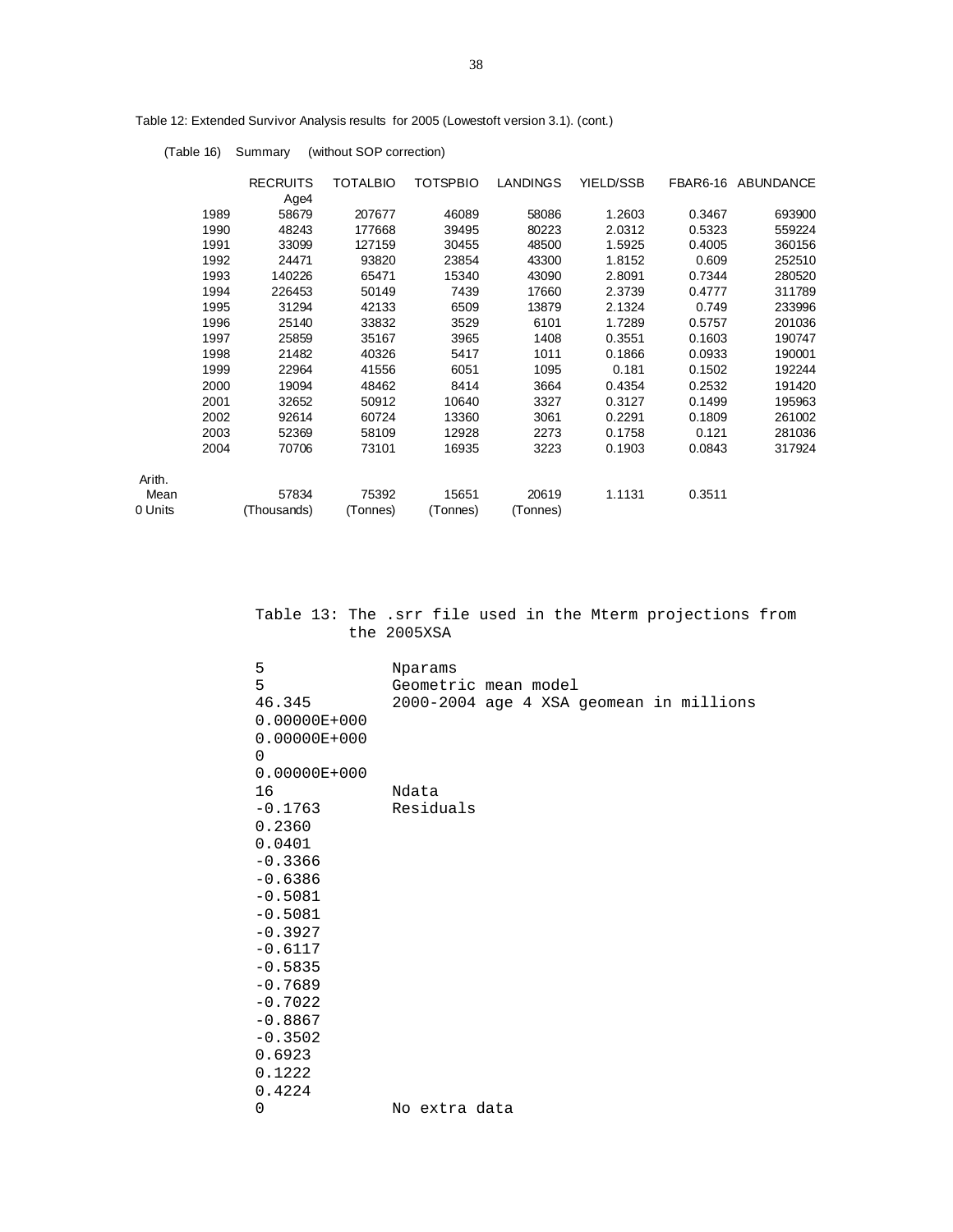Table 12: Extended Survivor Analysis results for 2005 (Lowestoft version 3.1). (cont.)

(Table 16) Summary (without SOP correction)

| | RECRUITS Age4 | TOTALBIO | TOTSPBIO | LANDINGS | YIELD/SSB | FBAR6-16 | ABUNDANCE |
|---|---|---|---|---|---|---|---|
| 1989 | 58679 | 207677 | 46089 | 58086 | 1.2603 | 0.3467 | 693900 |
| 1990 | 48243 | 177668 | 39495 | 80223 | 2.0312 | 0.5323 | 559224 |
| 1991 | 33099 | 127159 | 30455 | 48500 | 1.5925 | 0.4005 | 360156 |
| 1992 | 24471 | 93820 | 23854 | 43300 | 1.8152 | 0.609 | 252510 |
| 1993 | 140226 | 65471 | 15340 | 43090 | 2.8091 | 0.7344 | 280520 |
| 1994 | 226453 | 50149 | 7439 | 17660 | 2.3739 | 0.4777 | 311789 |
| 1995 | 31294 | 42133 | 6509 | 13879 | 2.1324 | 0.749 | 233996 |
| 1996 | 25140 | 33832 | 3529 | 6101 | 1.7289 | 0.5757 | 201036 |
| 1997 | 25859 | 35167 | 3965 | 1408 | 0.3551 | 0.1603 | 190747 |
| 1998 | 21482 | 40326 | 5417 | 1011 | 0.1866 | 0.0933 | 190001 |
| 1999 | 22964 | 41556 | 6051 | 1095 | 0.181 | 0.1502 | 192244 |
| 2000 | 19094 | 48462 | 8414 | 3664 | 0.4354 | 0.2532 | 191420 |
| 2001 | 32652 | 50912 | 10640 | 3327 | 0.3127 | 0.1499 | 195963 |
| 2002 | 92614 | 60724 | 13360 | 3061 | 0.2291 | 0.1809 | 261002 |
| 2003 | 52369 | 58109 | 12928 | 2273 | 0.1758 | 0.121 | 281036 |
| 2004 | 70706 | 73101 | 16935 | 3223 | 0.1903 | 0.0843 | 317924 |
| Arith. Mean | 57834 | 75392 | 15651 | 20619 | 1.1131 | 0.3511 | |
| 0 Units | (Thousands) | (Tonnes) | (Tonnes) | (Tonnes) | | | |

Table 13: The .srr file used in the Mterm projections from the 2005XSA

```
5               Nparams
5               Geometric mean model
46.345          2000-2004 age 4 XSA geomean in millions
0.00000E+000
0.00000E+000
0
0.00000E+000
16              Ndata
-0.1763         Residuals
0.2360
0.0401
-0.3366
-0.6386
-0.5081
-0.5081
-0.3927
-0.6117
-0.5835
-0.7689
-0.7022
-0.8867
-0.3502
0.6923
0.1222
0.4224
0               No extra data
```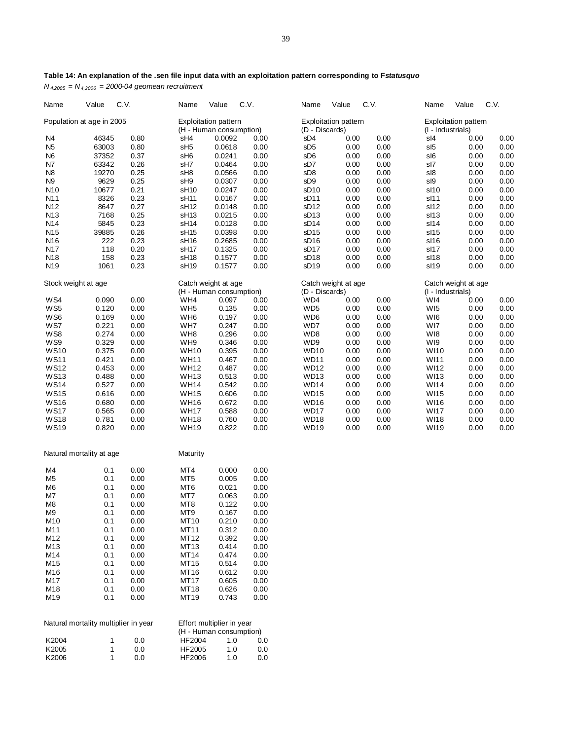**Table 14: An explanation of the .sen file input data with an exploitation pattern corresponding to F*statusquo***

*$N_{4,2005}$ = $N_{4,2006}$ = 2000-04 geomean recruitment*

| Name | Value | C.V. | Name | Value | C.V. | Name | Value | C.V. | Name | Value | C.V. |
|---|---|---|---|---|---|---|---|---|---|---|---|
| Population at age in 2005 | | | Exploitation pattern (H - Human consumption) | | | Exploitation pattern (D - Discards) | | | Exploitation pattern (I - Industrials) | | |
| N4 | 46345 | 0.80 | sH4 | 0.0092 | 0.00 | sD4 | 0.00 | 0.00 | sI4 | 0.00 | 0.00 |
| N5 | 63003 | 0.80 | sH5 | 0.0618 | 0.00 | sD5 | 0.00 | 0.00 | sI5 | 0.00 | 0.00 |
| N6 | 37352 | 0.37 | sH6 | 0.0241 | 0.00 | sD6 | 0.00 | 0.00 | sI6 | 0.00 | 0.00 |
| N7 | 63342 | 0.26 | sH7 | 0.0464 | 0.00 | sD7 | 0.00 | 0.00 | sI7 | 0.00 | 0.00 |
| N8 | 19270 | 0.25 | sH8 | 0.0566 | 0.00 | sD8 | 0.00 | 0.00 | sI8 | 0.00 | 0.00 |
| N9 | 9629 | 0.25 | sH9 | 0.0307 | 0.00 | sD9 | 0.00 | 0.00 | sI9 | 0.00 | 0.00 |
| N10 | 10677 | 0.21 | sH10 | 0.0247 | 0.00 | sD10 | 0.00 | 0.00 | sI10 | 0.00 | 0.00 |
| N11 | 8326 | 0.23 | sH11 | 0.0167 | 0.00 | sD11 | 0.00 | 0.00 | sI11 | 0.00 | 0.00 |
| N12 | 8647 | 0.27 | sH12 | 0.0148 | 0.00 | sD12 | 0.00 | 0.00 | sI12 | 0.00 | 0.00 |
| N13 | 7168 | 0.25 | sH13 | 0.0215 | 0.00 | sD13 | 0.00 | 0.00 | sI13 | 0.00 | 0.00 |
| N14 | 5845 | 0.23 | sH14 | 0.0128 | 0.00 | sD14 | 0.00 | 0.00 | sI14 | 0.00 | 0.00 |
| N15 | 39885 | 0.26 | sH15 | 0.0398 | 0.00 | sD15 | 0.00 | 0.00 | sI15 | 0.00 | 0.00 |
| N16 | 222 | 0.23 | sH16 | 0.2685 | 0.00 | sD16 | 0.00 | 0.00 | sI16 | 0.00 | 0.00 |
| N17 | 118 | 0.20 | sH17 | 0.1325 | 0.00 | sD17 | 0.00 | 0.00 | sI17 | 0.00 | 0.00 |
| N18 | 158 | 0.23 | sH18 | 0.1577 | 0.00 | sD18 | 0.00 | 0.00 | sI18 | 0.00 | 0.00 |
| N19 | 1061 | 0.23 | sH19 | 0.1577 | 0.00 | sD19 | 0.00 | 0.00 | sI19 | 0.00 | 0.00 |
| Stock weight at age | | | Catch weight at age (H - Human consumption) | | | Catch weight at age (D - Discards) | | | Catch weight at age (I - Industrials) | | |
| WS4 | 0.090 | 0.00 | WH4 | 0.097 | 0.00 | WD4 | 0.00 | 0.00 | WI4 | 0.00 | 0.00 |
| WS5 | 0.120 | 0.00 | WH5 | 0.135 | 0.00 | WD5 | 0.00 | 0.00 | WI5 | 0.00 | 0.00 |
| WS6 | 0.169 | 0.00 | WH6 | 0.197 | 0.00 | WD6 | 0.00 | 0.00 | WI6 | 0.00 | 0.00 |
| WS7 | 0.221 | 0.00 | WH7 | 0.247 | 0.00 | WD7 | 0.00 | 0.00 | WI7 | 0.00 | 0.00 |
| WS8 | 0.274 | 0.00 | WH8 | 0.296 | 0.00 | WD8 | 0.00 | 0.00 | WI8 | 0.00 | 0.00 |
| WS9 | 0.329 | 0.00 | WH9 | 0.346 | 0.00 | WD9 | 0.00 | 0.00 | WI9 | 0.00 | 0.00 |
| WS10 | 0.375 | 0.00 | WH10 | 0.395 | 0.00 | WD10 | 0.00 | 0.00 | WI10 | 0.00 | 0.00 |
| WS11 | 0.421 | 0.00 | WH11 | 0.467 | 0.00 | WD11 | 0.00 | 0.00 | WI11 | 0.00 | 0.00 |
| WS12 | 0.453 | 0.00 | WH12 | 0.487 | 0.00 | WD12 | 0.00 | 0.00 | WI12 | 0.00 | 0.00 |
| WS13 | 0.488 | 0.00 | WH13 | 0.513 | 0.00 | WD13 | 0.00 | 0.00 | WI13 | 0.00 | 0.00 |
| WS14 | 0.527 | 0.00 | WH14 | 0.542 | 0.00 | WD14 | 0.00 | 0.00 | WI14 | 0.00 | 0.00 |
| WS15 | 0.616 | 0.00 | WH15 | 0.606 | 0.00 | WD15 | 0.00 | 0.00 | WI15 | 0.00 | 0.00 |
| WS16 | 0.680 | 0.00 | WH16 | 0.672 | 0.00 | WD16 | 0.00 | 0.00 | WI16 | 0.00 | 0.00 |
| WS17 | 0.565 | 0.00 | WH17 | 0.588 | 0.00 | WD17 | 0.00 | 0.00 | WI17 | 0.00 | 0.00 |
| WS18 | 0.781 | 0.00 | WH18 | 0.760 | 0.00 | WD18 | 0.00 | 0.00 | WI18 | 0.00 | 0.00 |
| WS19 | 0.820 | 0.00 | WH19 | 0.822 | 0.00 | WD19 | 0.00 | 0.00 | WI19 | 0.00 | 0.00 |
| Natural mortality at age | | | Maturity | | | | | | | | |
| M4 | 0.1 | 0.00 | MT4 | 0.000 | 0.00 | | | | | | |
| M5 | 0.1 | 0.00 | MT5 | 0.005 | 0.00 | | | | | | |
| M6 | 0.1 | 0.00 | MT6 | 0.021 | 0.00 | | | | | | |
| M7 | 0.1 | 0.00 | MT7 | 0.063 | 0.00 | | | | | | |
| M8 | 0.1 | 0.00 | MT8 | 0.122 | 0.00 | | | | | | |
| M9 | 0.1 | 0.00 | MT9 | 0.167 | 0.00 | | | | | | |
| M10 | 0.1 | 0.00 | MT10 | 0.210 | 0.00 | | | | | | |
| M11 | 0.1 | 0.00 | MT11 | 0.312 | 0.00 | | | | | | |
| M12 | 0.1 | 0.00 | MT12 | 0.392 | 0.00 | | | | | | |
| M13 | 0.1 | 0.00 | MT13 | 0.414 | 0.00 | | | | | | |
| M14 | 0.1 | 0.00 | MT14 | 0.474 | 0.00 | | | | | | |
| M15 | 0.1 | 0.00 | MT15 | 0.514 | 0.00 | | | | | | |
| M16 | 0.1 | 0.00 | MT16 | 0.612 | 0.00 | | | | | | |
| M17 | 0.1 | 0.00 | MT17 | 0.605 | 0.00 | | | | | | |
| M18 | 0.1 | 0.00 | MT18 | 0.626 | 0.00 | | | | | | |
| M19 | 0.1 | 0.00 | MT19 | 0.743 | 0.00 | | | | | | |
| Natural mortality multiplier in year | | | Effort multiplier in year (H - Human consumption) | | | | | | | | |
| K2004 | 1 | 0.0 | HF2004 | 1.0 | 0.0 | | | | | | |
| K2005 | 1 | 0.0 | HF2005 | 1.0 | 0.0 | | | | | | |
| K2006 | 1 | 0.0 | HF2006 | 1.0 | 0.0 | | | | | | |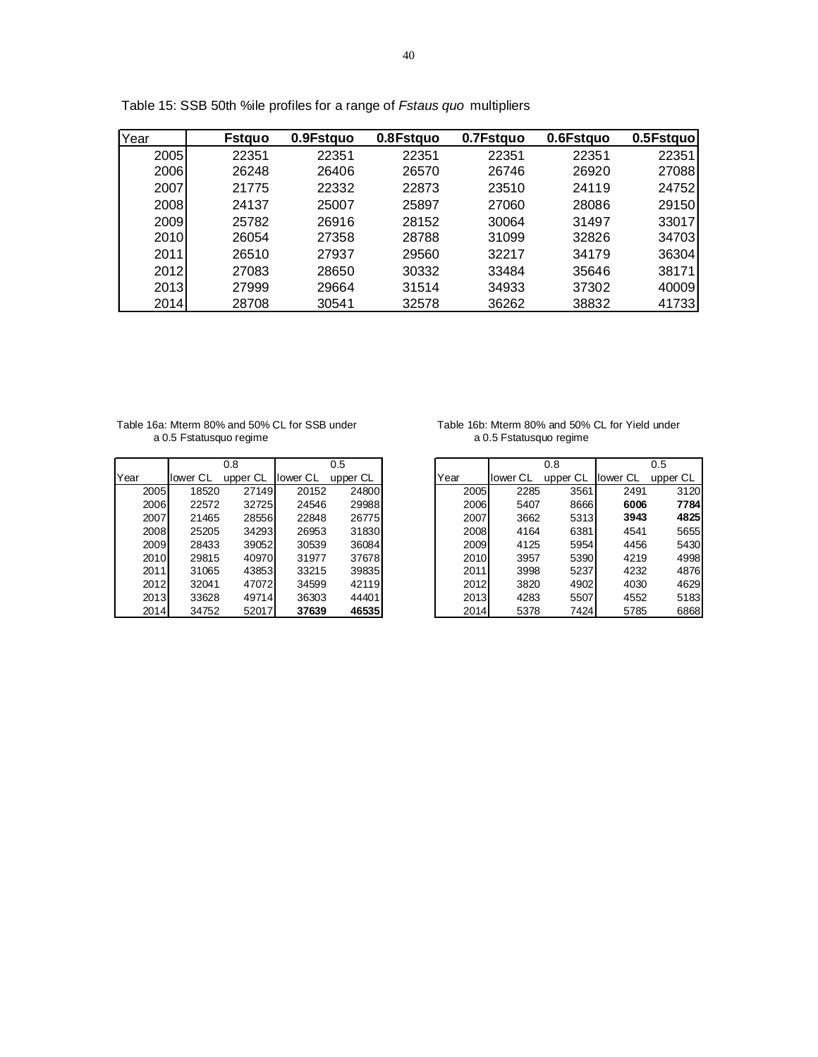Table 15: SSB 50th %ile profiles for a range of *Fstaus quo* multipliers

| Year | **Fstquo** | **0.9Fstquo** | **0.8Fstquo** | **0.7Fstquo** | **0.6Fstquo** | **0.5Fstquo** |
|---|---|---|---|---|---|---|
| 2005 | 22351 | 22351 | 22351 | 22351 | 22351 | 22351 |
| 2006 | 26248 | 26406 | 26570 | 26746 | 26920 | 27088 |
| 2007 | 21775 | 22332 | 22873 | 23510 | 24119 | 24752 |
| 2008 | 24137 | 25007 | 25897 | 27060 | 28086 | 29150 |
| 2009 | 25782 | 26916 | 28152 | 30064 | 31497 | 33017 |
| 2010 | 26054 | 27358 | 28788 | 31099 | 32826 | 34703 |
| 2011 | 26510 | 27937 | 29560 | 32217 | 34179 | 36304 |
| 2012 | 27083 | 28650 | 30332 | 33484 | 35646 | 38171 |
| 2013 | 27999 | 29664 | 31514 | 34933 | 37302 | 40009 |
| 2014 | 28708 | 30541 | 32578 | 36262 | 38832 | 41733 |

Table 16a: Mterm 80% and 50% CL for SSB under a 0.5 Fstatusquo regime

| | 0.8 | | 0.5 | |
|---|---|---|---|---|
| Year | lower CL | upper CL | lower CL | upper CL |
| 2005 | 18520 | 27149 | 20152 | 24800 |
| 2006 | 22572 | 32725 | 24546 | 29988 |
| 2007 | 21465 | 28556 | 22848 | 26775 |
| 2008 | 25205 | 34293 | 26953 | 31830 |
| 2009 | 28433 | 39052 | 30539 | 36084 |
| 2010 | 29815 | 40970 | 31977 | 37678 |
| 2011 | 31065 | 43853 | 33215 | 39835 |
| 2012 | 32041 | 47072 | 34599 | 42119 |
| 2013 | 33628 | 49714 | 36303 | 44401 |
| 2014 | 34752 | 52017 | **37639** | **46535** |

Table 16b: Mterm 80% and 50% CL for Yield under a 0.5 Fstatusquo regime

| | 0.8 | | 0.5 | |
|---|---|---|---|---|
| Year | lower CL | upper CL | lower CL | upper CL |
| 2005 | 2285 | 3561 | 2491 | 3120 |
| 2006 | 5407 | 8666 | **6006** | **7784** |
| 2007 | 3662 | 5313 | **3943** | **4825** |
| 2008 | 4164 | 6381 | 4541 | 5655 |
| 2009 | 4125 | 5954 | 4456 | 5430 |
| 2010 | 3957 | 5390 | 4219 | 4998 |
| 2011 | 3998 | 5237 | 4232 | 4876 |
| 2012 | 3820 | 4902 | 4030 | 4629 |
| 2013 | 4283 | 5507 | 4552 | 5183 |
| 2014 | 5378 | 7424 | 5785 | 6868 |